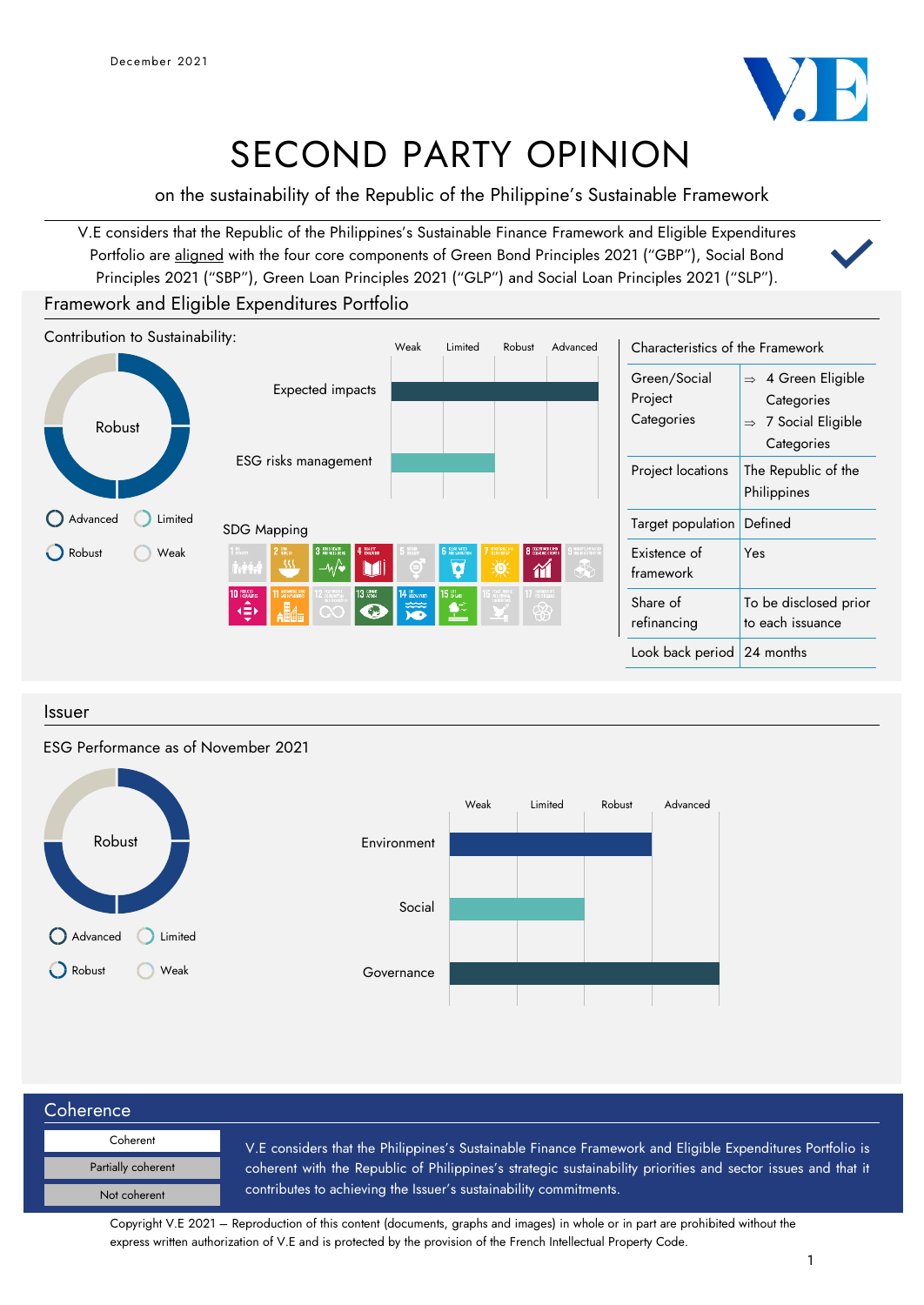December 2021

# SECOND PARTY OPINION

on the sustainability of the Republic of the Philippine's Sustainable Framework

V.E considers that the Republic of the Philippines's Sustainable Finance Framework and Eligible Expenditures Portfolio are aligned with the four core components of Green Bond Principles 2021 ("GBP"), Social Bond Principles 2021 ("SBP"), Green Loan Principles 2021 ("GLP") and Social Loan Principles 2021 ("SLP").

## Framework and Eligible Expenditures Portfolio

Contribution to Sustainability: Robust

Advanced | Limited | Robust | Weak

| | Weak | Limited | Robust | Advanced |
|---|---|---|---|---|
| Expected impacts | | | | Advanced |
| ESG risks management | | | Robust | |

SDG Mapping

Characteristics of the Framework

| | |
|---|---|
| Green/Social Project Categories | ⇒ 4 Green Eligible Categories<br>⇒ 7 Social Eligible Categories |
| Project locations | The Republic of the Philippines |
| Target population | Defined |
| Existence of framework | Yes |
| Share of refinancing | To be disclosed prior to each issuance |
| Look back period | 24 months |

## Issuer

ESG Performance as of November 2021: Robust

Advanced | Limited | Robust | Weak

| | Weak | Limited | Robust | Advanced |
|---|---|---|---|---|
| Environment | | | Robust | |
| Social | | Limited | | |
| Governance | | | | Advanced |

## Coherence

- Coherent
- Partially coherent
- Not coherent

V.E considers that the Philippines's Sustainable Finance Framework and Eligible Expenditures Portfolio is coherent with the Republic of Philippines's strategic sustainability priorities and sector issues and that it contributes to achieving the Issuer's sustainability commitments.

Copyright V.E 2021 – Reproduction of this content (documents, graphs and images) in whole or in part are prohibited without the express written authorization of V.E and is protected by the provision of the French Intellectual Property Code.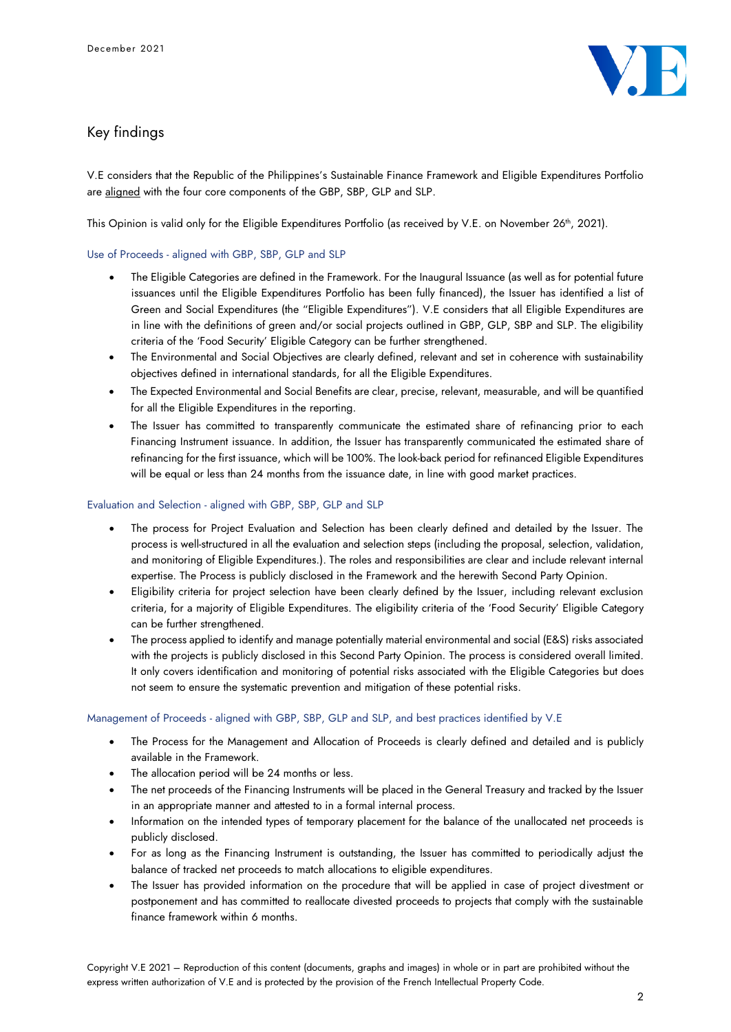## Key findings

V.E considers that the Republic of the Philippines's Sustainable Finance Framework and Eligible Expenditures Portfolio are aligned with the four core components of the GBP, SBP, GLP and SLP.

This Opinion is valid only for the Eligible Expenditures Portfolio (as received by V.E. on November 26th, 2021).

### Use of Proceeds - aligned with GBP, SBP, GLP and SLP

- The Eligible Categories are defined in the Framework. For the Inaugural Issuance (as well as for potential future issuances until the Eligible Expenditures Portfolio has been fully financed), the Issuer has identified a list of Green and Social Expenditures (the "Eligible Expenditures"). V.E considers that all Eligible Expenditures are in line with the definitions of green and/or social projects outlined in GBP, GLP, SBP and SLP. The eligibility criteria of the 'Food Security' Eligible Category can be further strengthened.
- The Environmental and Social Objectives are clearly defined, relevant and set in coherence with sustainability objectives defined in international standards, for all the Eligible Expenditures.
- The Expected Environmental and Social Benefits are clear, precise, relevant, measurable, and will be quantified for all the Eligible Expenditures in the reporting.
- The Issuer has committed to transparently communicate the estimated share of refinancing prior to each Financing Instrument issuance. In addition, the Issuer has transparently communicated the estimated share of refinancing for the first issuance, which will be 100%. The look-back period for refinanced Eligible Expenditures will be equal or less than 24 months from the issuance date, in line with good market practices.

### Evaluation and Selection - aligned with GBP, SBP, GLP and SLP

- The process for Project Evaluation and Selection has been clearly defined and detailed by the Issuer. The process is well-structured in all the evaluation and selection steps (including the proposal, selection, validation, and monitoring of Eligible Expenditures.). The roles and responsibilities are clear and include relevant internal expertise. The Process is publicly disclosed in the Framework and the herewith Second Party Opinion.
- Eligibility criteria for project selection have been clearly defined by the Issuer, including relevant exclusion criteria, for a majority of Eligible Expenditures. The eligibility criteria of the 'Food Security' Eligible Category can be further strengthened.
- The process applied to identify and manage potentially material environmental and social (E&S) risks associated with the projects is publicly disclosed in this Second Party Opinion. The process is considered overall limited. It only covers identification and monitoring of potential risks associated with the Eligible Categories but does not seem to ensure the systematic prevention and mitigation of these potential risks.

### Management of Proceeds - aligned with GBP, SBP, GLP and SLP, and best practices identified by V.E

- The Process for the Management and Allocation of Proceeds is clearly defined and detailed and is publicly available in the Framework.
- The allocation period will be 24 months or less.
- The net proceeds of the Financing Instruments will be placed in the General Treasury and tracked by the Issuer in an appropriate manner and attested to in a formal internal process.
- Information on the intended types of temporary placement for the balance of the unallocated net proceeds is publicly disclosed.
- For as long as the Financing Instrument is outstanding, the Issuer has committed to periodically adjust the balance of tracked net proceeds to match allocations to eligible expenditures.
- The Issuer has provided information on the procedure that will be applied in case of project divestment or postponement and has committed to reallocate divested proceeds to projects that comply with the sustainable finance framework within 6 months.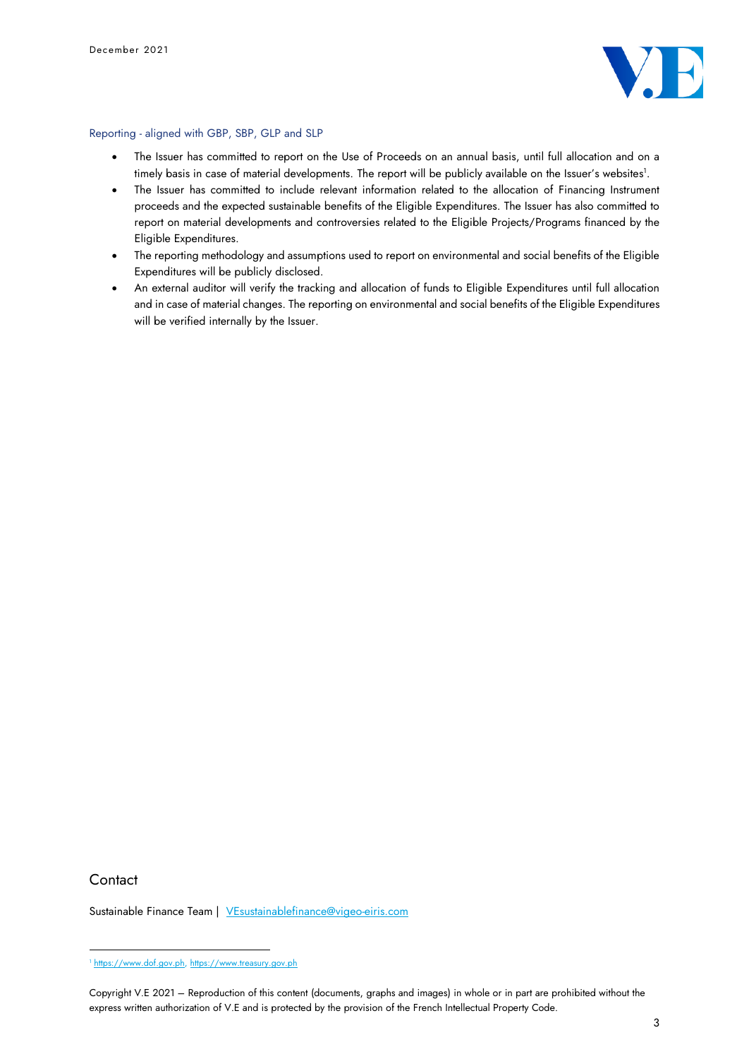Reporting - aligned with GBP, SBP, GLP and SLP

- The Issuer has committed to report on the Use of Proceeds on an annual basis, until full allocation and on a timely basis in case of material developments. The report will be publicly available on the Issuer's websites[1].
- The Issuer has committed to include relevant information related to the allocation of Financing Instrument proceeds and the expected sustainable benefits of the Eligible Expenditures. The Issuer has also committed to report on material developments and controversies related to the Eligible Projects/Programs financed by the Eligible Expenditures.
- The reporting methodology and assumptions used to report on environmental and social benefits of the Eligible Expenditures will be publicly disclosed.
- An external auditor will verify the tracking and allocation of funds to Eligible Expenditures until full allocation and in case of material changes. The reporting on environmental and social benefits of the Eligible Expenditures will be verified internally by the Issuer.

## Contact

Sustainable Finance Team | VEsustainablefinance@vigeo-eiris.com

[1] https://www.dof.gov.ph, https://www.treasury.gov.ph

Copyright V.E 2021 – Reproduction of this content (documents, graphs and images) in whole or in part are prohibited without the express written authorization of V.E and is protected by the provision of the French Intellectual Property Code.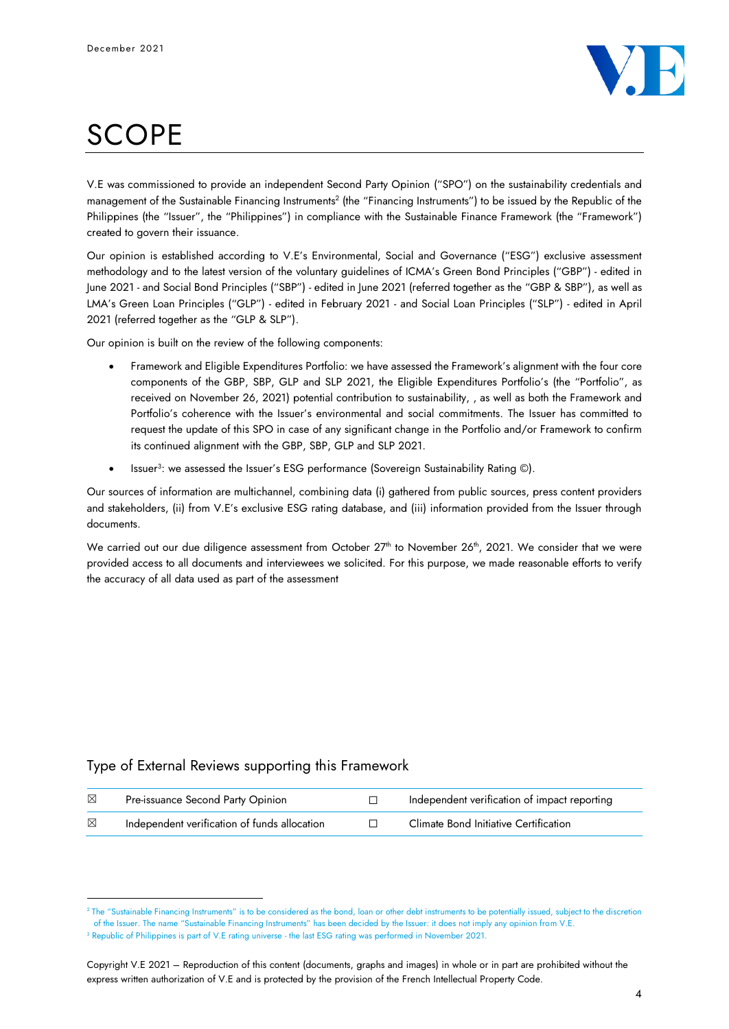# SCOPE

V.E was commissioned to provide an independent Second Party Opinion ("SPO") on the sustainability credentials and management of the Sustainable Financing Instruments[2] (the "Financing Instruments") to be issued by the Republic of the Philippines (the "Issuer", the "Philippines") in compliance with the Sustainable Finance Framework (the "Framework") created to govern their issuance.

Our opinion is established according to V.E's Environmental, Social and Governance ("ESG") exclusive assessment methodology and to the latest version of the voluntary guidelines of ICMA's Green Bond Principles ("GBP") - edited in June 2021 - and Social Bond Principles ("SBP") - edited in June 2021 (referred together as the "GBP & SBP"), as well as LMA's Green Loan Principles ("GLP") - edited in February 2021 - and Social Loan Principles ("SLP") - edited in April 2021 (referred together as the "GLP & SLP").

Our opinion is built on the review of the following components:

- Framework and Eligible Expenditures Portfolio: we have assessed the Framework's alignment with the four core components of the GBP, SBP, GLP and SLP 2021, the Eligible Expenditures Portfolio's (the "Portfolio", as received on November 26, 2021) potential contribution to sustainability, , as well as both the Framework and Portfolio's coherence with the Issuer's environmental and social commitments. The Issuer has committed to request the update of this SPO in case of any significant change in the Portfolio and/or Framework to confirm its continued alignment with the GBP, SBP, GLP and SLP 2021.
- Issuer[3]: we assessed the Issuer's ESG performance (Sovereign Sustainability Rating ©).

Our sources of information are multichannel, combining data (i) gathered from public sources, press content providers and stakeholders, (ii) from V.E's exclusive ESG rating database, and (iii) information provided from the Issuer through documents.

We carried out our due diligence assessment from October 27th to November 26th, 2021. We consider that we were provided access to all documents and interviewees we solicited. For this purpose, we made reasonable efforts to verify the accuracy of all data used as part of the assessment

## Type of External Reviews supporting this Framework

| | | | |
|---|---|---|---|
| ☒ | Pre-issuance Second Party Opinion | ☐ | Independent verification of impact reporting |
| ☒ | Independent verification of funds allocation | ☐ | Climate Bond Initiative Certification |

[2] The "Sustainable Financing Instruments" is to be considered as the bond, loan or other debt instruments to be potentially issued, subject to the discretion of the Issuer. The name "Sustainable Financing Instruments" has been decided by the Issuer: it does not imply any opinion from V.E.

[3] Republic of Philippines is part of V.E rating universe - the last ESG rating was performed in November 2021.

Copyright V.E 2021 – Reproduction of this content (documents, graphs and images) in whole or in part are prohibited without the express written authorization of V.E and is protected by the provision of the French Intellectual Property Code.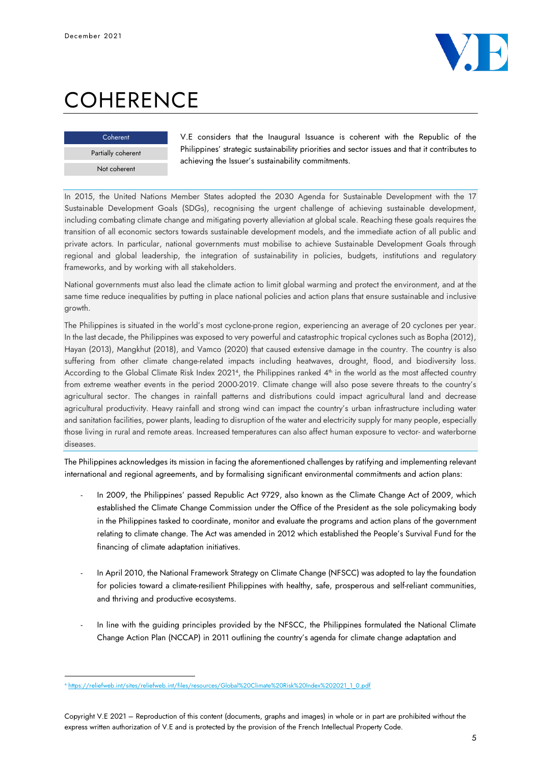# COHERENCE

| Coherent |
| --- |
| Partially coherent |
| Not coherent |

V.E considers that the Inaugural Issuance is coherent with the Republic of the Philippines' strategic sustainability priorities and sector issues and that it contributes to achieving the Issuer's sustainability commitments.

In 2015, the United Nations Member States adopted the 2030 Agenda for Sustainable Development with the 17 Sustainable Development Goals (SDGs), recognising the urgent challenge of achieving sustainable development, including combating climate change and mitigating poverty alleviation at global scale. Reaching these goals requires the transition of all economic sectors towards sustainable development models, and the immediate action of all public and private actors. In particular, national governments must mobilise to achieve Sustainable Development Goals through regional and global leadership, the integration of sustainability in policies, budgets, institutions and regulatory frameworks, and by working with all stakeholders.

National governments must also lead the climate action to limit global warming and protect the environment, and at the same time reduce inequalities by putting in place national policies and action plans that ensure sustainable and inclusive growth.

The Philippines is situated in the world's most cyclone-prone region, experiencing an average of 20 cyclones per year. In the last decade, the Philippines was exposed to very powerful and catastrophic tropical cyclones such as Bopha (2012), Hayan (2013), Mangkhut (2018), and Vamco (2020) that caused extensive damage in the country. The country is also suffering from other climate change-related impacts including heatwaves, drought, flood, and biodiversity loss. According to the Global Climate Risk Index 2021[4], the Philippines ranked 4th in the world as the most affected country from extreme weather events in the period 2000-2019. Climate change will also pose severe threats to the country's agricultural sector. The changes in rainfall patterns and distributions could impact agricultural land and decrease agricultural productivity. Heavy rainfall and strong wind can impact the country's urban infrastructure including water and sanitation facilities, power plants, leading to disruption of the water and electricity supply for many people, especially those living in rural and remote areas. Increased temperatures can also affect human exposure to vector- and waterborne diseases.

The Philippines acknowledges its mission in facing the aforementioned challenges by ratifying and implementing relevant international and regional agreements, and by formalising significant environmental commitments and action plans:

- In 2009, the Philippines' passed Republic Act 9729, also known as the Climate Change Act of 2009, which established the Climate Change Commission under the Office of the President as the sole policymaking body in the Philippines tasked to coordinate, monitor and evaluate the programs and action plans of the government relating to climate change. The Act was amended in 2012 which established the People's Survival Fund for the financing of climate adaptation initiatives.

- In April 2010, the National Framework Strategy on Climate Change (NFSCC) was adopted to lay the foundation for policies toward a climate-resilient Philippines with healthy, safe, prosperous and self-reliant communities, and thriving and productive ecosystems.

- In line with the guiding principles provided by the NFSCC, the Philippines formulated the National Climate Change Action Plan (NCCAP) in 2011 outlining the country's agenda for climate change adaptation and

[4] https://reliefweb.int/sites/reliefweb.int/files/resources/Global%20Climate%20Risk%20Index%202021_1_0.pdf

Copyright V.E 2021 – Reproduction of this content (documents, graphs and images) in whole or in part are prohibited without the express written authorization of V.E and is protected by the provision of the French Intellectual Property Code.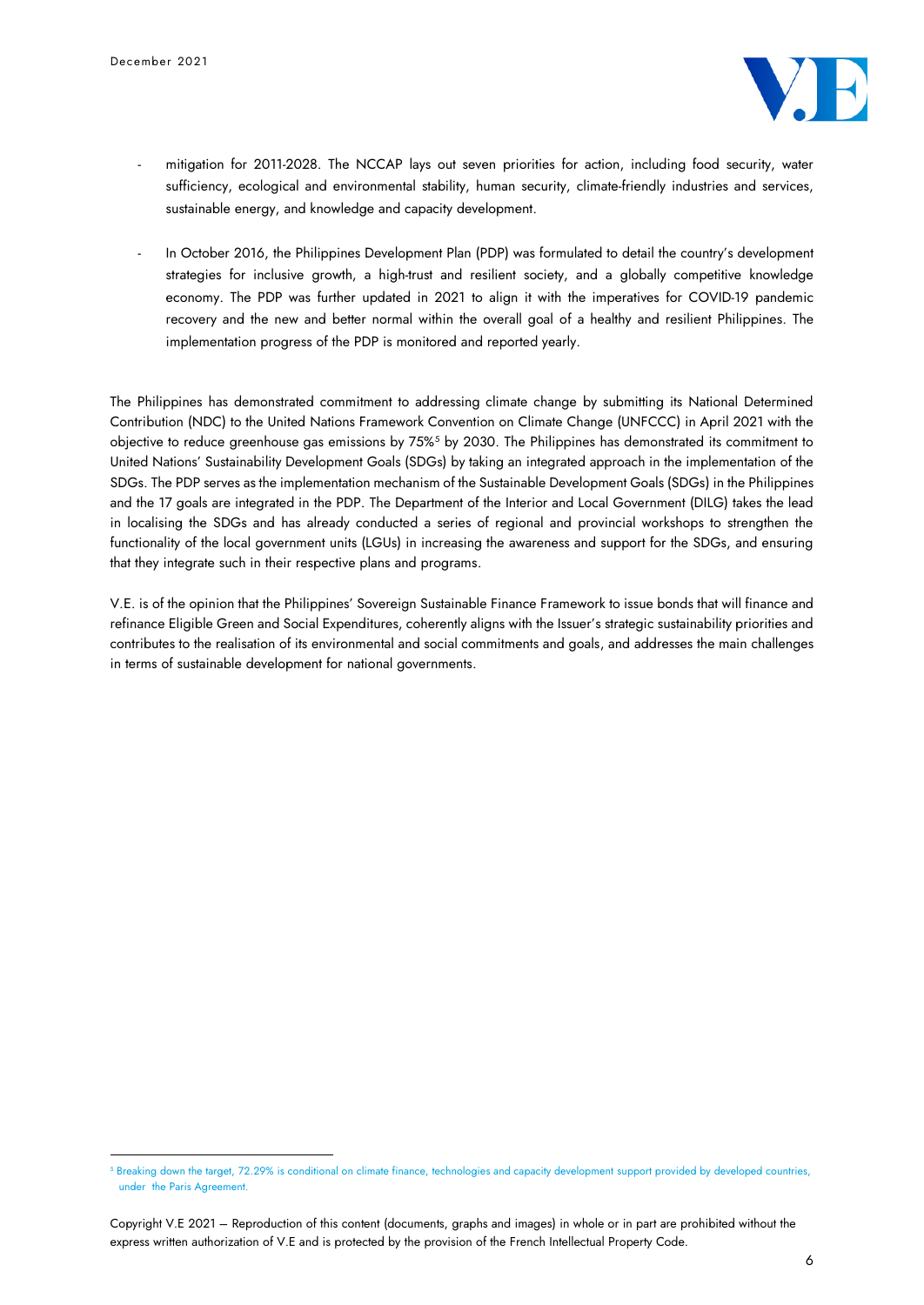- mitigation for 2011-2028. The NCCAP lays out seven priorities for action, including food security, water sufficiency, ecological and environmental stability, human security, climate-friendly industries and services, sustainable energy, and knowledge and capacity development.

- In October 2016, the Philippines Development Plan (PDP) was formulated to detail the country's development strategies for inclusive growth, a high-trust and resilient society, and a globally competitive knowledge economy. The PDP was further updated in 2021 to align it with the imperatives for COVID-19 pandemic recovery and the new and better normal within the overall goal of a healthy and resilient Philippines. The implementation progress of the PDP is monitored and reported yearly.

The Philippines has demonstrated commitment to addressing climate change by submitting its National Determined Contribution (NDC) to the United Nations Framework Convention on Climate Change (UNFCCC) in April 2021 with the objective to reduce greenhouse gas emissions by 75%[5] by 2030. The Philippines has demonstrated its commitment to United Nations' Sustainability Development Goals (SDGs) by taking an integrated approach in the implementation of the SDGs. The PDP serves as the implementation mechanism of the Sustainable Development Goals (SDGs) in the Philippines and the 17 goals are integrated in the PDP. The Department of the Interior and Local Government (DILG) takes the lead in localising the SDGs and has already conducted a series of regional and provincial workshops to strengthen the functionality of the local government units (LGUs) in increasing the awareness and support for the SDGs, and ensuring that they integrate such in their respective plans and programs.

V.E. is of the opinion that the Philippines' Sovereign Sustainable Finance Framework to issue bonds that will finance and refinance Eligible Green and Social Expenditures, coherently aligns with the Issuer's strategic sustainability priorities and contributes to the realisation of its environmental and social commitments and goals, and addresses the main challenges in terms of sustainable development for national governments.

[5] Breaking down the target, 72.29% is conditional on climate finance, technologies and capacity development support provided by developed countries, under the Paris Agreement.

Copyright V.E 2021 – Reproduction of this content (documents, graphs and images) in whole or in part are prohibited without the express written authorization of V.E and is protected by the provision of the French Intellectual Property Code.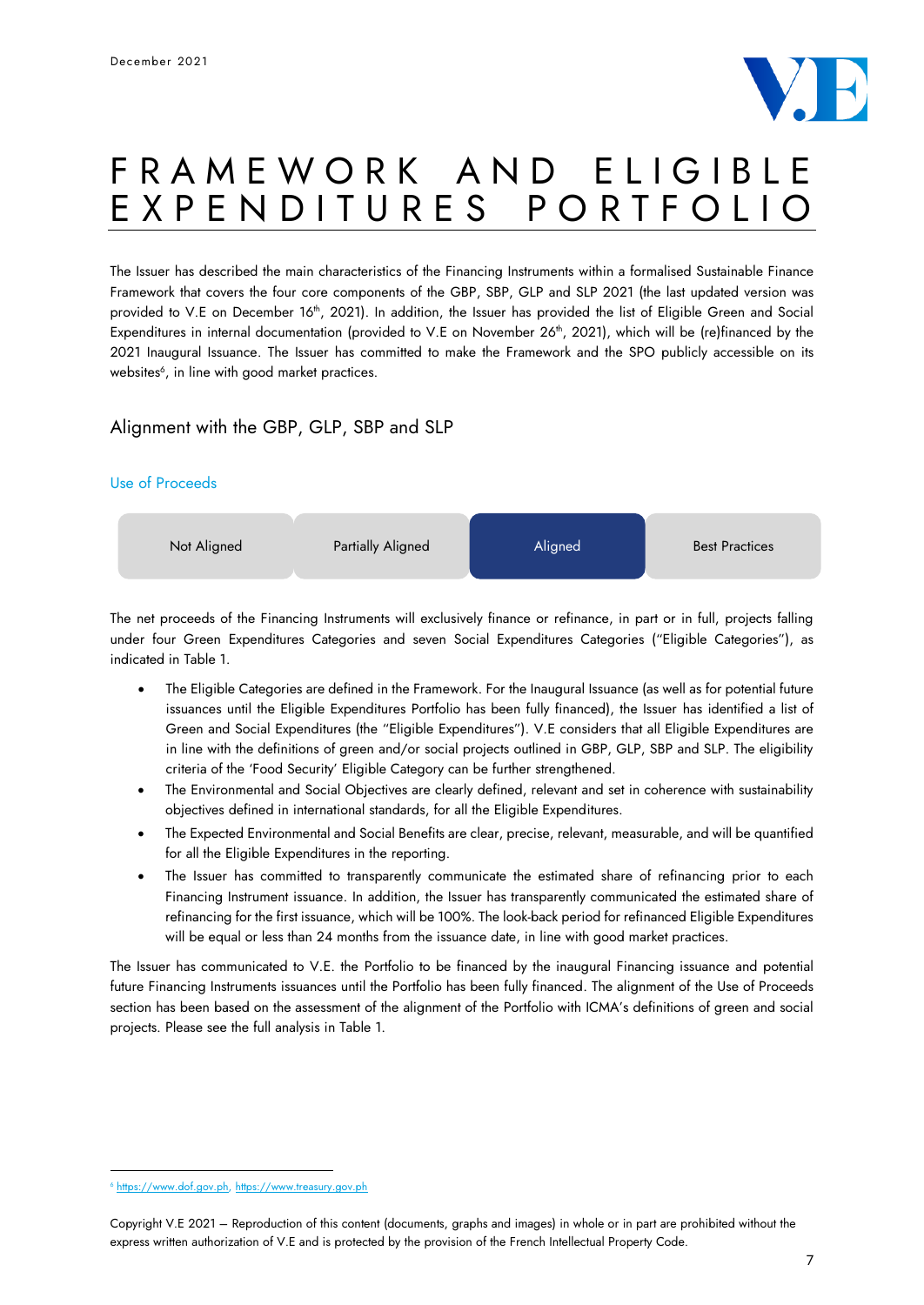# FRAMEWORK AND ELIGIBLE EXPENDITURES PORTFOLIO

The Issuer has described the main characteristics of the Financing Instruments within a formalised Sustainable Finance Framework that covers the four core components of the GBP, SBP, GLP and SLP 2021 (the last updated version was provided to V.E on December 16th, 2021). In addition, the Issuer has provided the list of Eligible Green and Social Expenditures in internal documentation (provided to V.E on November 26th, 2021), which will be (re)financed by the 2021 Inaugural Issuance. The Issuer has committed to make the Framework and the SPO publicly accessible on its websites[6], in line with good market practices.

## Alignment with the GBP, GLP, SBP and SLP

### Use of Proceeds

| Not Aligned | Partially Aligned | **Aligned** | Best Practices |
|---|---|---|---|

The net proceeds of the Financing Instruments will exclusively finance or refinance, in part or in full, projects falling under four Green Expenditures Categories and seven Social Expenditures Categories ("Eligible Categories"), as indicated in Table 1.

- The Eligible Categories are defined in the Framework. For the Inaugural Issuance (as well as for potential future issuances until the Eligible Expenditures Portfolio has been fully financed), the Issuer has identified a list of Green and Social Expenditures (the "Eligible Expenditures"). V.E considers that all Eligible Expenditures are in line with the definitions of green and/or social projects outlined in GBP, GLP, SBP and SLP. The eligibility criteria of the 'Food Security' Eligible Category can be further strengthened.
- The Environmental and Social Objectives are clearly defined, relevant and set in coherence with sustainability objectives defined in international standards, for all the Eligible Expenditures.
- The Expected Environmental and Social Benefits are clear, precise, relevant, measurable, and will be quantified for all the Eligible Expenditures in the reporting.
- The Issuer has committed to transparently communicate the estimated share of refinancing prior to each Financing Instrument issuance. In addition, the Issuer has transparently communicated the estimated share of refinancing for the first issuance, which will be 100%. The look-back period for refinanced Eligible Expenditures will be equal or less than 24 months from the issuance date, in line with good market practices.

The Issuer has communicated to V.E. the Portfolio to be financed by the inaugural Financing issuance and potential future Financing Instruments issuances until the Portfolio has been fully financed. The alignment of the Use of Proceeds section has been based on the assessment of the alignment of the Portfolio with ICMA's definitions of green and social projects. Please see the full analysis in Table 1.

[6] https://www.dof.gov.ph, https://www.treasury.gov.ph

Copyright V.E 2021 – Reproduction of this content (documents, graphs and images) in whole or in part are prohibited without the express written authorization of V.E and is protected by the provision of the French Intellectual Property Code.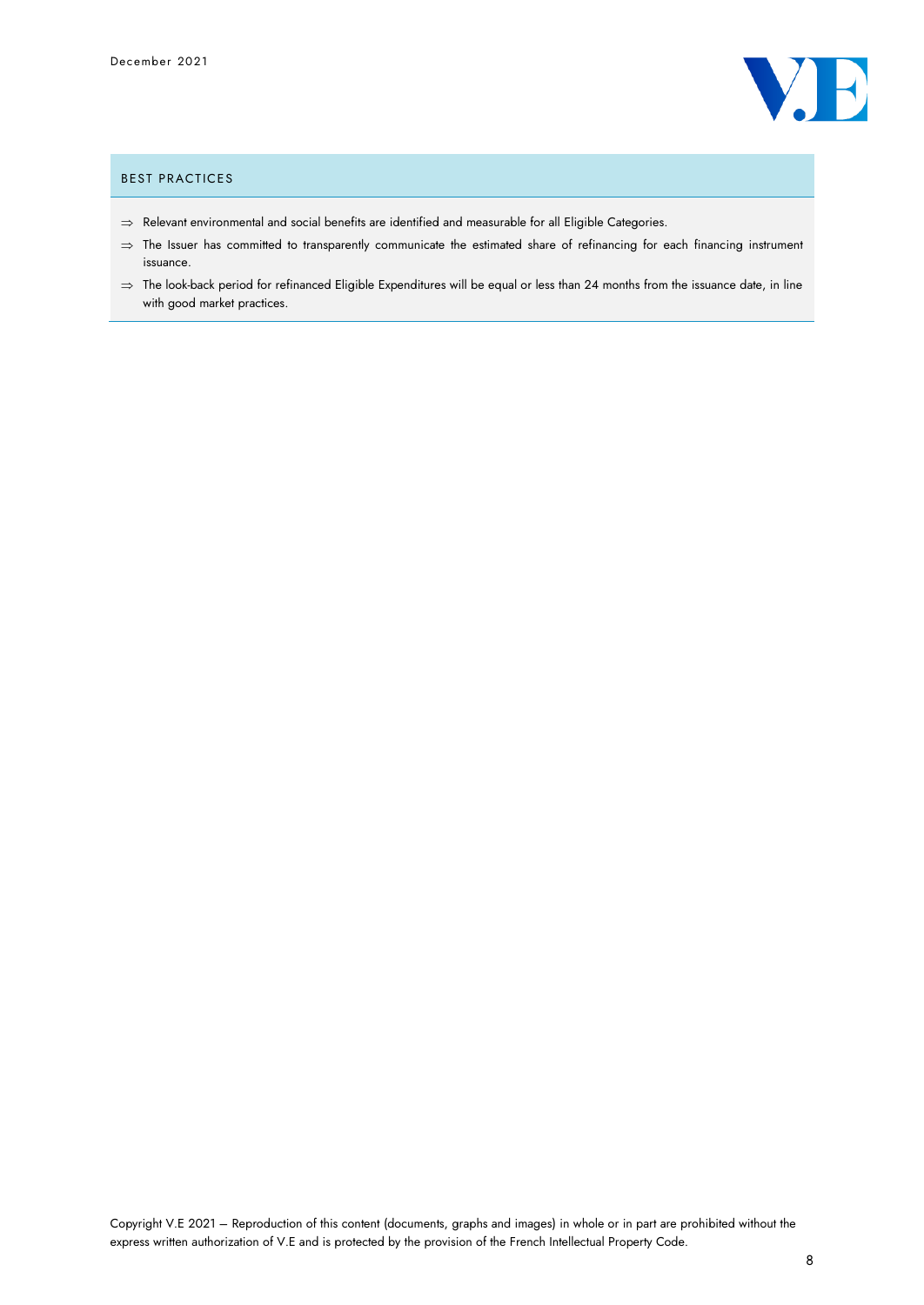## BEST PRACTICES

- ⇒ Relevant environmental and social benefits are identified and measurable for all Eligible Categories.
- ⇒ The Issuer has committed to transparently communicate the estimated share of refinancing for each financing instrument issuance.
- ⇒ The look-back period for refinanced Eligible Expenditures will be equal or less than 24 months from the issuance date, in line with good market practices.

Copyright V.E 2021 – Reproduction of this content (documents, graphs and images) in whole or in part are prohibited without the express written authorization of V.E and is protected by the provision of the French Intellectual Property Code.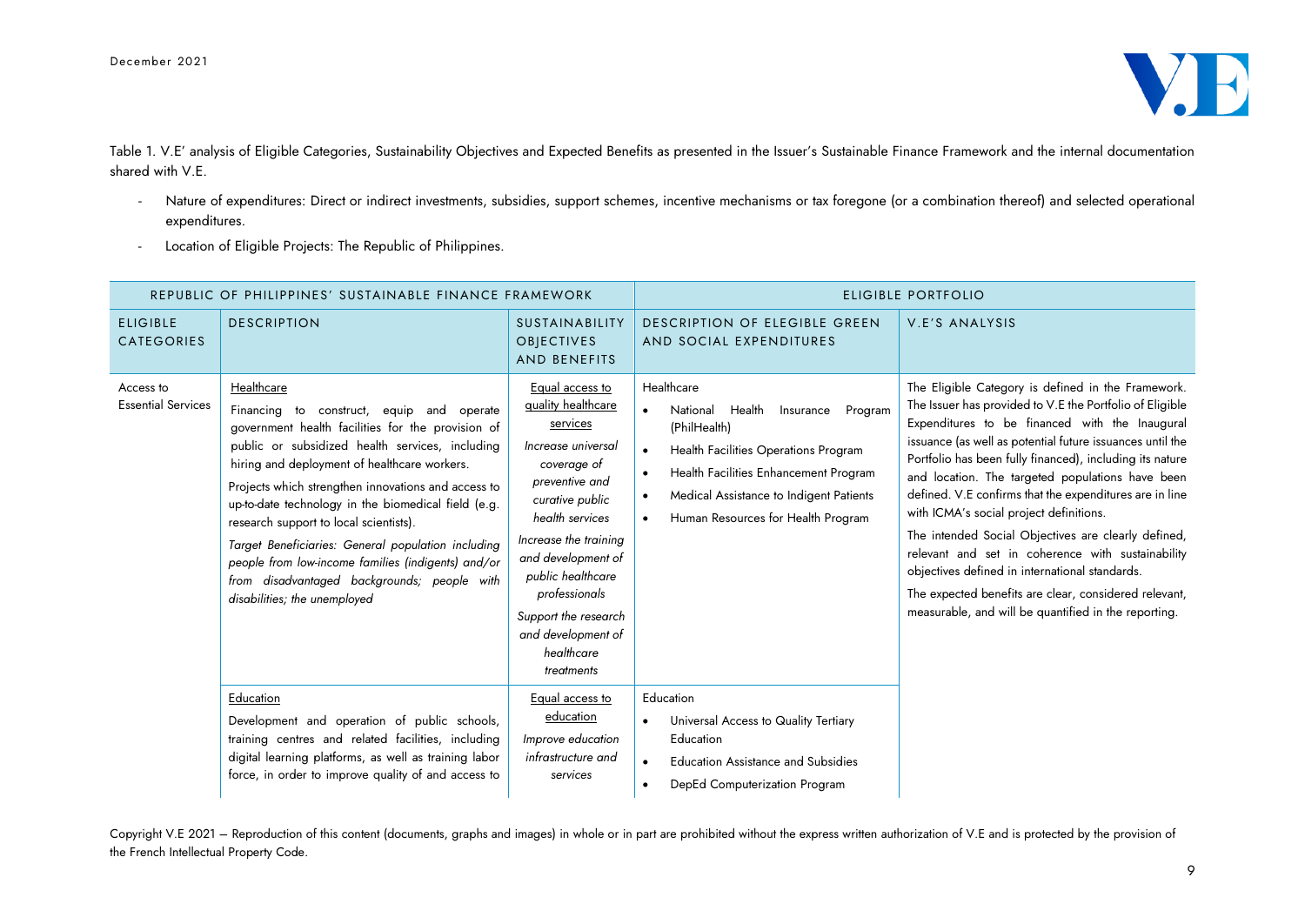Table 1. V.E' analysis of Eligible Categories, Sustainability Objectives and Expected Benefits as presented in the Issuer's Sustainable Finance Framework and the internal documentation shared with V.E.

- Nature of expenditures: Direct or indirect investments, subsidies, support schemes, incentive mechanisms or tax foregone (or a combination thereof) and selected operational expenditures.
- Location of Eligible Projects: The Republic of Philippines.

| REPUBLIC OF PHILIPPINES' SUSTAINABLE FINANCE FRAMEWORK | | | ELIGIBLE PORTFOLIO | |
|---|---|---|---|---|
| ELIGIBLE CATEGORIES | DESCRIPTION | SUSTAINABILITY OBJECTIVES AND BENEFITS | DESCRIPTION OF ELEGIBLE GREEN AND SOCIAL EXPENDITURES | V.E'S ANALYSIS |
| Access to Essential Services | <u>Healthcare</u><br>Financing to construct, equip and operate government health facilities for the provision of public or subsidized health services, including hiring and deployment of healthcare workers.<br>Projects which strengthen innovations and access to up-to-date technology in the biomedical field (e.g. research support to local scientists).<br>*Target Beneficiaries: General population including people from low-income families (indigents) and/or from disadvantaged backgrounds; people with disabilities; the unemployed* | <u>Equal access to quality healthcare services</u><br>*Increase universal coverage of preventive and curative public health services*<br>*Increase the training and development of public healthcare professionals*<br>*Support the research and development of healthcare treatments* | Healthcare<br>• National Health Insurance Program (PhilHealth)<br>• Health Facilities Operations Program<br>• Health Facilities Enhancement Program<br>• Medical Assistance to Indigent Patients<br>• Human Resources for Health Program | The Eligible Category is defined in the Framework. The Issuer has provided to V.E the Portfolio of Eligible Expenditures to be financed with the Inaugural issuance (as well as potential future issuances until the Portfolio has been fully financed), including its nature and location. The targeted populations have been defined. V.E confirms that the expenditures are in line with ICMA's social project definitions.<br>The intended Social Objectives are clearly defined, relevant and set in coherence with sustainability objectives defined in international standards.<br>The expected benefits are clear, considered relevant, measurable, and will be quantified in the reporting. |
| | <u>Education</u><br>Development and operation of public schools, training centres and related facilities, including digital learning platforms, as well as training labor force, in order to improve quality of and access to | <u>Equal access to education</u><br>*Improve education infrastructure and services* | Education<br>• Universal Access to Quality Tertiary Education<br>• Education Assistance and Subsidies<br>• DepEd Computerization Program | |

Copyright V.E 2021 – Reproduction of this content (documents, graphs and images) in whole or in part are prohibited without the express written authorization of V.E and is protected by the provision of the French Intellectual Property Code.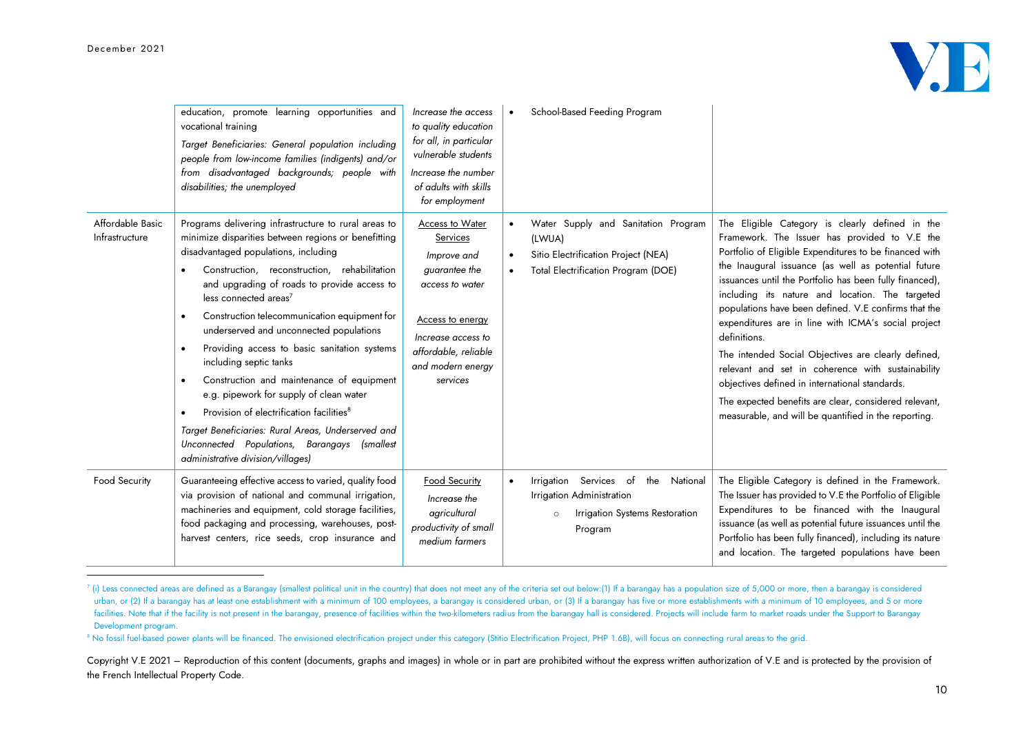| | | | | |
|---|---|---|---|---|
| | education, promote learning opportunities and vocational training<br>*Target Beneficiaries: General population including people from low-income families (indigents) and/or from disadvantaged backgrounds; people with disabilities; the unemployed* | *Increase the access to quality education for all, in particular vulnerable students*<br>*Increase the number of adults with skills for employment* | • School-Based Feeding Program | |
| Affordable Basic Infrastructure | Programs delivering infrastructure to rural areas to minimize disparities between regions or benefitting disadvantaged populations, including<br>• Construction, reconstruction, rehabilitation and upgrading of roads to provide access to less connected areas[7]<br>• Construction telecommunication equipment for underserved and unconnected populations<br>• Providing access to basic sanitation systems including septic tanks<br>• Construction and maintenance of equipment e.g. pipework for supply of clean water<br>• Provision of electrification facilities[8]<br>*Target Beneficiaries: Rural Areas, Underserved and Unconnected Populations, Barangays (smallest administrative division/villages)* | <u>Access to Water Services</u><br>*Improve and guarantee the access to water*<br><br><u>Access to energy</u><br>*Increase access to affordable, reliable and modern energy services* | • Water Supply and Sanitation Program (LWUA)<br>• Sitio Electrification Project (NEA)<br>• Total Electrification Program (DOE) | The Eligible Category is clearly defined in the Framework. The Issuer has provided to V.E the Portfolio of Eligible Expenditures to be financed with the Inaugural issuance (as well as potential future issuances until the Portfolio has been fully financed), including its nature and location. The targeted populations have been defined. V.E confirms that the expenditures are in line with ICMA's social project definitions.<br>The intended Social Objectives are clearly defined, relevant and set in coherence with sustainability objectives defined in international standards.<br>The expected benefits are clear, considered relevant, measurable, and will be quantified in the reporting. |
| Food Security | Guaranteeing effective access to varied, quality food via provision of national and communal irrigation, machineries and equipment, cold storage facilities, food packaging and processing, warehouses, post-harvest centers, rice seeds, crop insurance and | <u>Food Security</u><br>*Increase the agricultural productivity of small medium farmers* | • Irrigation Services of the National Irrigation Administration<br>  ○ Irrigation Systems Restoration Program | The Eligible Category is defined in the Framework. The Issuer has provided to V.E the Portfolio of Eligible Expenditures to be financed with the Inaugural issuance (as well as potential future issuances until the Portfolio has been fully financed), including its nature and location. The targeted populations have been |

[7] (i) Less connected areas are defined as a Barangay (smallest political unit in the country) that does not meet any of the criteria set out below:(1) If a barangay has a population size of 5,000 or more, then a barangay is considered urban, or (2) If a barangay has at least one establishment with a minimum of 100 employees, a barangay is considered urban, or (3) If a barangay has five or more establishments with a minimum of 10 employees, and 5 or more facilities. Note that if the facility is not present in the barangay, presence of facilities within the two-kilometers radius from the barangay hall is considered. Projects will include farm to market roads under the Support to Barangay Development program.

[8] No fossil fuel-based power plants will be financed. The envisioned electrification project under this category (Stitio Electrification Project, PHP 1.6B), will focus on connecting rural areas to the grid.

Copyright V.E 2021 – Reproduction of this content (documents, graphs and images) in whole or in part are prohibited without the express written authorization of V.E and is protected by the provision of the French Intellectual Property Code.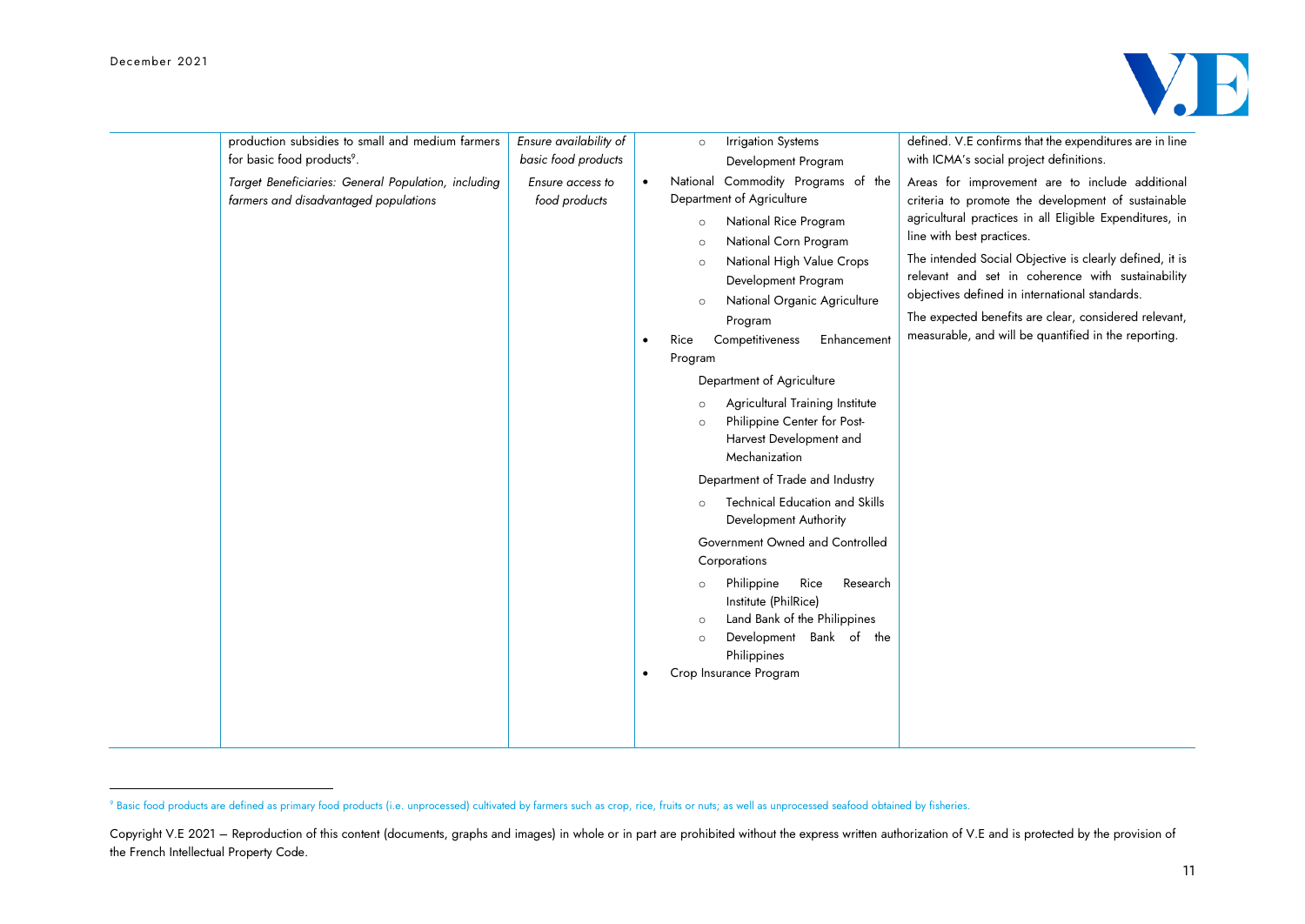| | | | | |
|---|---|---|---|---|
| | production subsidies to small and medium farmers for basic food products[9].<br><br>*Target Beneficiaries: General Population, including farmers and disadvantaged populations* | *Ensure availability of basic food products*<br><br>*Ensure access to food products* | ○ Irrigation Systems Development Program<br>• National Commodity Programs of the Department of Agriculture<br>○ National Rice Program<br>○ National Corn Program<br>○ National High Value Crops Development Program<br>○ National Organic Agriculture Program<br>• Rice Competitiveness Enhancement Program<br>Department of Agriculture<br>○ Agricultural Training Institute<br>○ Philippine Center for Post-Harvest Development and Mechanization<br>Department of Trade and Industry<br>○ Technical Education and Skills Development Authority<br>Government Owned and Controlled Corporations<br>○ Philippine Rice Research Institute (PhilRice)<br>○ Land Bank of the Philippines<br>○ Development Bank of the Philippines<br>• Crop Insurance Program | defined. V.E confirms that the expenditures are in line with ICMA's social project definitions.<br><br>Areas for improvement are to include additional criteria to promote the development of sustainable agricultural practices in all Eligible Expenditures, in line with best practices.<br><br>The intended Social Objective is clearly defined, it is relevant and set in coherence with sustainability objectives defined in international standards.<br><br>The expected benefits are clear, considered relevant, measurable, and will be quantified in the reporting. |

[9] Basic food products are defined as primary food products (i.e. unprocessed) cultivated by farmers such as crop, rice, fruits or nuts; as well as unprocessed seafood obtained by fisheries.

Copyright V.E 2021 – Reproduction of this content (documents, graphs and images) in whole or in part are prohibited without the express written authorization of V.E and is protected by the provision of the French Intellectual Property Code.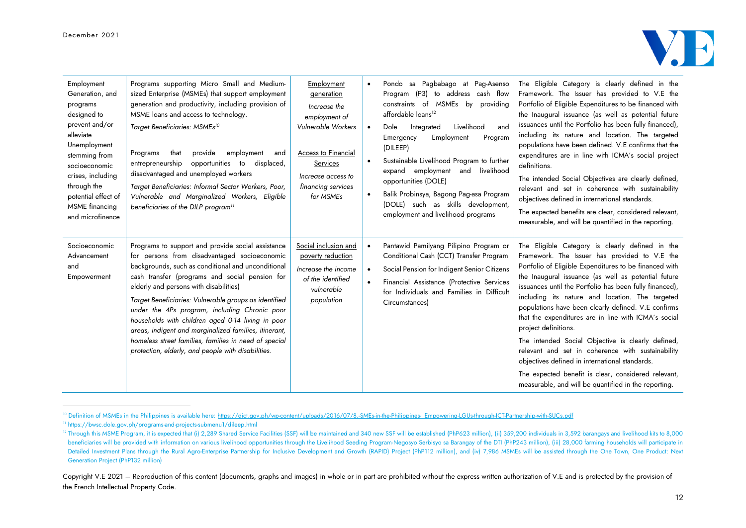| | | | | |
|---|---|---|---|---|
| Employment Generation, and programs designed to prevent and/or alleviate Unemployment stemming from socioeconomic crises, including through the potential effect of MSME financing and microfinance | Programs supporting Micro Small and Medium-sized Enterprise (MSMEs) that support employment generation and productivity, including provision of MSME loans and access to technology.<br>*Target Beneficiaries: MSMEs[10]*<br><br>Programs that provide employment and entrepreneurship opportunities to displaced, disadvantaged and unemployed workers<br>*Target Beneficiaries: Informal Sector Workers, Poor, Vulnerable and Marginalized Workers, Eligible beneficiaries of the DILP program[11]* | <u>Employment generation</u><br>*Increase the employment of Vulnerable Workers*<br><br><u>Access to Financial Services</u><br>*Increase access to financing services for MSMEs* | • Pondo sa Pagbabago at Pag-Asenso Program (P3) to address cash flow constraints of MSMEs by providing affordable loans[12]<br>• Dole Integrated Livelihood and Emergency Employment Program (DILEEP)<br>• Sustainable Livelihood Program to further expand employment and livelihood opportunities (DOLE)<br>• Balik Probinsya, Bagong Pag-asa Program (DOLE) such as skills development, employment and livelihood programs | The Eligible Category is clearly defined in the Framework. The Issuer has provided to V.E the Portfolio of Eligible Expenditures to be financed with the Inaugural issuance (as well as potential future issuances until the Portfolio has been fully financed), including its nature and location. The targeted populations have been defined. V.E confirms that the expenditures are in line with ICMA's social project definitions.<br>The intended Social Objectives are clearly defined, relevant and set in coherence with sustainability objectives defined in international standards.<br>The expected benefits are clear, considered relevant, measurable, and will be quantified in the reporting. |
| Socioeconomic Advancement and Empowerment | Programs to support and provide social assistance for persons from disadvantaged socioeconomic backgrounds, such as conditional and unconditional cash transfer (programs and social pension for elderly and persons with disabilities)<br>*Target Beneficiaries: Vulnerable groups as identified under the 4Ps program, including Chronic poor households with children aged 0-14 living in poor areas, indigent and marginalized families, itinerant, homeless street families, families in need of special protection, elderly, and people with disabilities.* | <u>Social inclusion and poverty reduction</u><br>*Increase the income of the identified vulnerable population* | • Pantawid Pamilyang Pilipino Program or Conditional Cash (CCT) Transfer Program<br>• Social Pension for Indigent Senior Citizens<br>• Financial Assistance (Protective Services for Individuals and Families in Difficult Circumstances) | The Eligible Category is clearly defined in the Framework. The Issuer has provided to V.E the Portfolio of Eligible Expenditures to be financed with the Inaugural issuance (as well as potential future issuances until the Portfolio has been fully financed), including its nature and location. The targeted populations have been clearly defined. V.E confirms that the expenditures are in line with ICMA's social project definitions.<br>The intended Social Objective is clearly defined, relevant and set in coherence with sustainability objectives defined in international standards.<br>The expected benefit is clear, considered relevant, measurable, and will be quantified in the reporting. |

[10] Definition of MSMEs in the Philippines is available here: https://dict.gov.ph/wp-content/uploads/2016/07/8.-SMEs-in-the-Philippines- Empowering-LGUs-through-ICT-Partnership-with-SUCs.pdf

[11] https://bwsc.dole.gov.ph/programs-and-projects-submenu1/dileep.html

[12] Through this MSME Program, it is expected that (i) 2,289 Shared Service Facilities (SSF) will be maintained and 340 new SSF will be established (PhP623 million), (ii) 359,200 individuals in 3,592 barangays and livelihood kits to 8,000 beneficiaries will be provided with information on various livelihood opportunities through the Livelihood Seeding Program-Negosyo Serbisyo sa Barangay of the DTI (PhP243 million), (iii) 28,000 farming households will participate in Detailed Investment Plans through the Rural Agro-Enterprise Partnership for Inclusive Development and Growth (RAPID) Project (PhP112 million), and (iv) 7,986 MSMEs will be assisted through the One Town, One Product: Next Generation Project (PhP132 million)

Copyright V.E 2021 – Reproduction of this content (documents, graphs and images) in whole or in part are prohibited without the express written authorization of V.E and is protected by the provision of the French Intellectual Property Code.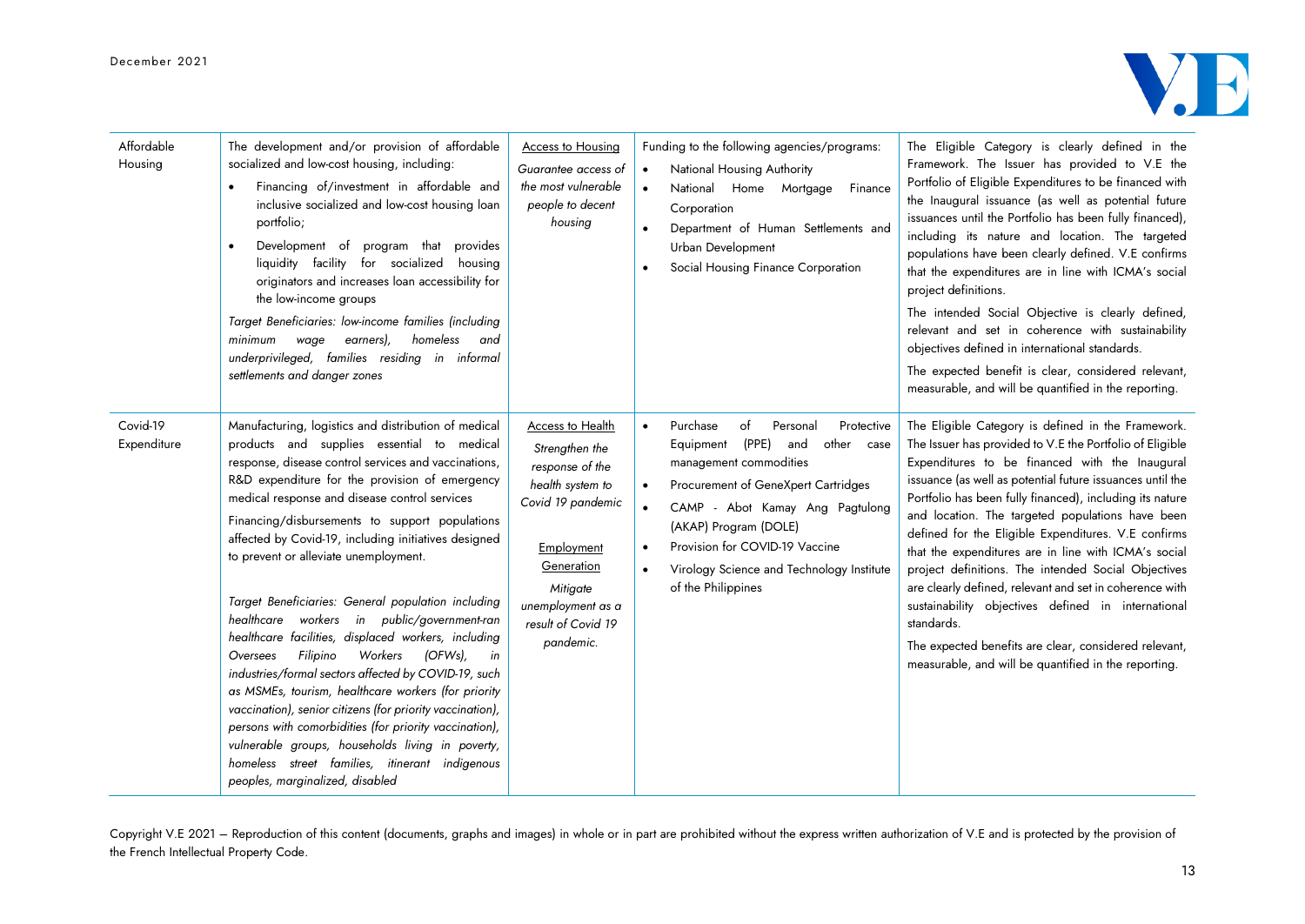| | | | | |
|---|---|---|---|---|
| Affordable Housing | The development and/or provision of affordable socialized and low-cost housing, including:<br>• Financing of/investment in affordable and inclusive socialized and low-cost housing loan portfolio;<br>• Development of program that provides liquidity facility for socialized housing originators and increases loan accessibility for the low-income groups<br>*Target Beneficiaries: low-income families (including minimum wage earners), homeless and underprivileged, families residing in informal settlements and danger zones* | <u>Access to Housing</u><br>*Guarantee access of the most vulnerable people to decent housing* | Funding to the following agencies/programs:<br>• National Housing Authority<br>• National Home Mortgage Finance Corporation<br>• Department of Human Settlements and Urban Development<br>• Social Housing Finance Corporation | The Eligible Category is clearly defined in the Framework. The Issuer has provided to V.E the Portfolio of Eligible Expenditures to be financed with the Inaugural issuance (as well as potential future issuances until the Portfolio has been fully financed), including its nature and location. The targeted populations have been clearly defined. V.E confirms that the expenditures are in line with ICMA's social project definitions.<br>The intended Social Objective is clearly defined, relevant and set in coherence with sustainability objectives defined in international standards.<br>The expected benefit is clear, considered relevant, measurable, and will be quantified in the reporting. |
| Covid-19 Expenditure | Manufacturing, logistics and distribution of medical products and supplies essential to medical response, disease control services and vaccinations, R&D expenditure for the provision of emergency medical response and disease control services<br>Financing/disbursements to support populations affected by Covid-19, including initiatives designed to prevent or alleviate unemployment.<br>*Target Beneficiaries: General population including healthcare workers in public/government-ran healthcare facilities, displaced workers, including Oversees Filipino Workers (OFWs), in industries/formal sectors affected by COVID-19, such as MSMEs, tourism, healthcare workers (for priority vaccination), senior citizens (for priority vaccination), persons with comorbidities (for priority vaccination), vulnerable groups, households living in poverty, homeless street families, itinerant indigenous peoples, marginalized, disabled* | <u>Access to Health</u><br>*Strengthen the response of the health system to Covid 19 pandemic*<br><u>Employment Generation</u><br>*Mitigate unemployment as a result of Covid 19 pandemic.* | • Purchase of Personal Protective Equipment (PPE) and other case management commodities<br>• Procurement of GeneXpert Cartridges<br>• CAMP - Abot Kamay Ang Pagtulong (AKAP) Program (DOLE)<br>• Provision for COVID-19 Vaccine<br>• Virology Science and Technology Institute of the Philippines | The Eligible Category is defined in the Framework. The Issuer has provided to V.E the Portfolio of Eligible Expenditures to be financed with the Inaugural issuance (as well as potential future issuances until the Portfolio has been fully financed), including its nature and location. The targeted populations have been defined for the Eligible Expenditures. V.E confirms that the expenditures are in line with ICMA's social project definitions. The intended Social Objectives are clearly defined, relevant and set in coherence with sustainability objectives defined in international standards.<br>The expected benefits are clear, considered relevant, measurable, and will be quantified in the reporting. |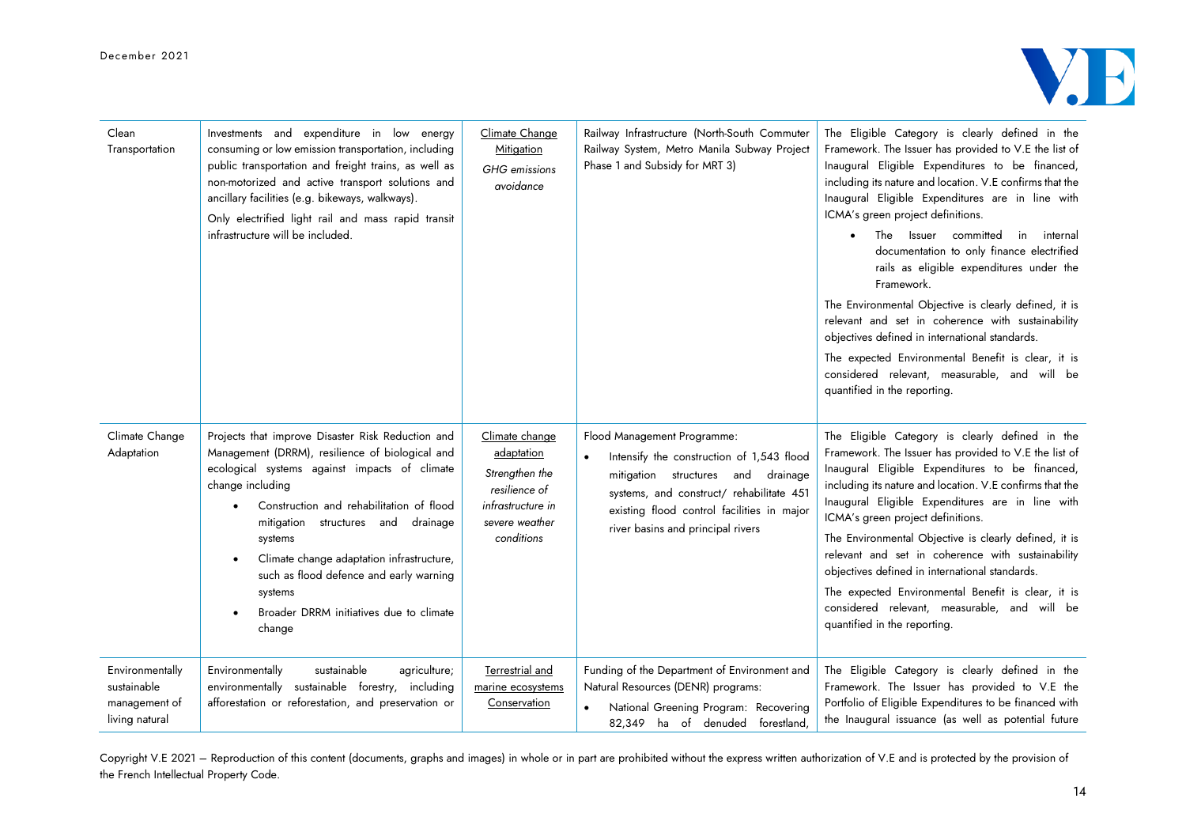| | | | | |
|---|---|---|---|---|
| Clean Transportation | Investments and expenditure in low energy consuming or low emission transportation, including public transportation and freight trains, as well as non-motorized and active transport solutions and ancillary facilities (e.g. bikeways, walkways).<br>Only electrified light rail and mass rapid transit infrastructure will be included. | Climate Change Mitigation<br>*GHG emissions avoidance* | Railway Infrastructure (North-South Commuter Railway System, Metro Manila Subway Project Phase 1 and Subsidy for MRT 3) | The Eligible Category is clearly defined in the Framework. The Issuer has provided to V.E the list of Inaugural Eligible Expenditures to be financed, including its nature and location. V.E confirms that the Inaugural Eligible Expenditures are in line with ICMA's green project definitions.<br>• The Issuer committed in internal documentation to only finance electrified rails as eligible expenditures under the Framework.<br>The Environmental Objective is clearly defined, it is relevant and set in coherence with sustainability objectives defined in international standards.<br>The expected Environmental Benefit is clear, it is considered relevant, measurable, and will be quantified in the reporting. |
| Climate Change Adaptation | Projects that improve Disaster Risk Reduction and Management (DRRM), resilience of biological and ecological systems against impacts of climate change including<br>• Construction and rehabilitation of flood mitigation structures and drainage systems<br>• Climate change adaptation infrastructure, such as flood defence and early warning systems<br>• Broader DRRM initiatives due to climate change | Climate change adaptation<br>*Strengthen the resilience of infrastructure in severe weather conditions* | Flood Management Programme:<br>• Intensify the construction of 1,543 flood mitigation structures and drainage systems, and construct/ rehabilitate 451 existing flood control facilities in major river basins and principal rivers | The Eligible Category is clearly defined in the Framework. The Issuer has provided to V.E the list of Inaugural Eligible Expenditures to be financed, including its nature and location. V.E confirms that the Inaugural Eligible Expenditures are in line with ICMA's green project definitions.<br>The Environmental Objective is clearly defined, it is relevant and set in coherence with sustainability objectives defined in international standards.<br>The expected Environmental Benefit is clear, it is considered relevant, measurable, and will be quantified in the reporting. |
| Environmentally sustainable management of living natural | Environmentally sustainable agriculture; environmentally sustainable forestry, including afforestation or reforestation, and preservation or | Terrestrial and marine ecosystems Conservation | Funding of the Department of Environment and Natural Resources (DENR) programs:<br>• National Greening Program: Recovering 82,349 ha of denuded forestland, | The Eligible Category is clearly defined in the Framework. The Issuer has provided to V.E the Portfolio of Eligible Expenditures to be financed with the Inaugural issuance (as well as potential future |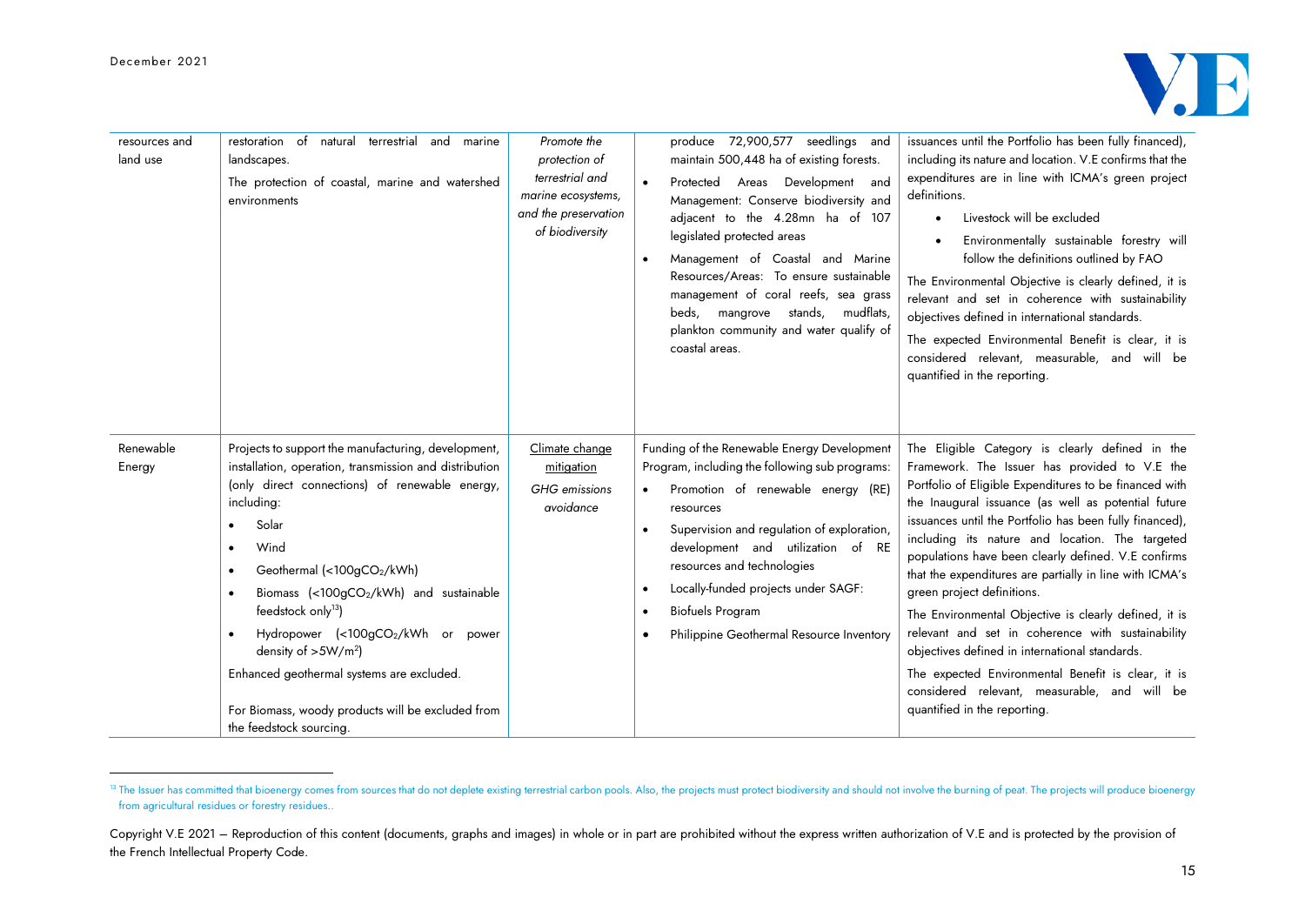| | | | | |
|---|---|---|---|---|
| resources and land use | restoration of natural terrestrial and marine landscapes.<br>The protection of coastal, marine and watershed environments | *Promote the protection of terrestrial and marine ecosystems, and the preservation of biodiversity* | produce 72,900,577 seedlings and maintain 500,448 ha of existing forests.<br>• Protected Areas Development and Management: Conserve biodiversity and adjacent to the 4.28mn ha of 107 legislated protected areas<br>• Management of Coastal and Marine Resources/Areas: To ensure sustainable management of coral reefs, sea grass beds, mangrove stands, mudflats, plankton community and water qualify of coastal areas. | issuances until the Portfolio has been fully financed), including its nature and location. V.E confirms that the expenditures are in line with ICMA's green project definitions.<br>• Livestock will be excluded<br>• Environmentally sustainable forestry will follow the definitions outlined by FAO<br>The Environmental Objective is clearly defined, it is relevant and set in coherence with sustainability objectives defined in international standards.<br>The expected Environmental Benefit is clear, it is considered relevant, measurable, and will be quantified in the reporting. |
| Renewable Energy | Projects to support the manufacturing, development, installation, operation, transmission and distribution (only direct connections) of renewable energy, including:<br>• Solar<br>• Wind<br>• Geothermal (<100g$CO_2$/kWh)<br>• Biomass (<100g$CO_2$/kWh) and sustainable feedstock only[13])<br>• Hydropower (<100g$CO_2$/kWh or power density of >5W/$m^2$)<br>Enhanced geothermal systems are excluded.<br><br>For Biomass, woody products will be excluded from the feedstock sourcing. | <u>Climate change mitigation</u><br>*GHG emissions avoidance* | Funding of the Renewable Energy Development Program, including the following sub programs:<br>• Promotion of renewable energy (RE) resources<br>• Supervision and regulation of exploration, development and utilization of RE resources and technologies<br>• Locally-funded projects under SAGF:<br>• Biofuels Program<br>• Philippine Geothermal Resource Inventory | The Eligible Category is clearly defined in the Framework. The Issuer has provided to V.E the Portfolio of Eligible Expenditures to be financed with the Inaugural issuance (as well as potential future issuances until the Portfolio has been fully financed), including its nature and location. The targeted populations have been clearly defined. V.E confirms that the expenditures are partially in line with ICMA's green project definitions.<br>The Environmental Objective is clearly defined, it is relevant and set in coherence with sustainability objectives defined in international standards.<br>The expected Environmental Benefit is clear, it is considered relevant, measurable, and will be quantified in the reporting. |

[13] The Issuer has committed that bioenergy comes from sources that do not deplete existing terrestrial carbon pools. Also, the projects must protect biodiversity and should not involve the burning of peat. The projects will produce bioenergy from agricultural residues or forestry residues..

Copyright V.E 2021 – Reproduction of this content (documents, graphs and images) in whole or in part are prohibited without the express written authorization of V.E and is protected by the provision of the French Intellectual Property Code.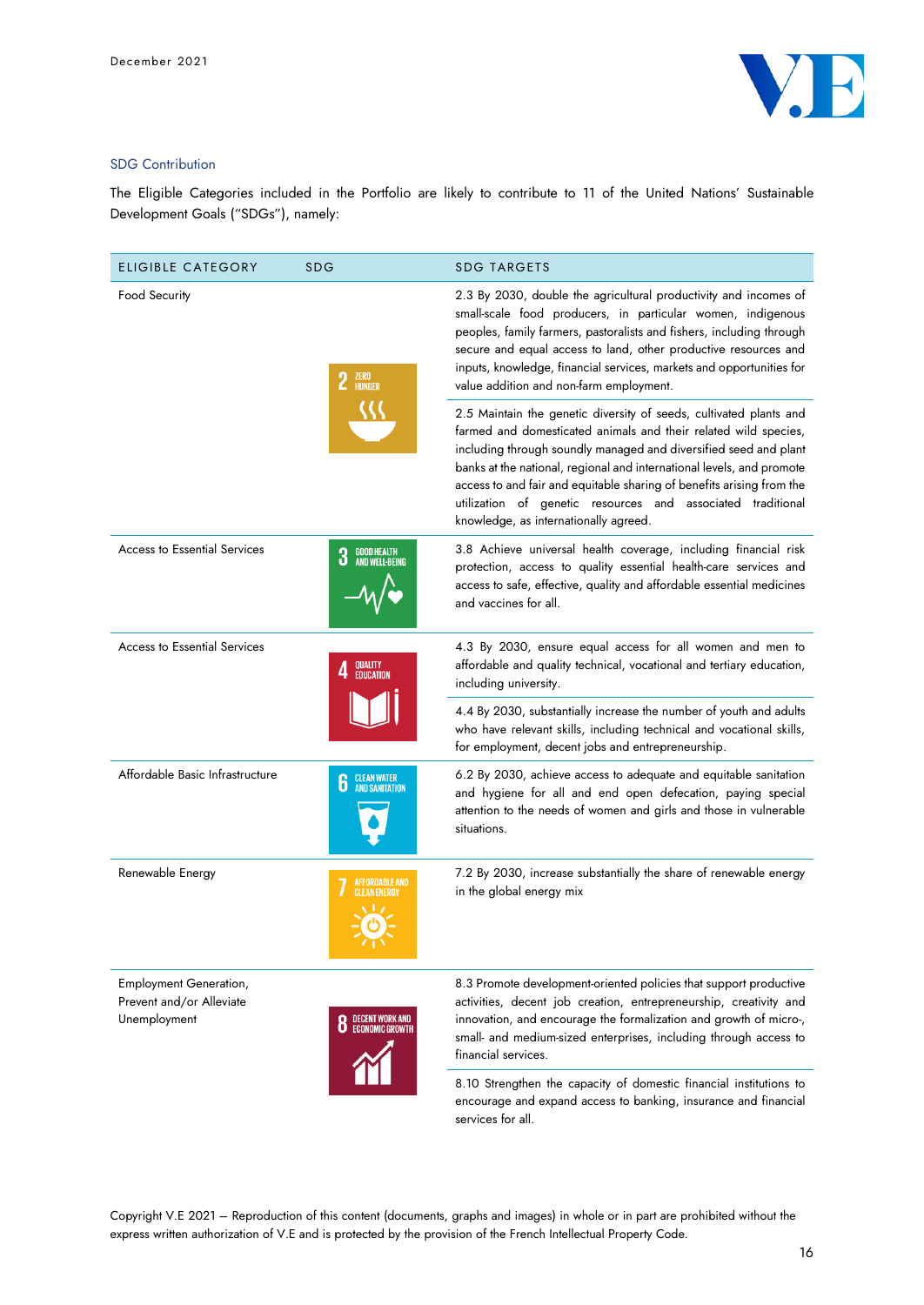## SDG Contribution

The Eligible Categories included in the Portfolio are likely to contribute to 11 of the United Nations' Sustainable Development Goals ("SDGs"), namely:

| ELIGIBLE CATEGORY | SDG | SDG TARGETS |
|---|---|---|
| Food Security | 2 ZERO HUNGER | 2.3 By 2030, double the agricultural productivity and incomes of small-scale food producers, in particular women, indigenous peoples, family farmers, pastoralists and fishers, including through secure and equal access to land, other productive resources and inputs, knowledge, financial services, markets and opportunities for value addition and non-farm employment. |
| | | 2.5 Maintain the genetic diversity of seeds, cultivated plants and farmed and domesticated animals and their related wild species, including through soundly managed and diversified seed and plant banks at the national, regional and international levels, and promote access to and fair and equitable sharing of benefits arising from the utilization of genetic resources and associated traditional knowledge, as internationally agreed. |
| Access to Essential Services | 3 GOOD HEALTH AND WELL-BEING | 3.8 Achieve universal health coverage, including financial risk protection, access to quality essential health-care services and access to safe, effective, quality and affordable essential medicines and vaccines for all. |
| Access to Essential Services | 4 QUALITY EDUCATION | 4.3 By 2030, ensure equal access for all women and men to affordable and quality technical, vocational and tertiary education, including university. |
| | | 4.4 By 2030, substantially increase the number of youth and adults who have relevant skills, including technical and vocational skills, for employment, decent jobs and entrepreneurship. |
| Affordable Basic Infrastructure | 6 CLEAN WATER AND SANITATION | 6.2 By 2030, achieve access to adequate and equitable sanitation and hygiene for all and end open defecation, paying special attention to the needs of women and girls and those in vulnerable situations. |
| Renewable Energy | 7 AFFORDABLE AND CLEAN ENERGY | 7.2 By 2030, increase substantially the share of renewable energy in the global energy mix |
| Employment Generation, Prevent and/or Alleviate Unemployment | 8 DECENT WORK AND ECONOMIC GROWTH | 8.3 Promote development-oriented policies that support productive activities, decent job creation, entrepreneurship, creativity and innovation, and encourage the formalization and growth of micro-, small- and medium-sized enterprises, including through access to financial services. |
| | | 8.10 Strengthen the capacity of domestic financial institutions to encourage and expand access to banking, insurance and financial services for all. |

Copyright V.E 2021 – Reproduction of this content (documents, graphs and images) in whole or in part are prohibited without the express written authorization of V.E and is protected by the provision of the French Intellectual Property Code.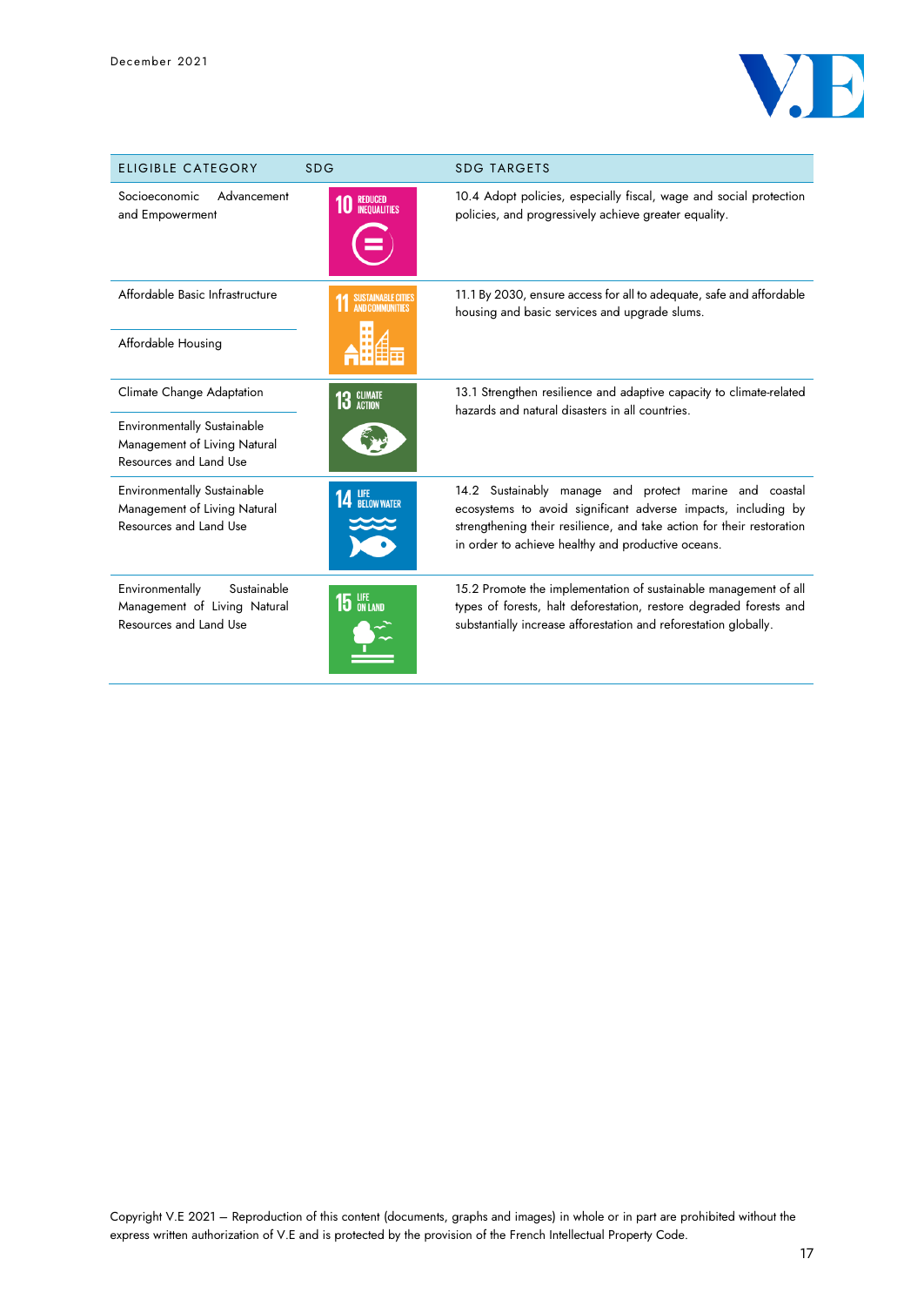| ELIGIBLE CATEGORY | SDG | SDG TARGETS |
|---|---|---|
| Socioeconomic Advancement and Empowerment | 10 REDUCED INEQUALITIES | 10.4 Adopt policies, especially fiscal, wage and social protection policies, and progressively achieve greater equality. |
| Affordable Basic Infrastructure<br><br>Affordable Housing | 11 SUSTAINABLE CITIES AND COMMUNITIES | 11.1 By 2030, ensure access for all to adequate, safe and affordable housing and basic services and upgrade slums. |
| Climate Change Adaptation<br><br>Environmentally Sustainable Management of Living Natural Resources and Land Use | 13 CLIMATE ACTION | 13.1 Strengthen resilience and adaptive capacity to climate-related hazards and natural disasters in all countries. |
| Environmentally Sustainable Management of Living Natural Resources and Land Use | 14 LIFE BELOW WATER | 14.2 Sustainably manage and protect marine and coastal ecosystems to avoid significant adverse impacts, including by strengthening their resilience, and take action for their restoration in order to achieve healthy and productive oceans. |
| Environmentally Sustainable Management of Living Natural Resources and Land Use | 15 LIFE ON LAND | 15.2 Promote the implementation of sustainable management of all types of forests, halt deforestation, restore degraded forests and substantially increase afforestation and reforestation globally. |

Copyright V.E 2021 – Reproduction of this content (documents, graphs and images) in whole or in part are prohibited without the express written authorization of V.E and is protected by the provision of the French Intellectual Property Code.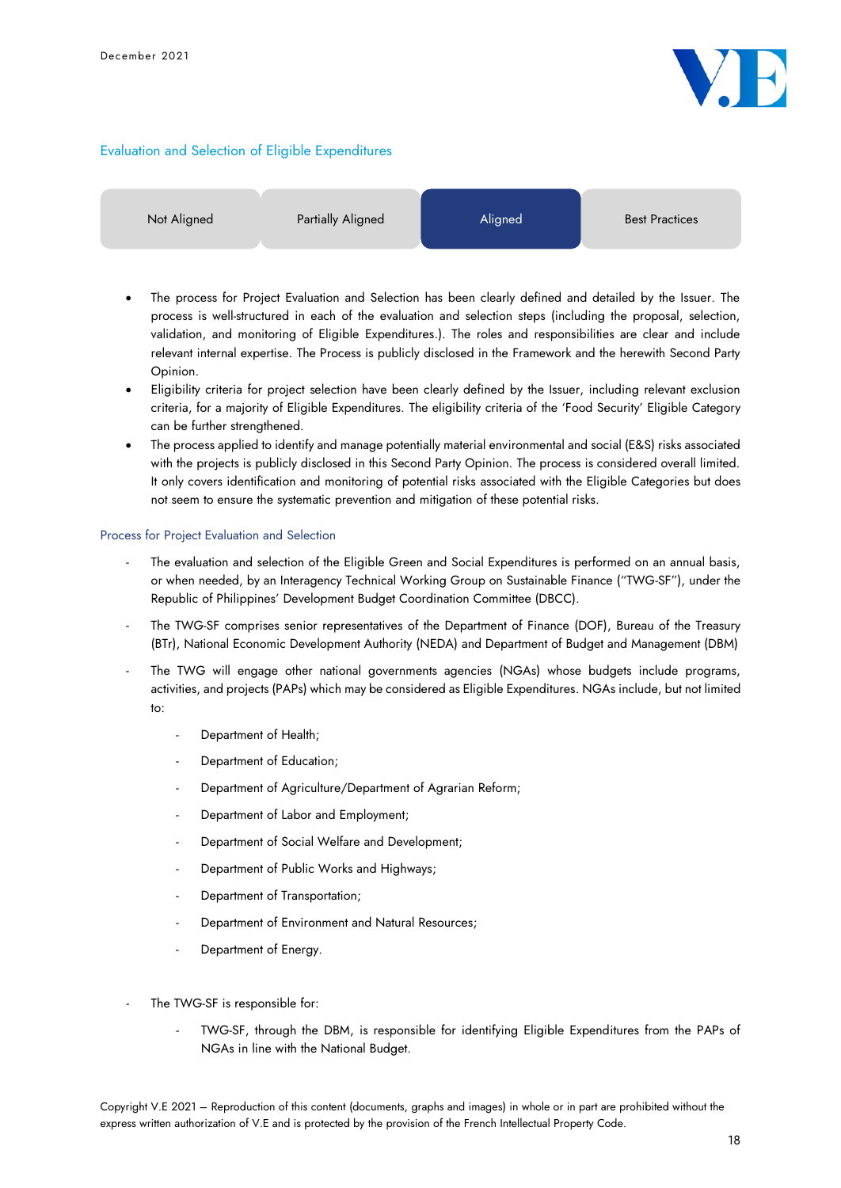## Evaluation and Selection of Eligible Expenditures

| Not Aligned | Partially Aligned | **Aligned** | Best Practices |
|---|---|---|---|

- The process for Project Evaluation and Selection has been clearly defined and detailed by the Issuer. The process is well-structured in each of the evaluation and selection steps (including the proposal, selection, validation, and monitoring of Eligible Expenditures.). The roles and responsibilities are clear and include relevant internal expertise. The Process is publicly disclosed in the Framework and the herewith Second Party Opinion.
- Eligibility criteria for project selection have been clearly defined by the Issuer, including relevant exclusion criteria, for a majority of Eligible Expenditures. The eligibility criteria of the 'Food Security' Eligible Category can be further strengthened.
- The process applied to identify and manage potentially material environmental and social (E&S) risks associated with the projects is publicly disclosed in this Second Party Opinion. The process is considered overall limited. It only covers identification and monitoring of potential risks associated with the Eligible Categories but does not seem to ensure the systematic prevention and mitigation of these potential risks.

### Process for Project Evaluation and Selection

- The evaluation and selection of the Eligible Green and Social Expenditures is performed on an annual basis, or when needed, by an Interagency Technical Working Group on Sustainable Finance ("TWG-SF"), under the Republic of Philippines' Development Budget Coordination Committee (DBCC).
- The TWG-SF comprises senior representatives of the Department of Finance (DOF), Bureau of the Treasury (BTr), National Economic Development Authority (NEDA) and Department of Budget and Management (DBM)
- The TWG will engage other national governments agencies (NGAs) whose budgets include programs, activities, and projects (PAPs) which may be considered as Eligible Expenditures. NGAs include, but not limited to:
  - Department of Health;
  - Department of Education;
  - Department of Agriculture/Department of Agrarian Reform;
  - Department of Labor and Employment;
  - Department of Social Welfare and Development;
  - Department of Public Works and Highways;
  - Department of Transportation;
  - Department of Environment and Natural Resources;
  - Department of Energy.
- The TWG-SF is responsible for:
  - TWG-SF, through the DBM, is responsible for identifying Eligible Expenditures from the PAPs of NGAs in line with the National Budget.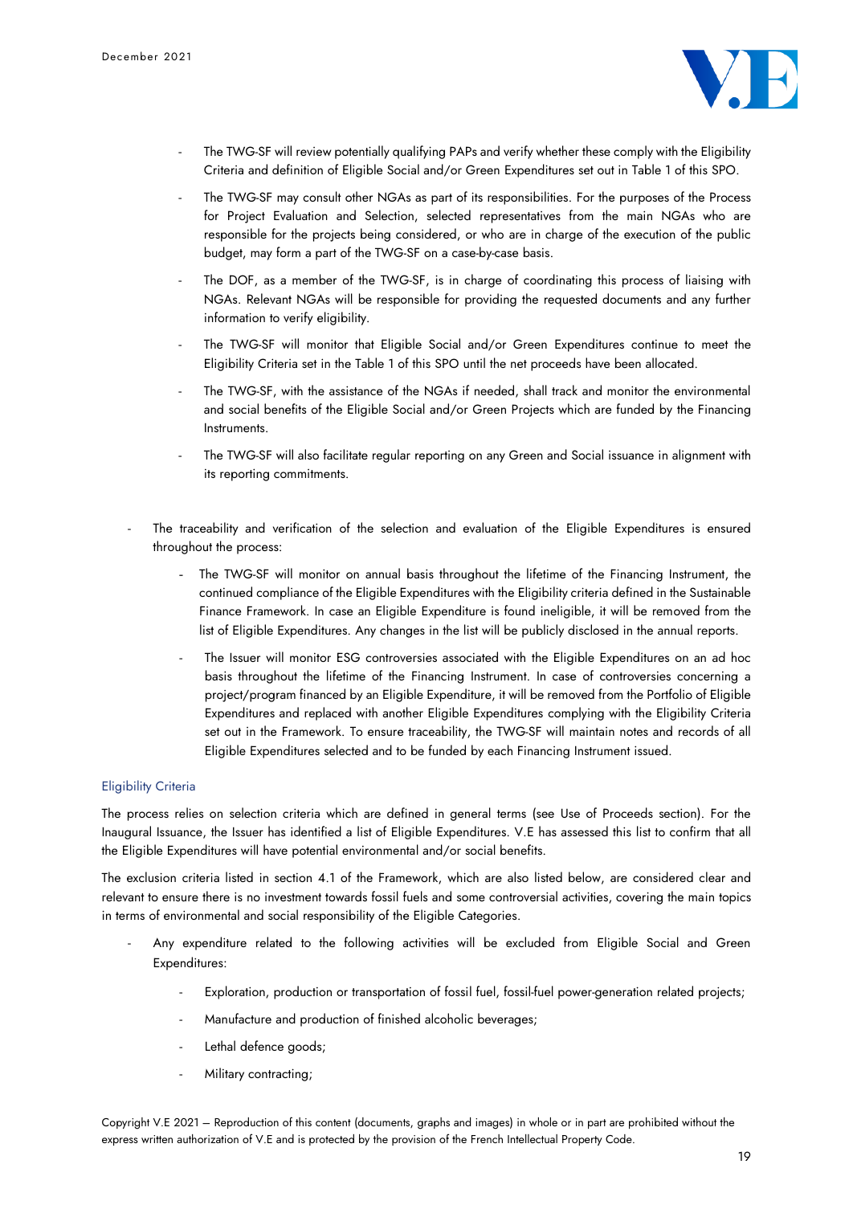- The TWG-SF will review potentially qualifying PAPs and verify whether these comply with the Eligibility Criteria and definition of Eligible Social and/or Green Expenditures set out in Table 1 of this SPO.
- The TWG-SF may consult other NGAs as part of its responsibilities. For the purposes of the Process for Project Evaluation and Selection, selected representatives from the main NGAs who are responsible for the projects being considered, or who are in charge of the execution of the public budget, may form a part of the TWG-SF on a case-by-case basis.
- The DOF, as a member of the TWG-SF, is in charge of coordinating this process of liaising with NGAs. Relevant NGAs will be responsible for providing the requested documents and any further information to verify eligibility.
- The TWG-SF will monitor that Eligible Social and/or Green Expenditures continue to meet the Eligibility Criteria set in the Table 1 of this SPO until the net proceeds have been allocated.
- The TWG-SF, with the assistance of the NGAs if needed, shall track and monitor the environmental and social benefits of the Eligible Social and/or Green Projects which are funded by the Financing Instruments.
- The TWG-SF will also facilitate regular reporting on any Green and Social issuance in alignment with its reporting commitments.

- The traceability and verification of the selection and evaluation of the Eligible Expenditures is ensured throughout the process:
    - The TWG-SF will monitor on annual basis throughout the lifetime of the Financing Instrument, the continued compliance of the Eligible Expenditures with the Eligibility criteria defined in the Sustainable Finance Framework. In case an Eligible Expenditure is found ineligible, it will be removed from the list of Eligible Expenditures. Any changes in the list will be publicly disclosed in the annual reports.
    - The Issuer will monitor ESG controversies associated with the Eligible Expenditures on an ad hoc basis throughout the lifetime of the Financing Instrument. In case of controversies concerning a project/program financed by an Eligible Expenditure, it will be removed from the Portfolio of Eligible Expenditures and replaced with another Eligible Expenditures complying with the Eligibility Criteria set out in the Framework. To ensure traceability, the TWG-SF will maintain notes and records of all Eligible Expenditures selected and to be funded by each Financing Instrument issued.

### Eligibility Criteria

The process relies on selection criteria which are defined in general terms (see Use of Proceeds section). For the Inaugural Issuance, the Issuer has identified a list of Eligible Expenditures. V.E has assessed this list to confirm that all the Eligible Expenditures will have potential environmental and/or social benefits.

The exclusion criteria listed in section 4.1 of the Framework, which are also listed below, are considered clear and relevant to ensure there is no investment towards fossil fuels and some controversial activities, covering the main topics in terms of environmental and social responsibility of the Eligible Categories.

- Any expenditure related to the following activities will be excluded from Eligible Social and Green Expenditures:
    - Exploration, production or transportation of fossil fuel, fossil-fuel power-generation related projects;
    - Manufacture and production of finished alcoholic beverages;
    - Lethal defence goods;
    - Military contracting;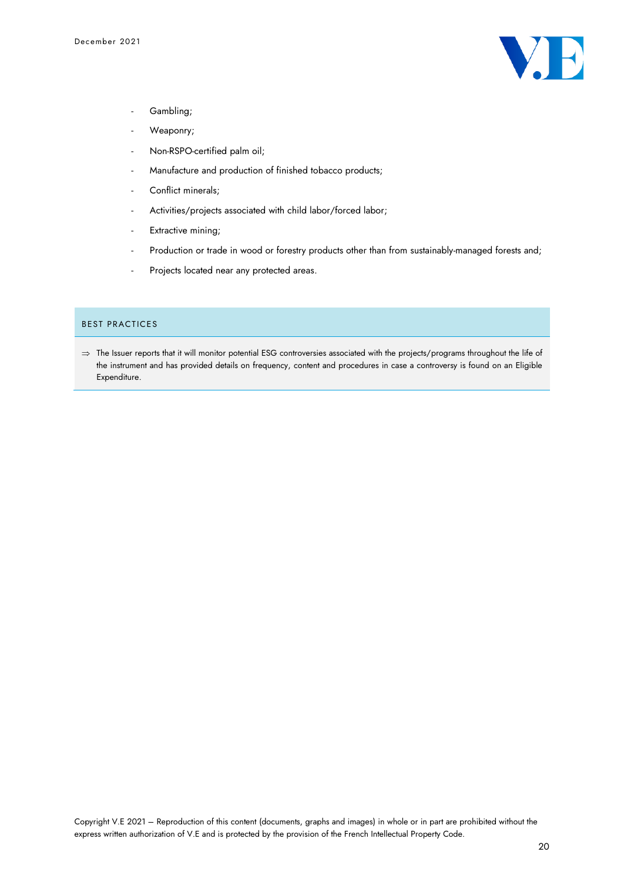- Gambling;
- Weaponry;
- Non-RSPO-certified palm oil;
- Manufacture and production of finished tobacco products;
- Conflict minerals;
- Activities/projects associated with child labor/forced labor;
- Extractive mining;
- Production or trade in wood or forestry products other than from sustainably-managed forests and;
- Projects located near any protected areas.

### BEST PRACTICES

⇒ The Issuer reports that it will monitor potential ESG controversies associated with the projects/programs throughout the life of the instrument and has provided details on frequency, content and procedures in case a controversy is found on an Eligible Expenditure.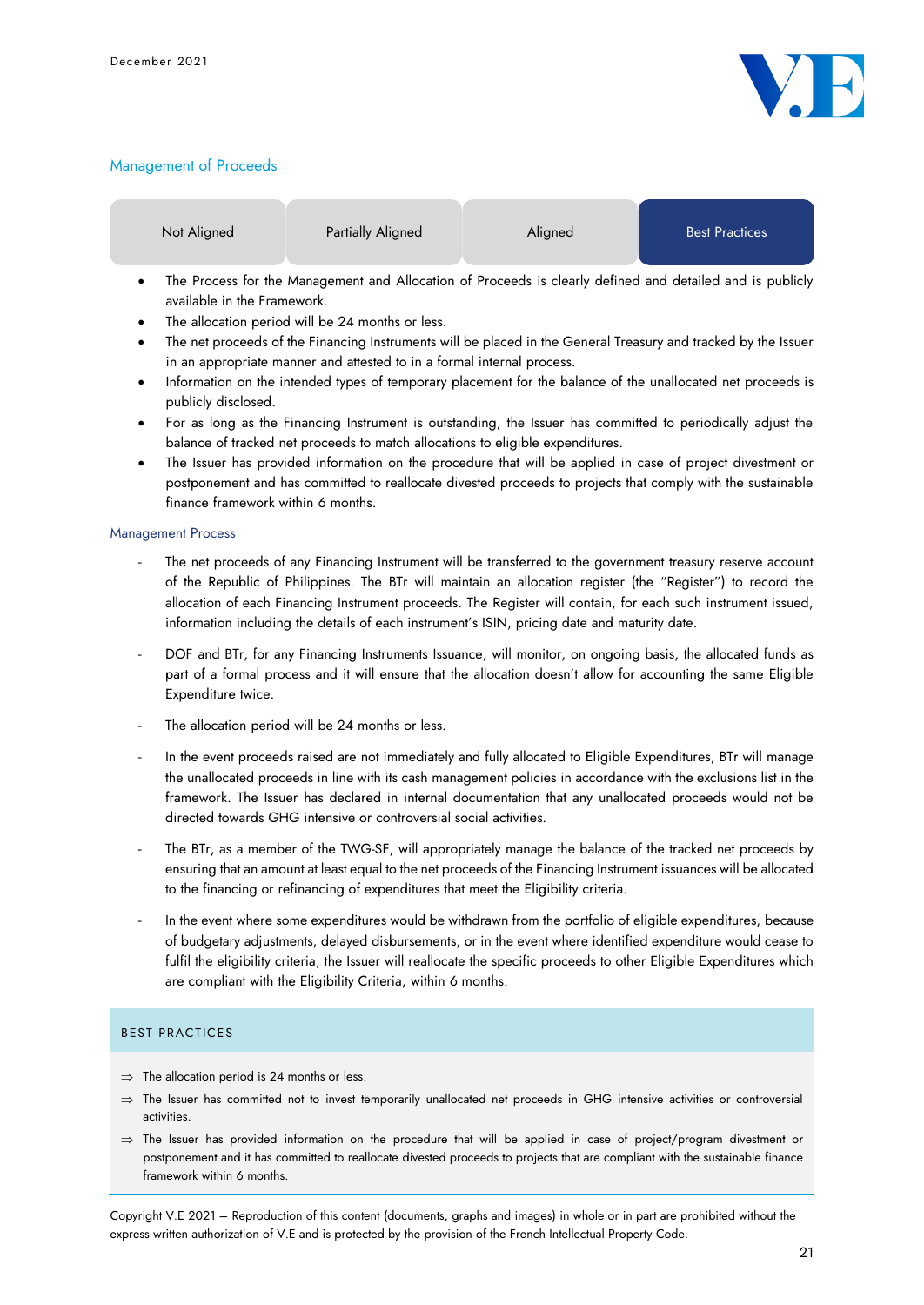## Management of Proceeds

| Not Aligned | Partially Aligned | Aligned | **Best Practices** |
|---|---|---|---|

- The Process for the Management and Allocation of Proceeds is clearly defined and detailed and is publicly available in the Framework.
- The allocation period will be 24 months or less.
- The net proceeds of the Financing Instruments will be placed in the General Treasury and tracked by the Issuer in an appropriate manner and attested to in a formal internal process.
- Information on the intended types of temporary placement for the balance of the unallocated net proceeds is publicly disclosed.
- For as long as the Financing Instrument is outstanding, the Issuer has committed to periodically adjust the balance of tracked net proceeds to match allocations to eligible expenditures.
- The Issuer has provided information on the procedure that will be applied in case of project divestment or postponement and has committed to reallocate divested proceeds to projects that comply with the sustainable finance framework within 6 months.

### Management Process

- The net proceeds of any Financing Instrument will be transferred to the government treasury reserve account of the Republic of Philippines. The BTr will maintain an allocation register (the "Register") to record the allocation of each Financing Instrument proceeds. The Register will contain, for each such instrument issued, information including the details of each instrument's ISIN, pricing date and maturity date.
- DOF and BTr, for any Financing Instruments Issuance, will monitor, on ongoing basis, the allocated funds as part of a formal process and it will ensure that the allocation doesn't allow for accounting the same Eligible Expenditure twice.
- The allocation period will be 24 months or less.
- In the event proceeds raised are not immediately and fully allocated to Eligible Expenditures, BTr will manage the unallocated proceeds in line with its cash management policies in accordance with the exclusions list in the framework. The Issuer has declared in internal documentation that any unallocated proceeds would not be directed towards GHG intensive or controversial social activities.
- The BTr, as a member of the TWG-SF, will appropriately manage the balance of the tracked net proceeds by ensuring that an amount at least equal to the net proceeds of the Financing Instrument issuances will be allocated to the financing or refinancing of expenditures that meet the Eligibility criteria.
- In the event where some expenditures would be withdrawn from the portfolio of eligible expenditures, because of budgetary adjustments, delayed disbursements, or in the event where identified expenditure would cease to fulfil the eligibility criteria, the Issuer will reallocate the specific proceeds to other Eligible Expenditures which are compliant with the Eligibility Criteria, within 6 months.

### BEST PRACTICES

⇒ The allocation period is 24 months or less.

⇒ The Issuer has committed not to invest temporarily unallocated net proceeds in GHG intensive activities or controversial activities.

⇒ The Issuer has provided information on the procedure that will be applied in case of project/program divestment or postponement and it has committed to reallocate divested proceeds to projects that are compliant with the sustainable finance framework within 6 months.

Copyright V.E 2021 – Reproduction of this content (documents, graphs and images) in whole or in part are prohibited without the express written authorization of V.E and is protected by the provision of the French Intellectual Property Code.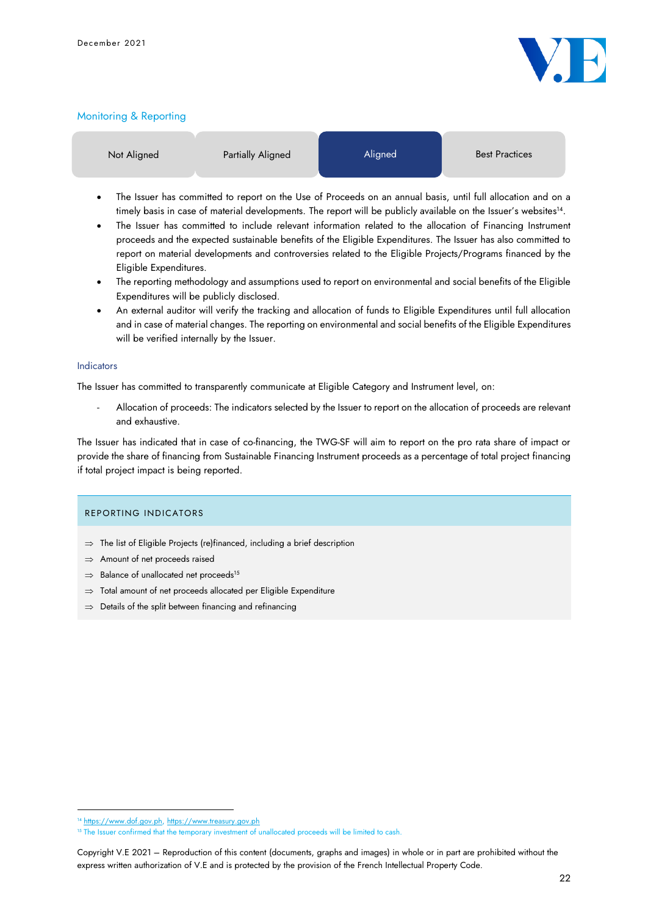## Monitoring & Reporting

| Not Aligned | Partially Aligned | **Aligned** | Best Practices |
|---|---|---|---|

- The Issuer has committed to report on the Use of Proceeds on an annual basis, until full allocation and on a timely basis in case of material developments. The report will be publicly available on the Issuer's websites[14].
- The Issuer has committed to include relevant information related to the allocation of Financing Instrument proceeds and the expected sustainable benefits of the Eligible Expenditures. The Issuer has also committed to report on material developments and controversies related to the Eligible Projects/Programs financed by the Eligible Expenditures.
- The reporting methodology and assumptions used to report on environmental and social benefits of the Eligible Expenditures will be publicly disclosed.
- An external auditor will verify the tracking and allocation of funds to Eligible Expenditures until full allocation and in case of material changes. The reporting on environmental and social benefits of the Eligible Expenditures will be verified internally by the Issuer.

### Indicators

The Issuer has committed to transparently communicate at Eligible Category and Instrument level, on:

- Allocation of proceeds: The indicators selected by the Issuer to report on the allocation of proceeds are relevant and exhaustive.

The Issuer has indicated that in case of co-financing, the TWG-SF will aim to report on the pro rata share of impact or provide the share of financing from Sustainable Financing Instrument proceeds as a percentage of total project financing if total project impact is being reported.

#### REPORTING INDICATORS

⇒ The list of Eligible Projects (re)financed, including a brief description

⇒ Amount of net proceeds raised

⇒ Balance of unallocated net proceeds[15]

⇒ Total amount of net proceeds allocated per Eligible Expenditure

⇒ Details of the split between financing and refinancing

---

[14] https://www.dof.gov.ph, https://www.treasury.gov.ph

[15] The Issuer confirmed that the temporary investment of unallocated proceeds will be limited to cash.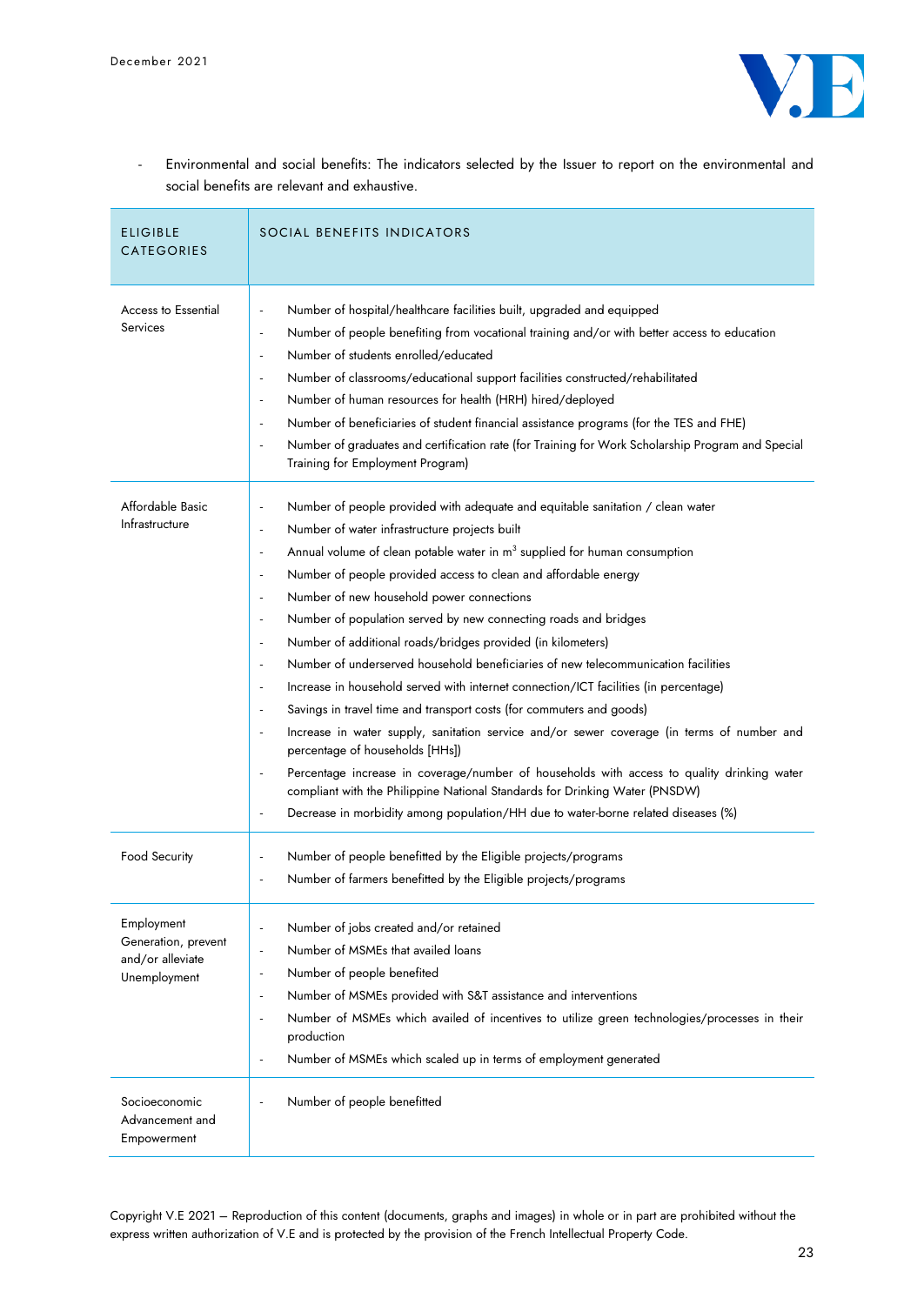- Environmental and social benefits: The indicators selected by the Issuer to report on the environmental and social benefits are relevant and exhaustive.

| ELIGIBLE CATEGORIES | SOCIAL BENEFITS INDICATORS |
| --- | --- |
| Access to Essential Services | - Number of hospital/healthcare facilities built, upgraded and equipped<br>- Number of people benefiting from vocational training and/or with better access to education<br>- Number of students enrolled/educated<br>- Number of classrooms/educational support facilities constructed/rehabilitated<br>- Number of human resources for health (HRH) hired/deployed<br>- Number of beneficiaries of student financial assistance programs (for the TES and FHE)<br>- Number of graduates and certification rate (for Training for Work Scholarship Program and Special Training for Employment Program) |
| Affordable Basic Infrastructure | - Number of people provided with adequate and equitable sanitation / clean water<br>- Number of water infrastructure projects built<br>- Annual volume of clean potable water in $m^3$ supplied for human consumption<br>- Number of people provided access to clean and affordable energy<br>- Number of new household power connections<br>- Number of population served by new connecting roads and bridges<br>- Number of additional roads/bridges provided (in kilometers)<br>- Number of underserved household beneficiaries of new telecommunication facilities<br>- Increase in household served with internet connection/ICT facilities (in percentage)<br>- Savings in travel time and transport costs (for commuters and goods)<br>- Increase in water supply, sanitation service and/or sewer coverage (in terms of number and percentage of households [HHs])<br>- Percentage increase in coverage/number of households with access to quality drinking water compliant with the Philippine National Standards for Drinking Water (PNSDW)<br>- Decrease in morbidity among population/HH due to water-borne related diseases (%) |
| Food Security | - Number of people benefitted by the Eligible projects/programs<br>- Number of farmers benefitted by the Eligible projects/programs |
| Employment Generation, prevent and/or alleviate Unemployment | - Number of jobs created and/or retained<br>- Number of MSMEs that availed loans<br>- Number of people benefited<br>- Number of MSMEs provided with S&T assistance and interventions<br>- Number of MSMEs which availed of incentives to utilize green technologies/processes in their production<br>- Number of MSMEs which scaled up in terms of employment generated |
| Socioeconomic Advancement and Empowerment | - Number of people benefitted |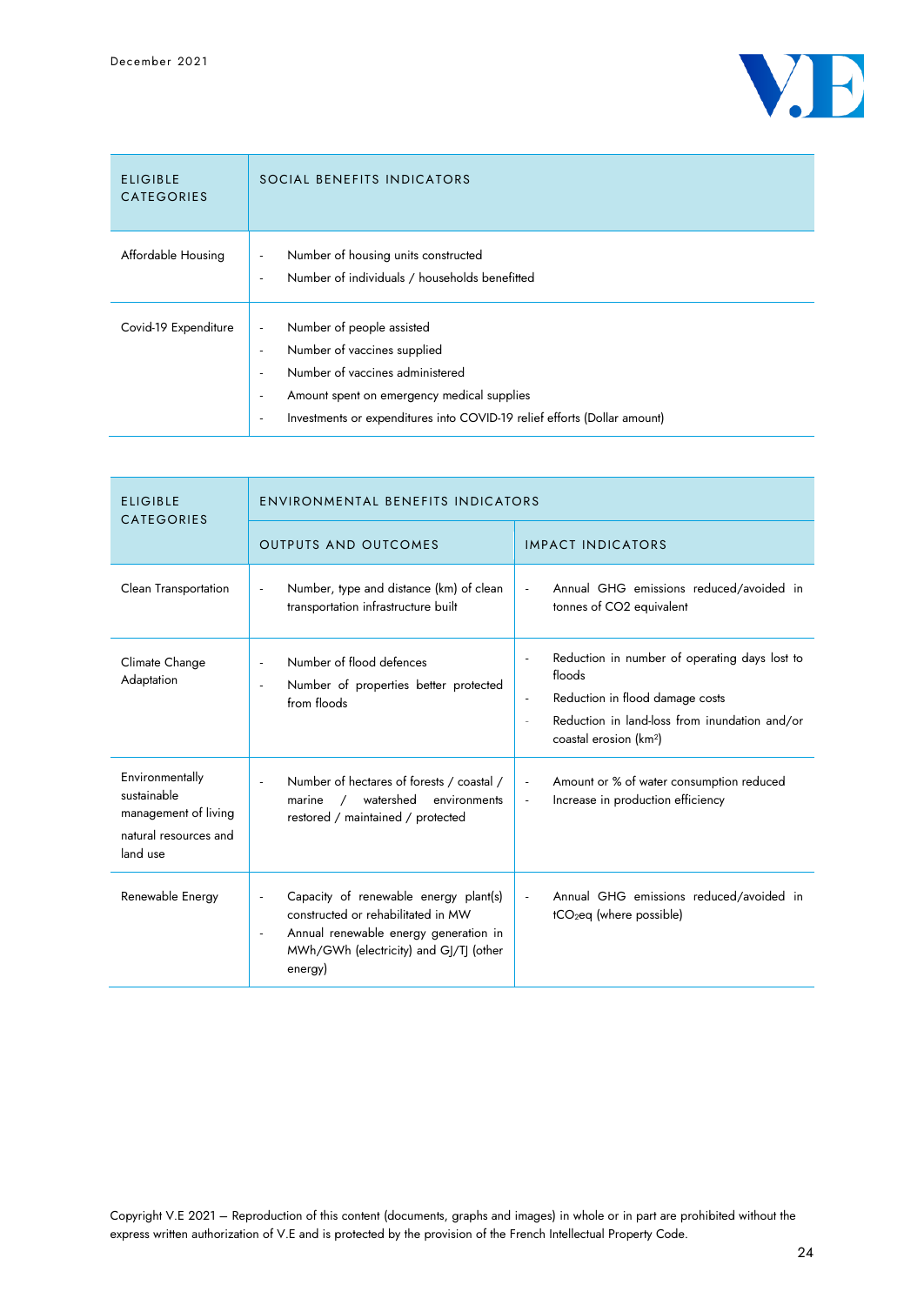| ELIGIBLE CATEGORIES | SOCIAL BENEFITS INDICATORS |
| --- | --- |
| Affordable Housing | - Number of housing units constructed<br>- Number of individuals / households benefitted |
| Covid-19 Expenditure | - Number of people assisted<br>- Number of vaccines supplied<br>- Number of vaccines administered<br>- Amount spent on emergency medical supplies<br>- Investments or expenditures into COVID-19 relief efforts (Dollar amount) |

| ELIGIBLE CATEGORIES | ENVIRONMENTAL BENEFITS INDICATORS | |
| --- | --- | --- |
| | OUTPUTS AND OUTCOMES | IMPACT INDICATORS |
| Clean Transportation | - Number, type and distance (km) of clean transportation infrastructure built | - Annual GHG emissions reduced/avoided in tonnes of CO2 equivalent |
| Climate Change Adaptation | - Number of flood defences<br>- Number of properties better protected from floods | - Reduction in number of operating days lost to floods<br>- Reduction in flood damage costs<br>- Reduction in land-loss from inundation and/or coastal erosion (km$^2$) |
| Environmentally sustainable management of living natural resources and land use | - Number of hectares of forests / coastal / marine / watershed environments restored / maintained / protected | - Amount or % of water consumption reduced<br>- Increase in production efficiency |
| Renewable Energy | - Capacity of renewable energy plant(s) constructed or rehabilitated in MW<br>- Annual renewable energy generation in MWh/GWh (electricity) and GJ/TJ (other energy) | - Annual GHG emissions reduced/avoided in $tCO_2eq$ (where possible) |

Copyright V.E 2021 – Reproduction of this content (documents, graphs and images) in whole or in part are prohibited without the express written authorization of V.E and is protected by the provision of the French Intellectual Property Code.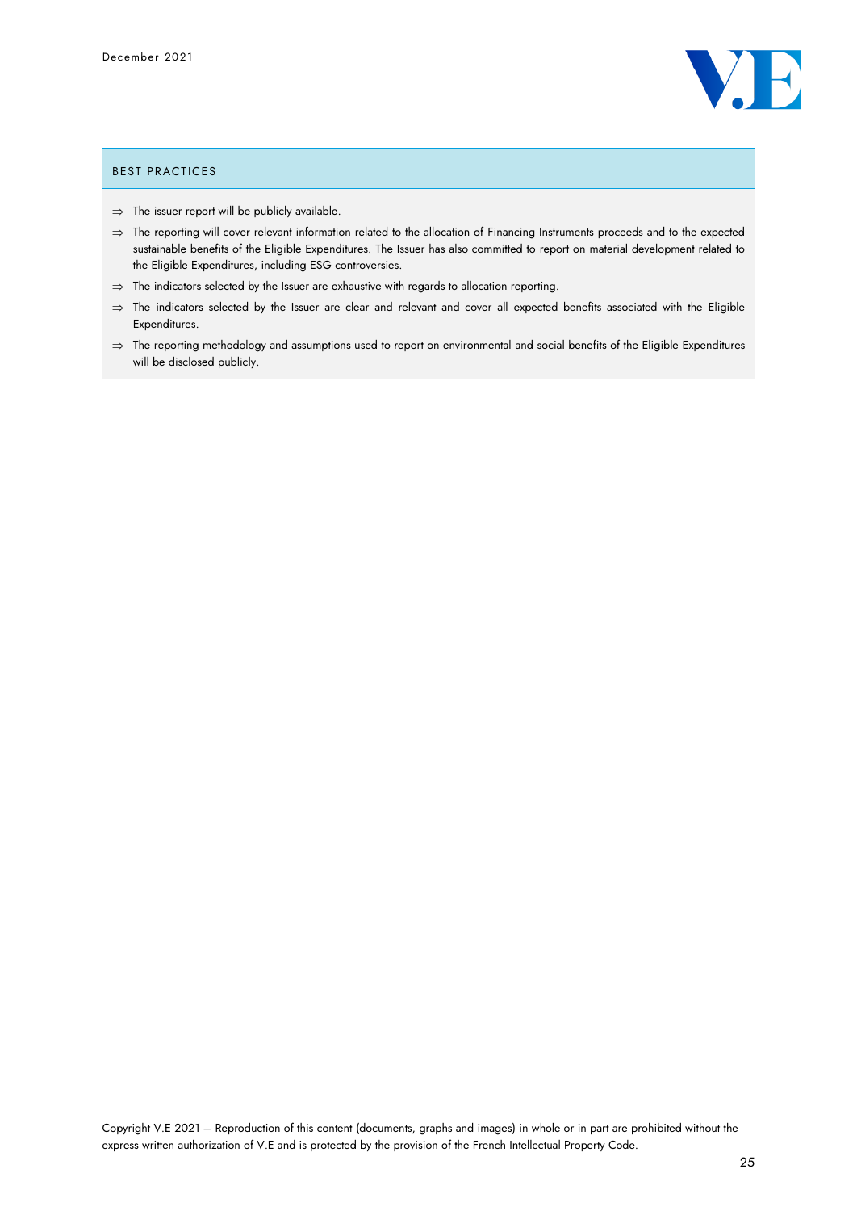## BEST PRACTICES

- ⇒ The issuer report will be publicly available.
- ⇒ The reporting will cover relevant information related to the allocation of Financing Instruments proceeds and to the expected sustainable benefits of the Eligible Expenditures. The Issuer has also committed to report on material development related to the Eligible Expenditures, including ESG controversies.
- ⇒ The indicators selected by the Issuer are exhaustive with regards to allocation reporting.
- ⇒ The indicators selected by the Issuer are clear and relevant and cover all expected benefits associated with the Eligible Expenditures.
- ⇒ The reporting methodology and assumptions used to report on environmental and social benefits of the Eligible Expenditures will be disclosed publicly.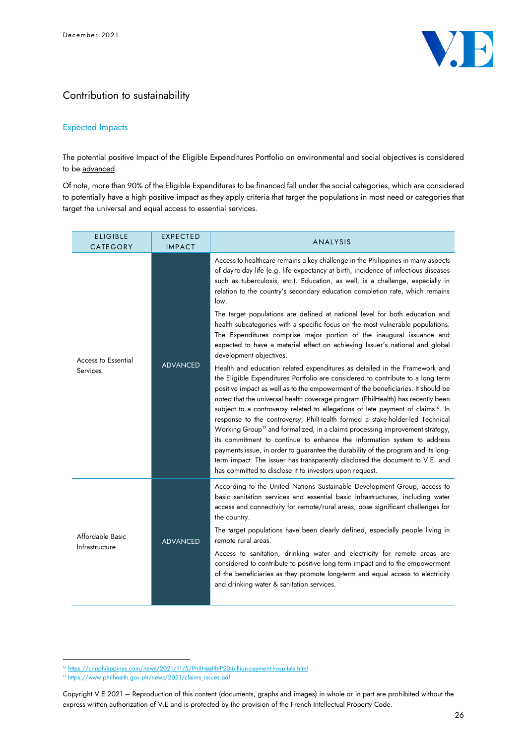## Contribution to sustainability

### Expected Impacts

The potential positive Impact of the Eligible Expenditures Portfolio on environmental and social objectives is considered to be advanced.

Of note, more than 90% of the Eligible Expenditures to be financed fall under the social categories, which are considered to potentially have a high positive impact as they apply criteria that target the populations in most need or categories that target the universal and equal access to essential services.

| ELIGIBLE CATEGORY | EXPECTED IMPACT | ANALYSIS |
|---|---|---|
| Access to Essential Services | ADVANCED | Access to healthcare remains a key challenge in the Philippines in many aspects of day-to-day life (e.g. life expectancy at birth, incidence of infectious diseases such as tuberculosis, etc.). Education, as well, is a challenge, especially in relation to the country's secondary education completion rate, which remains low.<br><br>The target populations are defined at national level for both education and health subcategories with a specific focus on the most vulnerable populations. The Expenditures comprise major portion of the inaugural issuance and expected to have a material effect on achieving Issuer's national and global development objectives.<br><br>Health and education related expenditures as detailed in the Framework and the Eligible Expenditures Portfolio are considered to contribute to a long term positive impact as well as to the empowerment of the beneficiaries. It should be noted that the universal health coverage program (PhilHealth) has recently been subject to a controversy related to allegations of late payment of claims[16]. In response to the controversy, PhilHealth formed a stake-holder-led Technical Working Group[17] and formalized, in a claims processing improvement strategy, its commitment to continue to enhance the information system to address payments issue, in order to guarantee the durability of the program and its long-term impact. The issuer has transparently disclosed the document to V.E. and has committed to disclose it to investors upon request. |
| Affordable Basic Infrastructure | ADVANCED | According to the United Nations Sustainable Development Group, access to basic sanitation services and essential basic infrastructures, including water access and connectivity for remote/rural areas, pose significant challenges for the country.<br><br>The target populations have been clearly defined, especially people living in remote rural areas.<br><br>Access to sanitation, drinking water and electricity for remote areas are considered to contribute to positive long term impact and to the empowerment of the beneficiaries as they promote long-term and equal access to electricity and drinking water & sanitation services. |

[16] https://cnnphilippines.com/news/2021/11/5/PhilHealth-P20-billion-payment-hospitals.html

[17] https://www.philhealth.gov.ph/news/2021/claims_issues.pdf

Copyright V.E 2021 – Reproduction of this content (documents, graphs and images) in whole or in part are prohibited without the express written authorization of V.E and is protected by the provision of the French Intellectual Property Code.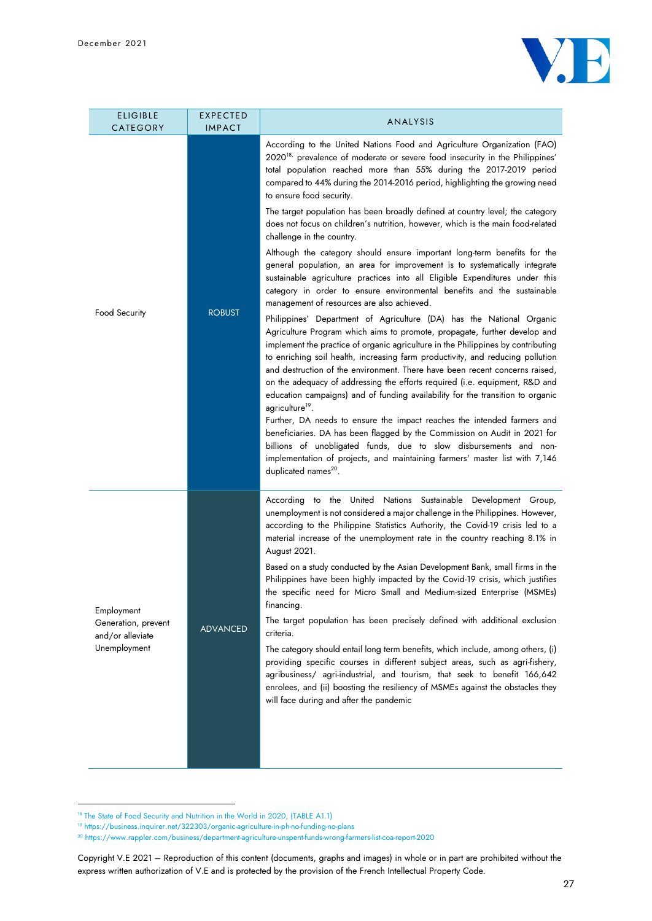| ELIGIBLE CATEGORY | EXPECTED IMPACT | ANALYSIS |
|---|---|---|
| Food Security | ROBUST | According to the United Nations Food and Agriculture Organization (FAO) 2020[18], prevalence of moderate or severe food insecurity in the Philippines' total population reached more than 55% during the 2017-2019 period compared to 44% during the 2014-2016 period, highlighting the growing need to ensure food security.<br><br>The target population has been broadly defined at country level; the category does not focus on children's nutrition, however, which is the main food-related challenge in the country.<br><br>Although the category should ensure important long-term benefits for the general population, an area for improvement is to systematically integrate sustainable agriculture practices into all Eligible Expenditures under this category in order to ensure environmental benefits and the sustainable management of resources are also achieved.<br><br>Philippines' Department of Agriculture (DA) has the National Organic Agriculture Program which aims to promote, propagate, further develop and implement the practice of organic agriculture in the Philippines by contributing to enriching soil health, increasing farm productivity, and reducing pollution and destruction of the environment. There have been recent concerns raised, on the adequacy of addressing the efforts required (i.e. equipment, R&D and education campaigns) and of funding availability for the transition to organic agriculture[19].<br>Further, DA needs to ensure the impact reaches the intended farmers and beneficiaries. DA has been flagged by the Commission on Audit in 2021 for billions of unobligated funds, due to slow disbursements and non-implementation of projects, and maintaining farmers' master list with 7,146 duplicated names[20]. |
| Employment Generation, prevent and/or alleviate Unemployment | ADVANCED | According to the United Nations Sustainable Development Group, unemployment is not considered a major challenge in the Philippines. However, according to the Philippine Statistics Authority, the Covid-19 crisis led to a material increase of the unemployment rate in the country reaching 8.1% in August 2021.<br><br>Based on a study conducted by the Asian Development Bank, small firms in the Philippines have been highly impacted by the Covid-19 crisis, which justifies the specific need for Micro Small and Medium-sized Enterprise (MSMEs) financing.<br><br>The target population has been precisely defined with additional exclusion criteria.<br><br>The category should entail long term benefits, which include, among others, (i) providing specific courses in different subject areas, such as agri-fishery, agribusiness/ agri-industrial, and tourism, that seek to benefit 166,642 enrolees, and (ii) boosting the resiliency of MSMEs against the obstacles they will face during and after the pandemic |

[18] The State of Food Security and Nutrition in the World in 2020, (TABLE A1.1)

[19] https://business.inquirer.net/322303/organic-agriculture-in-ph-no-funding-no-plans

[20] https://www.rappler.com/business/department-agriculture-unspent-funds-wrong-farmers-list-coa-report-2020

Copyright V.E 2021 – Reproduction of this content (documents, graphs and images) in whole or in part are prohibited without the express written authorization of V.E and is protected by the provision of the French Intellectual Property Code.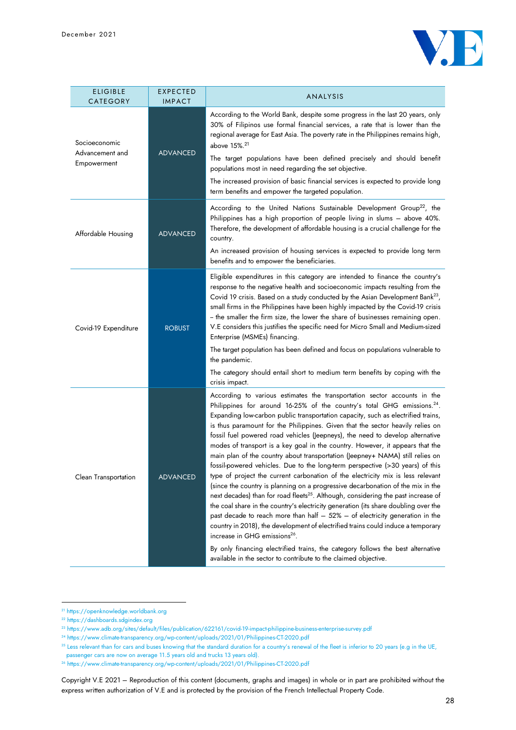| ELIGIBLE CATEGORY | EXPECTED IMPACT | ANALYSIS |
|---|---|---|
| Socioeconomic Advancement and Empowerment | ADVANCED | According to the World Bank, despite some progress in the last 20 years, only 30% of Filipinos use formal financial services, a rate that is lower than the regional average for East Asia. The poverty rate in the Philippines remains high, above 15%.[21]<br>The target populations have been defined precisely and should benefit populations most in need regarding the set objective.<br>The increased provision of basic financial services is expected to provide long term benefits and empower the targeted population. |
| Affordable Housing | ADVANCED | According to the United Nations Sustainable Development Group[22], the Philippines has a high proportion of people living in slums – above 40%. Therefore, the development of affordable housing is a crucial challenge for the country.<br>An increased provision of housing services is expected to provide long term benefits and to empower the beneficiaries. |
| Covid-19 Expenditure | ROBUST | Eligible expenditures in this category are intended to finance the country's response to the negative health and socioeconomic impacts resulting from the Covid 19 crisis. Based on a study conducted by the Asian Development Bank[23], small firms in the Philippines have been highly impacted by the Covid-19 crisis – the smaller the firm size, the lower the share of businesses remaining open. V.E considers this justifies the specific need for Micro Small and Medium-sized Enterprise (MSMEs) financing.<br>The target population has been defined and focus on populations vulnerable to the pandemic.<br>The category should entail short to medium term benefits by coping with the crisis impact. |
| Clean Transportation | ADVANCED | According to various estimates the transportation sector accounts in the Philippines for around 16-25% of the country's total GHG emissions.[24]. Expanding low-carbon public transportation capacity, such as electrified trains, is thus paramount for the Philippines. Given that the sector heavily relies on fossil fuel powered road vehicles (Jeepneys), the need to develop alternative modes of transport is a key goal in the country. However, it appears that the main plan of the country about transportation (Jeepney+ NAMA) still relies on fossil-powered vehicles. Due to the long-term perspective (>30 years) of this type of project the current carbonation of the electricity mix is less relevant (since the country is planning on a progressive decarbonation of the mix in the next decades) than for road fleets[25]. Although, considering the past increase of the coal share in the country's electricity generation (its share doubling over the past decade to reach more than half – 52% – of electricity generation in the country in 2018), the development of electrified trains could induce a temporary increase in GHG emissions[26].<br>By only financing electrified trains, the category follows the best alternative available in the sector to contribute to the claimed objective. |

[21] https://openknowledge.worldbank.org

[22] https://dashboards.sdgindex.org

[23] https://www.adb.org/sites/default/files/publication/622161/covid-19-impact-philippine-business-enterprise-survey.pdf

[24] https://www.climate-transparency.org/wp-content/uploads/2021/01/Philippines-CT-2020.pdf

[25] Less relevant than for cars and buses knowing that the standard duration for a country's renewal of the fleet is inferior to 20 years (e.g in the UE, passenger cars are now on average 11.5 years old and trucks 13 years old).

[26] https://www.climate-transparency.org/wp-content/uploads/2021/01/Philippines-CT-2020.pdf

Copyright V.E 2021 – Reproduction of this content (documents, graphs and images) in whole or in part are prohibited without the express written authorization of V.E and is protected by the provision of the French Intellectual Property Code.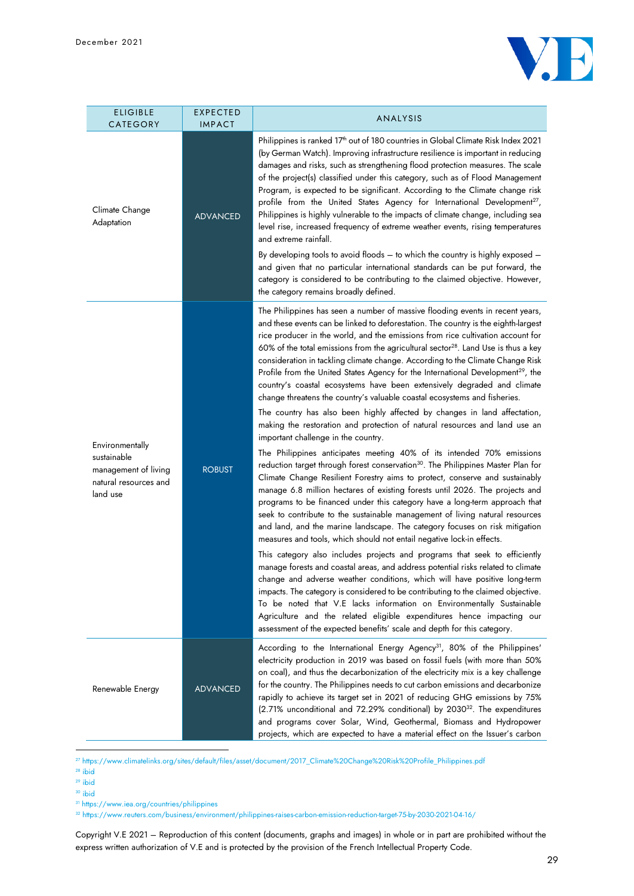| ELIGIBLE CATEGORY | EXPECTED IMPACT | ANALYSIS |
|---|---|---|
| Climate Change Adaptation | ADVANCED | Philippines is ranked 17th out of 180 countries in Global Climate Risk Index 2021 (by German Watch). Improving infrastructure resilience is important in reducing damages and risks, such as strengthening flood protection measures. The scale of the project(s) classified under this category, such as of Flood Management Program, is expected to be significant. According to the Climate change risk profile from the United States Agency for International Development[27], Philippines is highly vulnerable to the impacts of climate change, including sea level rise, increased frequency of extreme weather events, rising temperatures and extreme rainfall.<br><br>By developing tools to avoid floods – to which the country is highly exposed – and given that no particular international standards can be put forward, the category is considered to be contributing to the claimed objective. However, the category remains broadly defined. |
| Environmentally sustainable management of living natural resources and land use | ROBUST | The Philippines has seen a number of massive flooding events in recent years, and these events can be linked to deforestation. The country is the eighth-largest rice producer in the world, and the emissions from rice cultivation account for 60% of the total emissions from the agricultural sector[28]. Land Use is thus a key consideration in tackling climate change. According to the Climate Change Risk Profile from the United States Agency for the International Development[29], the country's coastal ecosystems have been extensively degraded and climate change threatens the country's valuable coastal ecosystems and fisheries.<br><br>The country has also been highly affected by changes in land affectation, making the restoration and protection of natural resources and land use an important challenge in the country.<br><br>The Philippines anticipates meeting 40% of its intended 70% emissions reduction target through forest conservation[30]. The Philippines Master Plan for Climate Change Resilient Forestry aims to protect, conserve and sustainably manage 6.8 million hectares of existing forests until 2026. The projects and programs to be financed under this category have a long-term approach that seek to contribute to the sustainable management of living natural resources and land, and the marine landscape. The category focuses on risk mitigation measures and tools, which should not entail negative lock-in effects.<br><br>This category also includes projects and programs that seek to efficiently manage forests and coastal areas, and address potential risks related to climate change and adverse weather conditions, which will have positive long-term impacts. The category is considered to be contributing to the claimed objective. To be noted that V.E lacks information on Environmentally Sustainable Agriculture and the related eligible expenditures hence impacting our assessment of the expected benefits' scale and depth for this category. |
| Renewable Energy | ADVANCED | According to the International Energy Agency[31], 80% of the Philippines' electricity production in 2019 was based on fossil fuels (with more than 50% on coal), and thus the decarbonization of the electricity mix is a key challenge for the country. The Philippines needs to cut carbon emissions and decarbonize rapidly to achieve its target set in 2021 of reducing GHG emissions by 75% (2.71% unconditional and 72.29% conditional) by 2030[32]. The expenditures and programs cover Solar, Wind, Geothermal, Biomass and Hydropower projects, which are expected to have a material effect on the Issuer's carbon |

[27] https://www.climatelinks.org/sites/default/files/asset/document/2017_Climate%20Change%20Risk%20Profile_Philippines.pdf
[28] ibid
[29] ibid
[30] ibid
[31] https://www.iea.org/countries/philippines
[32] https://www.reuters.com/business/environment/philippines-raises-carbon-emission-reduction-target-75-by-2030-2021-04-16/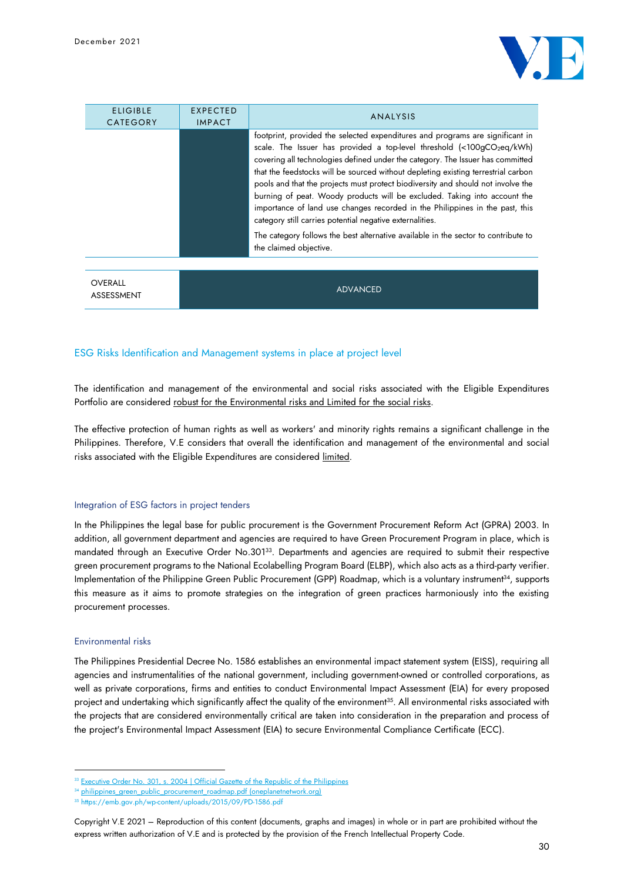| ELIGIBLE CATEGORY | EXPECTED IMPACT | ANALYSIS |
|---|---|---|
| | | footprint, provided the selected expenditures and programs are significant in scale. The Issuer has provided a top-level threshold (<100g$CO_2$eq/kWh) covering all technologies defined under the category. The Issuer has committed that the feedstocks will be sourced without depleting existing terrestrial carbon pools and that the projects must protect biodiversity and should not involve the burning of peat. Woody products will be excluded. Taking into account the importance of land use changes recorded in the Philippines in the past, this category still carries potential negative externalities.<br><br>The category follows the best alternative available in the sector to contribute to the claimed objective. |

| OVERALL ASSESSMENT | ADVANCED |
|---|---|

## ESG Risks Identification and Management systems in place at project level

The identification and management of the environmental and social risks associated with the Eligible Expenditures Portfolio are considered robust for the Environmental risks and Limited for the social risks.

The effective protection of human rights as well as workers' and minority rights remains a significant challenge in the Philippines. Therefore, V.E considers that overall the identification and management of the environmental and social risks associated with the Eligible Expenditures are considered limited.

### Integration of ESG factors in project tenders

In the Philippines the legal base for public procurement is the Government Procurement Reform Act (GPRA) 2003. In addition, all government department and agencies are required to have Green Procurement Program in place, which is mandated through an Executive Order No.301[33]. Departments and agencies are required to submit their respective green procurement programs to the National Ecolabelling Program Board (ELBP), which also acts as a third-party verifier. Implementation of the Philippine Green Public Procurement (GPP) Roadmap, which is a voluntary instrument[34], supports this measure as it aims to promote strategies on the integration of green practices harmoniously into the existing procurement processes.

### Environmental risks

The Philippines Presidential Decree No. 1586 establishes an environmental impact statement system (EISS), requiring all agencies and instrumentalities of the national government, including government-owned or controlled corporations, as well as private corporations, firms and entities to conduct Environmental Impact Assessment (EIA) for every proposed project and undertaking which significantly affect the quality of the environment[35]. All environmental risks associated with the projects that are considered environmentally critical are taken into consideration in the preparation and process of the project's Environmental Impact Assessment (EIA) to secure Environmental Compliance Certificate (ECC).

[33] Executive Order No. 301, s. 2004 | Official Gazette of the Republic of the Philippines
[34] philippines_green_public_procurement_roadmap.pdf (oneplanetnetwork.org)
[35] https://emb.gov.ph/wp-content/uploads/2015/09/PD-1586.pdf

Copyright V.E 2021 – Reproduction of this content (documents, graphs and images) in whole or in part are prohibited without the express written authorization of V.E and is protected by the provision of the French Intellectual Property Code.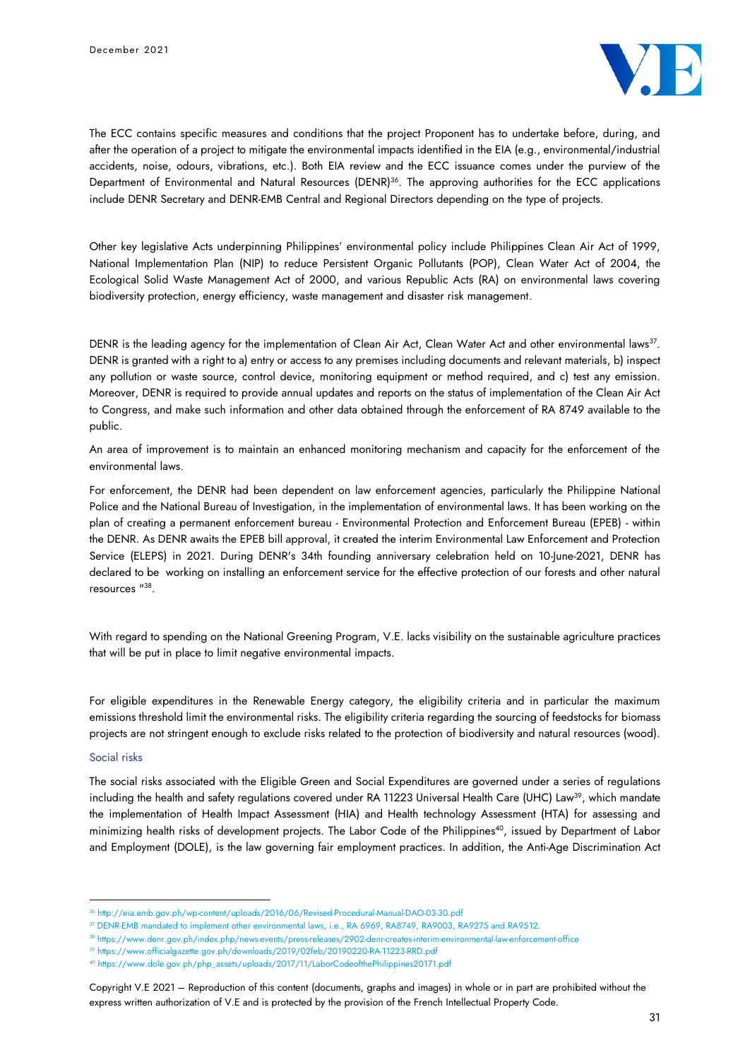The ECC contains specific measures and conditions that the project Proponent has to undertake before, during, and after the operation of a project to mitigate the environmental impacts identified in the EIA (e.g., environmental/industrial accidents, noise, odours, vibrations, etc.). Both EIA review and the ECC issuance comes under the purview of the Department of Environmental and Natural Resources (DENR)[36]. The approving authorities for the ECC applications include DENR Secretary and DENR-EMB Central and Regional Directors depending on the type of projects.

Other key legislative Acts underpinning Philippines' environmental policy include Philippines Clean Air Act of 1999, National Implementation Plan (NIP) to reduce Persistent Organic Pollutants (POP), Clean Water Act of 2004, the Ecological Solid Waste Management Act of 2000, and various Republic Acts (RA) on environmental laws covering biodiversity protection, energy efficiency, waste management and disaster risk management.

DENR is the leading agency for the implementation of Clean Air Act, Clean Water Act and other environmental laws[37]. DENR is granted with a right to a) entry or access to any premises including documents and relevant materials, b) inspect any pollution or waste source, control device, monitoring equipment or method required, and c) test any emission. Moreover, DENR is required to provide annual updates and reports on the status of implementation of the Clean Air Act to Congress, and make such information and other data obtained through the enforcement of RA 8749 available to the public.

An area of improvement is to maintain an enhanced monitoring mechanism and capacity for the enforcement of the environmental laws.

For enforcement, the DENR had been dependent on law enforcement agencies, particularly the Philippine National Police and the National Bureau of Investigation, in the implementation of environmental laws. It has been working on the plan of creating a permanent enforcement bureau - Environmental Protection and Enforcement Bureau (EPEB) - within the DENR. As DENR awaits the EPEB bill approval, it created the interim Environmental Law Enforcement and Protection Service (ELEPS) in 2021. During DENR's 34th founding anniversary celebration held on 10-June-2021, DENR has declared to be working on installing an enforcement service for the effective protection of our forests and other natural resources "[38].

With regard to spending on the National Greening Program, V.E. lacks visibility on the sustainable agriculture practices that will be put in place to limit negative environmental impacts.

For eligible expenditures in the Renewable Energy category, the eligibility criteria and in particular the maximum emissions threshold limit the environmental risks. The eligibility criteria regarding the sourcing of feedstocks for biomass projects are not stringent enough to exclude risks related to the protection of biodiversity and natural resources (wood).

### Social risks

The social risks associated with the Eligible Green and Social Expenditures are governed under a series of regulations including the health and safety regulations covered under RA 11223 Universal Health Care (UHC) Law[39], which mandate the implementation of Health Impact Assessment (HIA) and Health technology Assessment (HTA) for assessing and minimizing health risks of development projects. The Labor Code of the Philippines[40], issued by Department of Labor and Employment (DOLE), is the law governing fair employment practices. In addition, the Anti-Age Discrimination Act

---

[36] http://eia.emb.gov.ph/wp-content/uploads/2016/06/Revised-Procedural-Manual-DAO-03-30.pdf
[37] DENR-EMB mandated to implement other environmental laws, i.e., RA 6969, RA8749, RA9003, RA9275 and RA9512.
[38] https://www.denr.gov.ph/index.php/news-events/press-releases/2902-denr-creates-interim-environmental-law-enforcement-office
[39] https://www.officialgazette.gov.ph/downloads/2019/02feb/20190220-RA-11223-RRD.pdf
[40] https://www.dole.gov.ph/php_assets/uploads/2017/11/LaborCodeofthePhilippines20171.pdf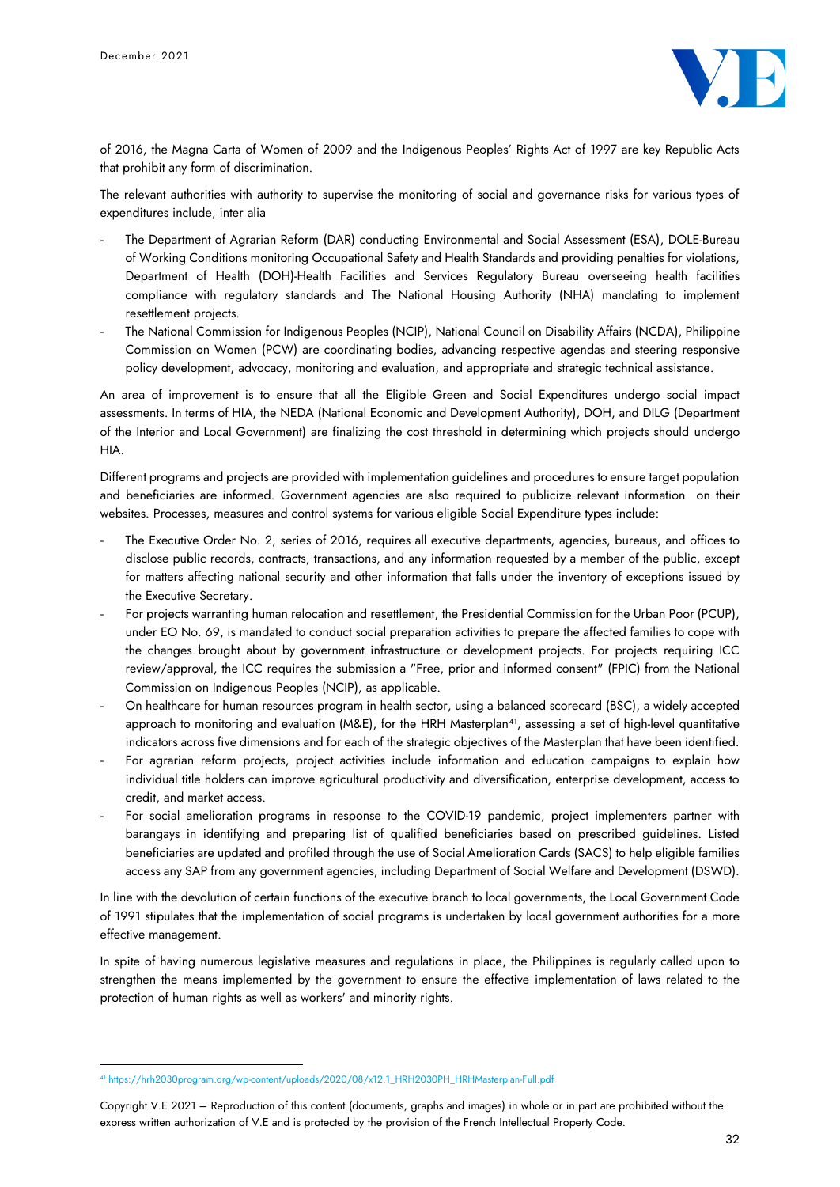of 2016, the Magna Carta of Women of 2009 and the Indigenous Peoples' Rights Act of 1997 are key Republic Acts that prohibit any form of discrimination.

The relevant authorities with authority to supervise the monitoring of social and governance risks for various types of expenditures include, inter alia

- The Department of Agrarian Reform (DAR) conducting Environmental and Social Assessment (ESA), DOLE-Bureau of Working Conditions monitoring Occupational Safety and Health Standards and providing penalties for violations, Department of Health (DOH)-Health Facilities and Services Regulatory Bureau overseeing health facilities compliance with regulatory standards and The National Housing Authority (NHA) mandating to implement resettlement projects.
- The National Commission for Indigenous Peoples (NCIP), National Council on Disability Affairs (NCDA), Philippine Commission on Women (PCW) are coordinating bodies, advancing respective agendas and steering responsive policy development, advocacy, monitoring and evaluation, and appropriate and strategic technical assistance.

An area of improvement is to ensure that all the Eligible Green and Social Expenditures undergo social impact assessments. In terms of HIA, the NEDA (National Economic and Development Authority), DOH, and DILG (Department of the Interior and Local Government) are finalizing the cost threshold in determining which projects should undergo HIA.

Different programs and projects are provided with implementation guidelines and procedures to ensure target population and beneficiaries are informed. Government agencies are also required to publicize relevant information on their websites. Processes, measures and control systems for various eligible Social Expenditure types include:

- The Executive Order No. 2, series of 2016, requires all executive departments, agencies, bureaus, and offices to disclose public records, contracts, transactions, and any information requested by a member of the public, except for matters affecting national security and other information that falls under the inventory of exceptions issued by the Executive Secretary.
- For projects warranting human relocation and resettlement, the Presidential Commission for the Urban Poor (PCUP), under EO No. 69, is mandated to conduct social preparation activities to prepare the affected families to cope with the changes brought about by government infrastructure or development projects. For projects requiring ICC review/approval, the ICC requires the submission a "Free, prior and informed consent" (FPIC) from the National Commission on Indigenous Peoples (NCIP), as applicable.
- On healthcare for human resources program in health sector, using a balanced scorecard (BSC), a widely accepted approach to monitoring and evaluation (M&E), for the HRH Masterplan[41], assessing a set of high-level quantitative indicators across five dimensions and for each of the strategic objectives of the Masterplan that have been identified.
- For agrarian reform projects, project activities include information and education campaigns to explain how individual title holders can improve agricultural productivity and diversification, enterprise development, access to credit, and market access.
- For social amelioration programs in response to the COVID-19 pandemic, project implementers partner with barangays in identifying and preparing list of qualified beneficiaries based on prescribed guidelines. Listed beneficiaries are updated and profiled through the use of Social Amelioration Cards (SACS) to help eligible families access any SAP from any government agencies, including Department of Social Welfare and Development (DSWD).

In line with the devolution of certain functions of the executive branch to local governments, the Local Government Code of 1991 stipulates that the implementation of social programs is undertaken by local government authorities for a more effective management.

In spite of having numerous legislative measures and regulations in place, the Philippines is regularly called upon to strengthen the means implemented by the government to ensure the effective implementation of laws related to the protection of human rights as well as workers' and minority rights.

[41] https://hrh2030program.org/wp-content/uploads/2020/08/x12.1_HRH2030PH_HRHMasterplan-Full.pdf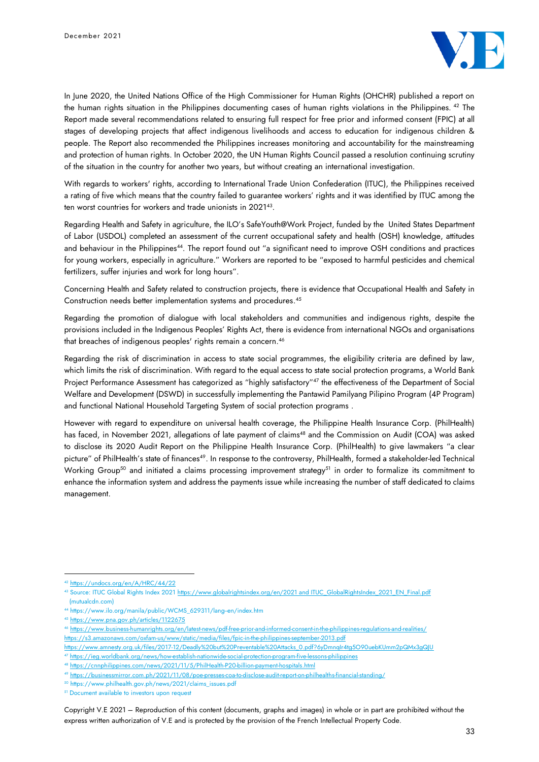In June 2020, the United Nations Office of the High Commissioner for Human Rights (OHCHR) published a report on the human rights situation in the Philippines documenting cases of human rights violations in the Philippines. [42] The Report made several recommendations related to ensuring full respect for free prior and informed consent (FPIC) at all stages of developing projects that affect indigenous livelihoods and access to education for indigenous children & people. The Report also recommended the Philippines increases monitoring and accountability for the mainstreaming and protection of human rights. In October 2020, the UN Human Rights Council passed a resolution continuing scrutiny of the situation in the country for another two years, but without creating an international investigation.

With regards to workers' rights, according to International Trade Union Confederation (ITUC), the Philippines received a rating of five which means that the country failed to guarantee workers' rights and it was identified by ITUC among the ten worst countries for workers and trade unionists in 2021[43].

Regarding Health and Safety in agriculture, the ILO's SafeYouth@Work Project, funded by the United States Department of Labor (USDOL) completed an assessment of the current occupational safety and health (OSH) knowledge, attitudes and behaviour in the Philippines[44]. The report found out "a significant need to improve OSH conditions and practices for young workers, especially in agriculture." Workers are reported to be "exposed to harmful pesticides and chemical fertilizers, suffer injuries and work for long hours".

Concerning Health and Safety related to construction projects, there is evidence that Occupational Health and Safety in Construction needs better implementation systems and procedures.[45]

Regarding the promotion of dialogue with local stakeholders and communities and indigenous rights, despite the provisions included in the Indigenous Peoples' Rights Act, there is evidence from international NGOs and organisations that breaches of indigenous peoples' rights remain a concern.[46]

Regarding the risk of discrimination in access to state social programmes, the eligibility criteria are defined by law, which limits the risk of discrimination. With regard to the equal access to state social protection programs, a World Bank Project Performance Assessment has categorized as "highly satisfactory"[47] the effectiveness of the Department of Social Welfare and Development (DSWD) in successfully implementing the Pantawid Pamilyang Pilipino Program (4P Program) and functional National Household Targeting System of social protection programs .

However with regard to expenditure on universal health coverage, the Philippine Health Insurance Corp. (PhilHealth) has faced, in November 2021, allegations of late payment of claims[48] and the Commission on Audit (COA) was asked to disclose its 2020 Audit Report on the Philippine Health Insurance Corp. (PhilHealth) to give lawmakers "a clear picture" of PhilHealth's state of finances[49]. In response to the controversy, PhilHealth, formed a stakeholder-led Technical Working Group[50] and initiated a claims processing improvement strategy[51] in order to formalize its commitment to enhance the information system and address the payments issue while increasing the number of staff dedicated to claims management.

---

[42] https://undocs.org/en/A/HRC/44/22
[43] Source: ITUC Global Rights Index 2021 https://www.globalrightsindex.org/en/2021 and ITUC_GlobalRightsIndex_2021_EN_Final.pdf (mutualcdn.com)
[44] https://www.ilo.org/manila/public/WCMS_629311/lang--en/index.htm
[45] https://www.pna.gov.ph/articles/1122675
[46] https://www.business-humanrights.org/en/latest-news/pdf-free-prior-and-informed-consent-in-the-philippines-regulations-and-realities/
https://s3.amazonaws.com/oxfam-us/www/static/media/files/fpic-in-the-philippines-september-2013.pdf
https://www.amnesty.org.uk/files/2017-12/Deadly%20but%20Preventable%20Attacks_0.pdf?6yDmnqIr4tg5O90uebKUmm2pQMx3gQJU
[47] https://ieg.worldbank.org/news/how-establish-nationwide-social-protection-program-five-lessons-philippines
[48] https://cnnphilippines.com/news/2021/11/5/PhilHealth-P20-billion-payment-hospitals.html
[49] https://businessmirror.com.ph/2021/11/08/poe-presses-coa-to-disclose-audit-report-on-philhealths-financial-standing/
[50] https://www.philhealth.gov.ph/news/2021/claims_issues.pdf
[51] Document available to investors upon request

Copyright V.E 2021 – Reproduction of this content (documents, graphs and images) in whole or in part are prohibited without the express written authorization of V.E and is protected by the provision of the French Intellectual Property Code.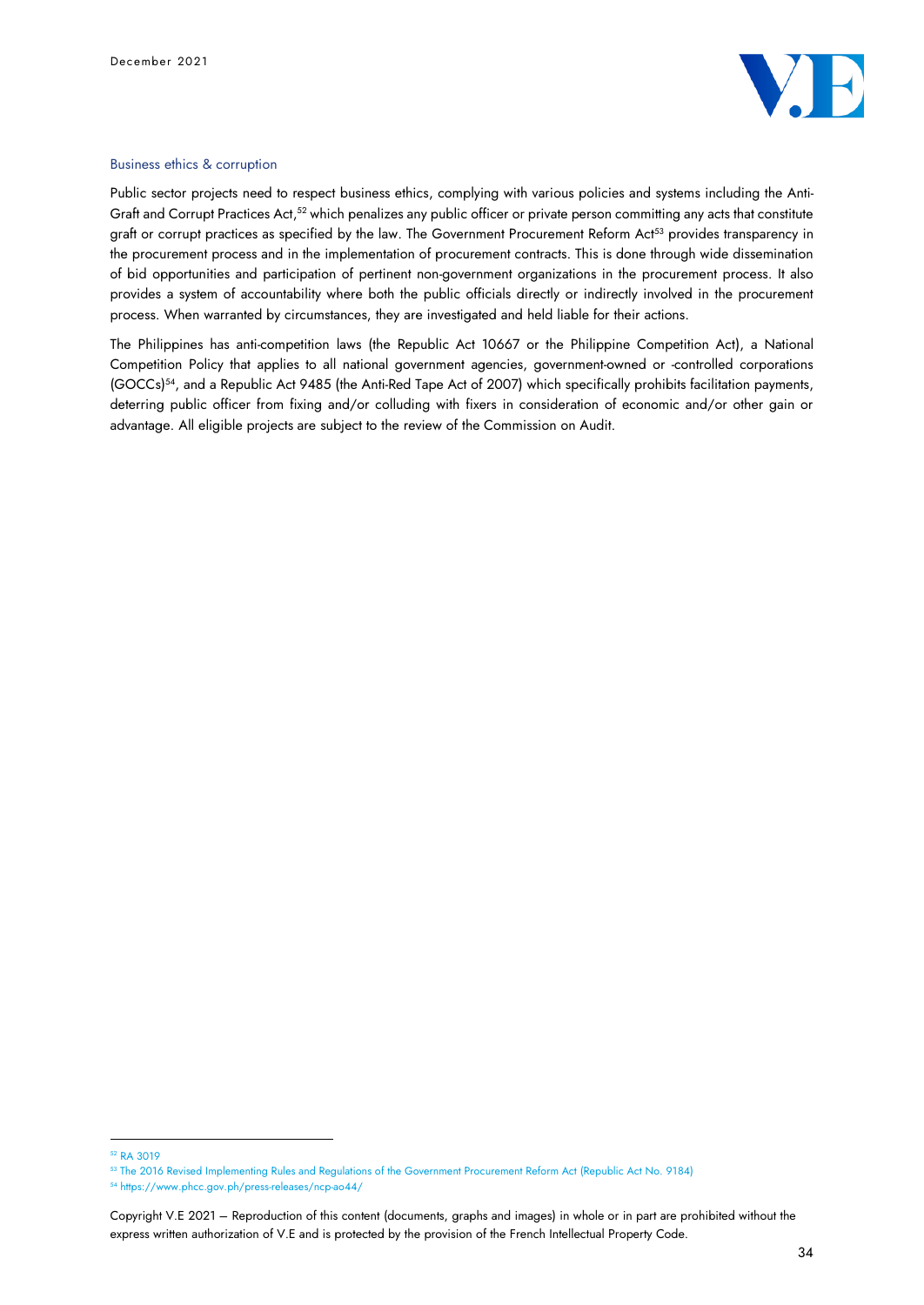### Business ethics & corruption

Public sector projects need to respect business ethics, complying with various policies and systems including the Anti-Graft and Corrupt Practices Act,[52] which penalizes any public officer or private person committing any acts that constitute graft or corrupt practices as specified by the law. The Government Procurement Reform Act[53] provides transparency in the procurement process and in the implementation of procurement contracts. This is done through wide dissemination of bid opportunities and participation of pertinent non-government organizations in the procurement process. It also provides a system of accountability where both the public officials directly or indirectly involved in the procurement process. When warranted by circumstances, they are investigated and held liable for their actions.

The Philippines has anti-competition laws (the Republic Act 10667 or the Philippine Competition Act), a National Competition Policy that applies to all national government agencies, government-owned or -controlled corporations (GOCCs)[54], and a Republic Act 9485 (the Anti-Red Tape Act of 2007) which specifically prohibits facilitation payments, deterring public officer from fixing and/or colluding with fixers in consideration of economic and/or other gain or advantage. All eligible projects are subject to the review of the Commission on Audit.

---

[52] RA 3019

[53] The 2016 Revised Implementing Rules and Regulations of the Government Procurement Reform Act (Republic Act No. 9184)

[54] https://www.phcc.gov.ph/press-releases/ncp-ao44/

Copyright V.E 2021 – Reproduction of this content (documents, graphs and images) in whole or in part are prohibited without the express written authorization of V.E and is protected by the provision of the French Intellectual Property Code.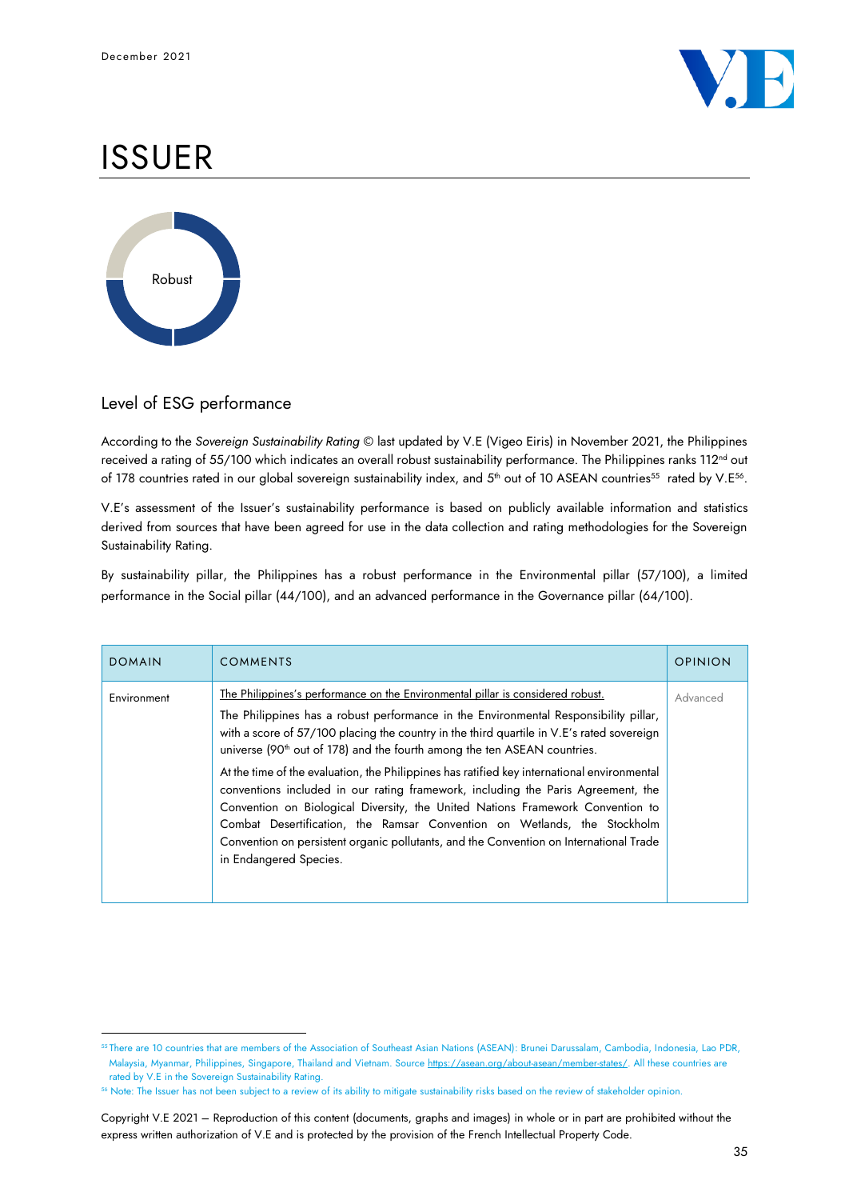# ISSUER

Robust

## Level of ESG performance

According to the *Sovereign Sustainability Rating* © last updated by V.E (Vigeo Eiris) in November 2021, the Philippines received a rating of 55/100 which indicates an overall robust sustainability performance. The Philippines ranks 112nd out of 178 countries rated in our global sovereign sustainability index, and 5th out of 10 ASEAN countries[55] rated by V.E[56].

V.E's assessment of the Issuer's sustainability performance is based on publicly available information and statistics derived from sources that have been agreed for use in the data collection and rating methodologies for the Sovereign Sustainability Rating.

By sustainability pillar, the Philippines has a robust performance in the Environmental pillar (57/100), a limited performance in the Social pillar (44/100), and an advanced performance in the Governance pillar (64/100).

| DOMAIN | COMMENTS | OPINION |
|---|---|---|
| Environment | The Philippines's performance on the Environmental pillar is considered robust.<br><br>The Philippines has a robust performance in the Environmental Responsibility pillar, with a score of 57/100 placing the country in the third quartile in V.E's rated sovereign universe (90th out of 178) and the fourth among the ten ASEAN countries.<br><br>At the time of the evaluation, the Philippines has ratified key international environmental conventions included in our rating framework, including the Paris Agreement, the Convention on Biological Diversity, the United Nations Framework Convention to Combat Desertification, the Ramsar Convention on Wetlands, the Stockholm Convention on persistent organic pollutants, and the Convention on International Trade in Endangered Species. | Advanced |

[55] There are 10 countries that are members of the Association of Southeast Asian Nations (ASEAN): Brunei Darussalam, Cambodia, Indonesia, Lao PDR, Malaysia, Myanmar, Philippines, Singapore, Thailand and Vietnam. Source https://asean.org/about-asean/member-states/. All these countries are rated by V.E in the Sovereign Sustainability Rating.

[56] Note: The Issuer has not been subject to a review of its ability to mitigate sustainability risks based on the review of stakeholder opinion.

Copyright V.E 2021 – Reproduction of this content (documents, graphs and images) in whole or in part are prohibited without the express written authorization of V.E and is protected by the provision of the French Intellectual Property Code.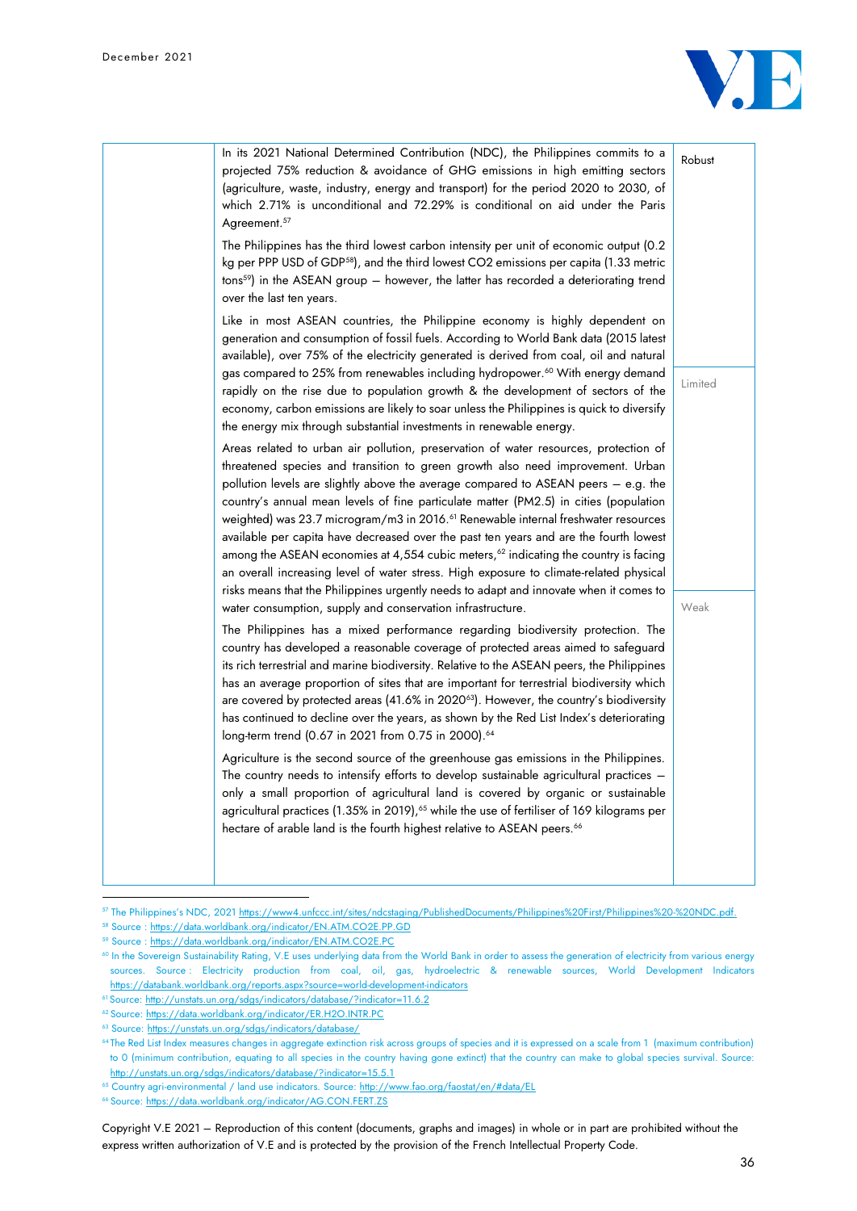| | | |
|---|---|---|
| | In its 2021 National Determined Contribution (NDC), the Philippines commits to a projected 75% reduction & avoidance of GHG emissions in high emitting sectors (agriculture, waste, industry, energy and transport) for the period 2020 to 2030, of which 2.71% is unconditional and 72.29% is conditional on aid under the Paris Agreement.[57]<br><br>The Philippines has the third lowest carbon intensity per unit of economic output (0.2 kg per PPP USD of GDP[58]), and the third lowest CO2 emissions per capita (1.33 metric tons[59]) in the ASEAN group – however, the latter has recorded a deteriorating trend over the last ten years.<br><br>Like in most ASEAN countries, the Philippine economy is highly dependent on generation and consumption of fossil fuels. According to World Bank data (2015 latest available), over 75% of the electricity generated is derived from coal, oil and natural gas compared to 25% from renewables including hydropower.[60] With energy demand rapidly on the rise due to population growth & the development of sectors of the economy, carbon emissions are likely to soar unless the Philippines is quick to diversify the energy mix through substantial investments in renewable energy.<br><br>Areas related to urban air pollution, preservation of water resources, protection of threatened species and transition to green growth also need improvement. Urban pollution levels are slightly above the average compared to ASEAN peers – e.g. the country's annual mean levels of fine particulate matter (PM2.5) in cities (population weighted) was 23.7 microgram/m3 in 2016.[61] Renewable internal freshwater resources available per capita have decreased over the past ten years and are the fourth lowest among the ASEAN economies at 4,554 cubic meters,[62] indicating the country is facing an overall increasing level of water stress. High exposure to climate-related physical risks means that the Philippines urgently needs to adapt and innovate when it comes to water consumption, supply and conservation infrastructure.<br><br>The Philippines has a mixed performance regarding biodiversity protection. The country has developed a reasonable coverage of protected areas aimed to safeguard its rich terrestrial and marine biodiversity. Relative to the ASEAN peers, the Philippines has an average proportion of sites that are important for terrestrial biodiversity which are covered by protected areas (41.6% in 2020[63]). However, the country's biodiversity has continued to decline over the years, as shown by the Red List Index's deteriorating long-term trend (0.67 in 2021 from 0.75 in 2000).[64]<br><br>Agriculture is the second source of the greenhouse gas emissions in the Philippines. The country needs to intensify efforts to develop sustainable agricultural practices – only a small proportion of agricultural land is covered by organic or sustainable agricultural practices (1.35% in 2019),[65] while the use of fertiliser of 169 kilograms per hectare of arable land is the fourth highest relative to ASEAN peers.[66] | Robust<br><br>Limited<br><br>Weak |

[57] The Philippines's NDC, 2021 https://www4.unfccc.int/sites/ndcstaging/PublishedDocuments/Philippines%20First/Philippines%20-%20NDC.pdf.

[58] Source : https://data.worldbank.org/indicator/EN.ATM.CO2E.PP.GD

[59] Source : https://data.worldbank.org/indicator/EN.ATM.CO2E.PC

[60] In the Sovereign Sustainability Rating, V.E uses underlying data from the World Bank in order to assess the generation of electricity from various energy sources. Source : Electricity production from coal, oil, gas, hydroelectric & renewable sources, World Development Indicators https://databank.worldbank.org/reports.aspx?source=world-development-indicators

[61] Source: http://unstats.un.org/sdgs/indicators/database/?indicator=11.6.2

[62] Source: https://data.worldbank.org/indicator/ER.H2O.INTR.PC

[63] Source: https://unstats.un.org/sdgs/indicators/database/

[64] The Red List Index measures changes in aggregate extinction risk across groups of species and it is expressed on a scale from 1 (maximum contribution) to 0 (minimum contribution, equating to all species in the country having gone extinct) that the country can make to global species survival. Source: http://unstats.un.org/sdgs/indicators/database/?indicator=15.5.1

[65] Country agri-environmental / land use indicators. Source: http://www.fao.org/faostat/en/#data/EL

[66] Source: https://data.worldbank.org/indicator/AG.CON.FERT.ZS

Copyright V.E 2021 – Reproduction of this content (documents, graphs and images) in whole or in part are prohibited without the express written authorization of V.E and is protected by the provision of the French Intellectual Property Code.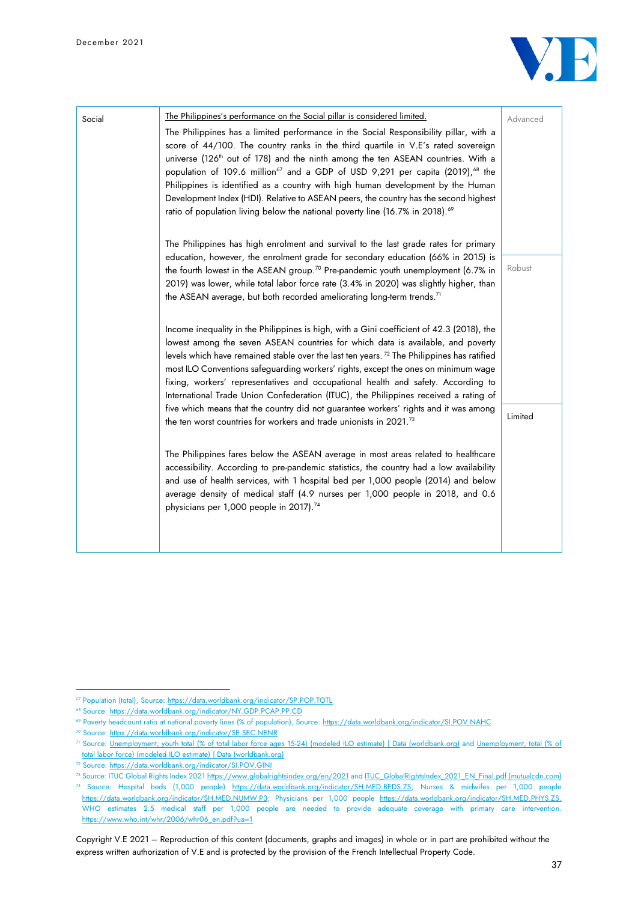| Social | The Philippines's performance on the Social pillar is considered limited. | Advanced |
|---|---|---|
| | The Philippines has a limited performance in the Social Responsibility pillar, with a score of 44/100. The country ranks in the third quartile in V.E's rated sovereign universe (126th out of 178) and the ninth among the ten ASEAN countries. With a population of 109.6 million[67] and a GDP of USD 9,291 per capita (2019),[68] the Philippines is identified as a country with high human development by the Human Development Index (HDI). Relative to ASEAN peers, the country has the second highest ratio of population living below the national poverty line (16.7% in 2018).[69] | |
| | The Philippines has high enrolment and survival to the last grade rates for primary education, however, the enrolment grade for secondary education (66% in 2015) is the fourth lowest in the ASEAN group.[70] Pre-pandemic youth unemployment (6.7% in 2019) was lower, while total labor force rate (3.4% in 2020) was slightly higher, than the ASEAN average, but both recorded ameliorating long-term trends.[71] | Robust |
| | Income inequality in the Philippines is high, with a Gini coefficient of 42.3 (2018), the lowest among the seven ASEAN countries for which data is available, and poverty levels which have remained stable over the last ten years.[72] The Philippines has ratified most ILO Conventions safeguarding workers' rights, except the ones on minimum wage fixing, workers' representatives and occupational health and safety. According to International Trade Union Confederation (ITUC), the Philippines received a rating of five which means that the country did not guarantee workers' rights and it was among the ten worst countries for workers and trade unionists in 2021.[73] | Limited |
| | The Philippines fares below the ASEAN average in most areas related to healthcare accessibility. According to pre-pandemic statistics, the country had a low availability and use of health services, with 1 hospital bed per 1,000 people (2014) and below average density of medical staff (4.9 nurses per 1,000 people in 2018, and 0.6 physicians per 1,000 people in 2017).[74] | |

[67] Population (total), Source: https://data.worldbank.org/indicator/SP.POP.TOTL

[68] Source: https://data.worldbank.org/indicator/NY.GDP.PCAP.PP.CD

[69] Poverty headcount ratio at national poverty lines (% of population), Source: https://data.worldbank.org/indicator/SI.POV.NAHC

[70] Source: https://data.worldbank.org/indicator/SE.SEC.NENR

[71] Source: Unemployment, youth total (% of total labor force ages 15-24) (modeled ILO estimate) | Data (worldbank.org) and Unemployment, total (% of total labor force) (modeled ILO estimate) | Data (worldbank.org)

[72] Source: https://data.worldbank.org/indicator/SI.POV.GINI

[73] Source: ITUC Global Rights Index 2021 https://www.globalrightsindex.org/en/2021 and ITUC_GlobalRightsIndex_2021_EN_Final.pdf (mutualcdn.com)

[74] Source: Hospital beds (1,000 people) https://data.worldbank.org/indicator/SH.MED.BEDS.ZS; Nurses & midwifes per 1,000 people https://data.worldbank.org/indicator/SH.MED.NUMW.P3; Physicians per 1,000 people https://data.worldbank.org/indicator/SH.MED.PHYS.ZS. WHO estimates 2.5 medical staff per 1,000 people are needed to provide adequate coverage with primary care intervention. https://www.who.int/whr/2006/whr06_en.pdf?ua=1

Copyright V.E 2021 – Reproduction of this content (documents, graphs and images) in whole or in part are prohibited without the express written authorization of V.E and is protected by the provision of the French Intellectual Property Code.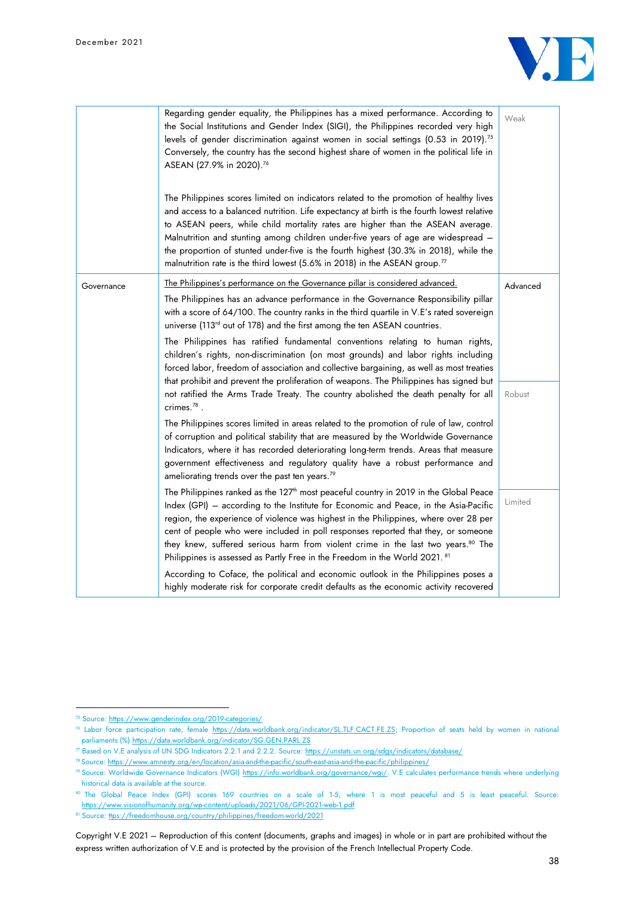| | | |
|---|---|---|
| | Regarding gender equality, the Philippines has a mixed performance. According to the Social Institutions and Gender Index (SIGI), the Philippines recorded very high levels of gender discrimination against women in social settings (0.53 in 2019).[75] Conversely, the country has the second highest share of women in the political life in ASEAN (27.9% in 2020).[76]<br><br>The Philippines scores limited on indicators related to the promotion of healthy lives and access to a balanced nutrition. Life expectancy at birth is the fourth lowest relative to ASEAN peers, while child mortality rates are higher than the ASEAN average. Malnutrition and stunting among children under-five years of age are widespread – the proportion of stunted under-five is the fourth highest (30.3% in 2018), while the malnutrition rate is the third lowest (5.6% in 2018) in the ASEAN group.[77] | Weak |
| Governance | The Philippines's performance on the Governance pillar is considered advanced.<br><br>The Philippines has an advance performance in the Governance Responsibility pillar with a score of 64/100. The country ranks in the third quartile in V.E's rated sovereign universe (113rd out of 178) and the first among the ten ASEAN countries. | Advanced |
| | The Philippines has ratified fundamental conventions relating to human rights, children's rights, non-discrimination (on most grounds) and labor rights including forced labor, freedom of association and collective bargaining, as well as most treaties that prohibit and prevent the proliferation of weapons. The Philippines has signed but not ratified the Arms Trade Treaty. The country abolished the death penalty for all crimes.[78] .<br><br>The Philippines scores limited in areas related to the promotion of rule of law, control of corruption and political stability that are measured by the Worldwide Governance Indicators, where it has recorded deteriorating long-term trends. Areas that measure government effectiveness and regulatory quality have a robust performance and ameliorating trends over the past ten years.[79] | Robust |
| | The Philippines ranked as the 127th most peaceful country in 2019 in the Global Peace Index (GPI) – according to the Institute for Economic and Peace, in the Asia-Pacific region, the experience of violence was highest in the Philippines, where over 28 per cent of people who were included in poll responses reported that they, or someone they knew, suffered serious harm from violent crime in the last two years.[80] The Philippines is assessed as Partly Free in the Freedom in the World 2021. [81]<br><br>According to Coface, the political and economic outlook in the Philippines poses a highly moderate risk for corporate credit defaults as the economic activity recovered | Limited |

[75] Source: https://www.genderindex.org/2019-categories/

[76] Labor force participation rate, female https://data.worldbank.org/indicator/SL.TLF.CACT.FE.ZS; Proportion of seats held by women in national parliaments (%) https://data.worldbank.org/indicator/SG.GEN.PARL.ZS

[77] Based on V.E analysis of UN SDG Indicators 2.2.1 and 2.2.2. Source: https://unstats.un.org/sdgs/indicators/database/

[78] Source: https://www.amnesty.org/en/location/asia-and-the-pacific/south-east-asia-and-the-pacific/philippines/

[79] Source: Worldwide Governance Indicators (WGI) https://info.worldbank.org/governance/wgi/. V.E calculates performance trends where underlying historical data is available at the source.

[80] The Global Peace Index (GPI) scores 169 countries on a scale of 1-5, where 1 is most peaceful and 5 is least peaceful. Source: https://www.visionofhumanity.org/wp-content/uploads/2021/06/GPI-2021-web-1.pdf

[81] Source: ttps://freedomhouse.org/country/philippines/freedom-world/2021

Copyright V.E 2021 – Reproduction of this content (documents, graphs and images) in whole or in part are prohibited without the express written authorization of V.E and is protected by the provision of the French Intellectual Property Code.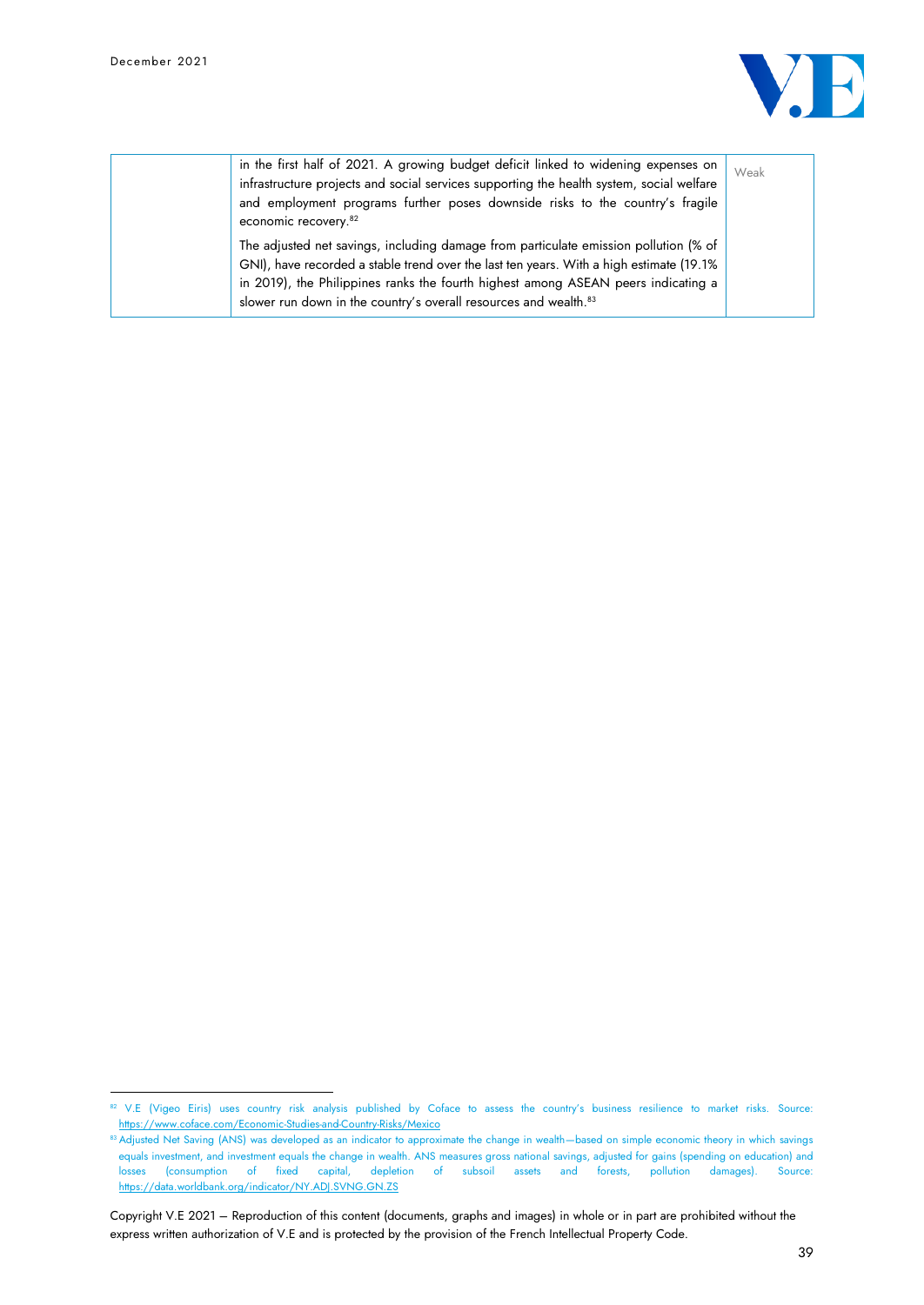|  |  |  |
|---|---|---|
|  | in the first half of 2021. A growing budget deficit linked to widening expenses on infrastructure projects and social services supporting the health system, social welfare and employment programs further poses downside risks to the country's fragile economic recovery.[82]<br><br>The adjusted net savings, including damage from particulate emission pollution (% of GNI), have recorded a stable trend over the last ten years. With a high estimate (19.1% in 2019), the Philippines ranks the fourth highest among ASEAN peers indicating a slower run down in the country's overall resources and wealth.[83] | Weak |

[82] V.E (Vigeo Eiris) uses country risk analysis published by Coface to assess the country's business resilience to market risks. Source: https://www.coface.com/Economic-Studies-and-Country-Risks/Mexico

[83] Adjusted Net Saving (ANS) was developed as an indicator to approximate the change in wealth—based on simple economic theory in which savings equals investment, and investment equals the change in wealth. ANS measures gross national savings, adjusted for gains (spending on education) and losses (consumption of fixed capital, depletion of subsoil assets and forests, pollution damages). Source: https://data.worldbank.org/indicator/NY.ADJ.SVNG.GN.ZS

Copyright V.E 2021 – Reproduction of this content (documents, graphs and images) in whole or in part are prohibited without the express written authorization of V.E and is protected by the provision of the French Intellectual Property Code.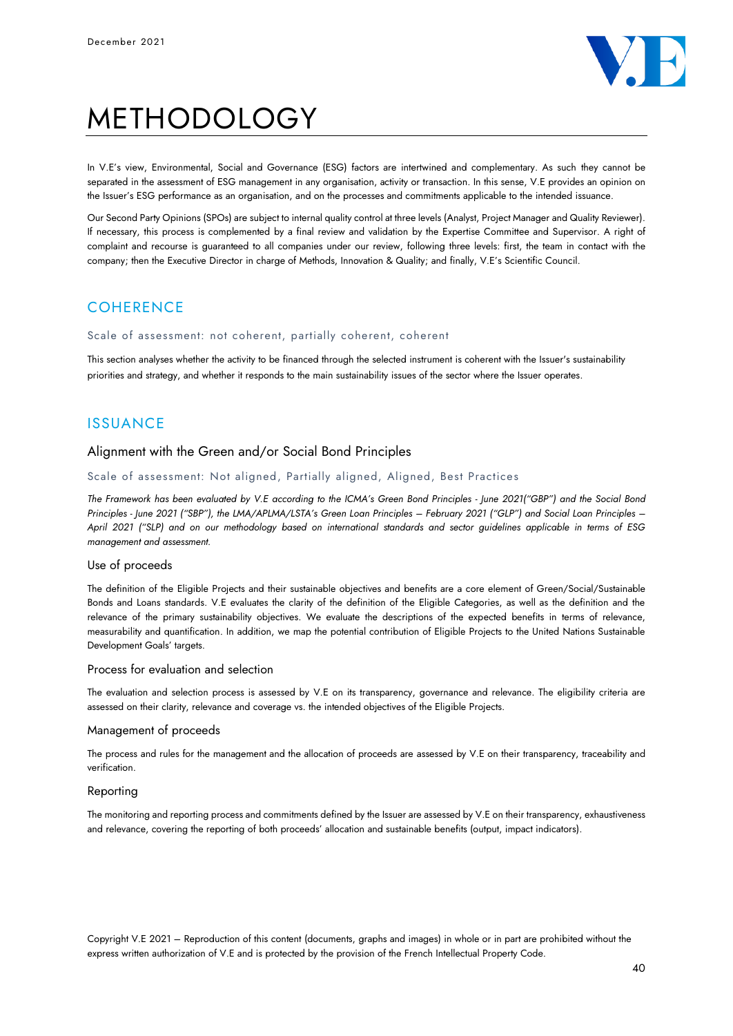# METHODOLOGY

In V.E's view, Environmental, Social and Governance (ESG) factors are intertwined and complementary. As such they cannot be separated in the assessment of ESG management in any organisation, activity or transaction. In this sense, V.E provides an opinion on the Issuer's ESG performance as an organisation, and on the processes and commitments applicable to the intended issuance.

Our Second Party Opinions (SPOs) are subject to internal quality control at three levels (Analyst, Project Manager and Quality Reviewer). If necessary, this process is complemented by a final review and validation by the Expertise Committee and Supervisor. A right of complaint and recourse is guaranteed to all companies under our review, following three levels: first, the team in contact with the company; then the Executive Director in charge of Methods, Innovation & Quality; and finally, V.E's Scientific Council.

## COHERENCE

Scale of assessment: not coherent, partially coherent, coherent

This section analyses whether the activity to be financed through the selected instrument is coherent with the Issuer's sustainability priorities and strategy, and whether it responds to the main sustainability issues of the sector where the Issuer operates.

## ISSUANCE

### Alignment with the Green and/or Social Bond Principles

Scale of assessment: Not aligned, Partially aligned, Aligned, Best Practices

*The Framework has been evaluated by V.E according to the ICMA's Green Bond Principles - June 2021("GBP") and the Social Bond Principles - June 2021 ("SBP"), the LMA/APLMA/LSTA's Green Loan Principles – February 2021 ("GLP") and Social Loan Principles – April 2021 ("SLP) and on our methodology based on international standards and sector guidelines applicable in terms of ESG management and assessment.*

#### Use of proceeds

The definition of the Eligible Projects and their sustainable objectives and benefits are a core element of Green/Social/Sustainable Bonds and Loans standards. V.E evaluates the clarity of the definition of the Eligible Categories, as well as the definition and the relevance of the primary sustainability objectives. We evaluate the descriptions of the expected benefits in terms of relevance, measurability and quantification. In addition, we map the potential contribution of Eligible Projects to the United Nations Sustainable Development Goals' targets.

#### Process for evaluation and selection

The evaluation and selection process is assessed by V.E on its transparency, governance and relevance. The eligibility criteria are assessed on their clarity, relevance and coverage vs. the intended objectives of the Eligible Projects.

#### Management of proceeds

The process and rules for the management and the allocation of proceeds are assessed by V.E on their transparency, traceability and verification.

#### Reporting

The monitoring and reporting process and commitments defined by the Issuer are assessed by V.E on their transparency, exhaustiveness and relevance, covering the reporting of both proceeds' allocation and sustainable benefits (output, impact indicators).

Copyright V.E 2021 – Reproduction of this content (documents, graphs and images) in whole or in part are prohibited without the express written authorization of V.E and is protected by the provision of the French Intellectual Property Code.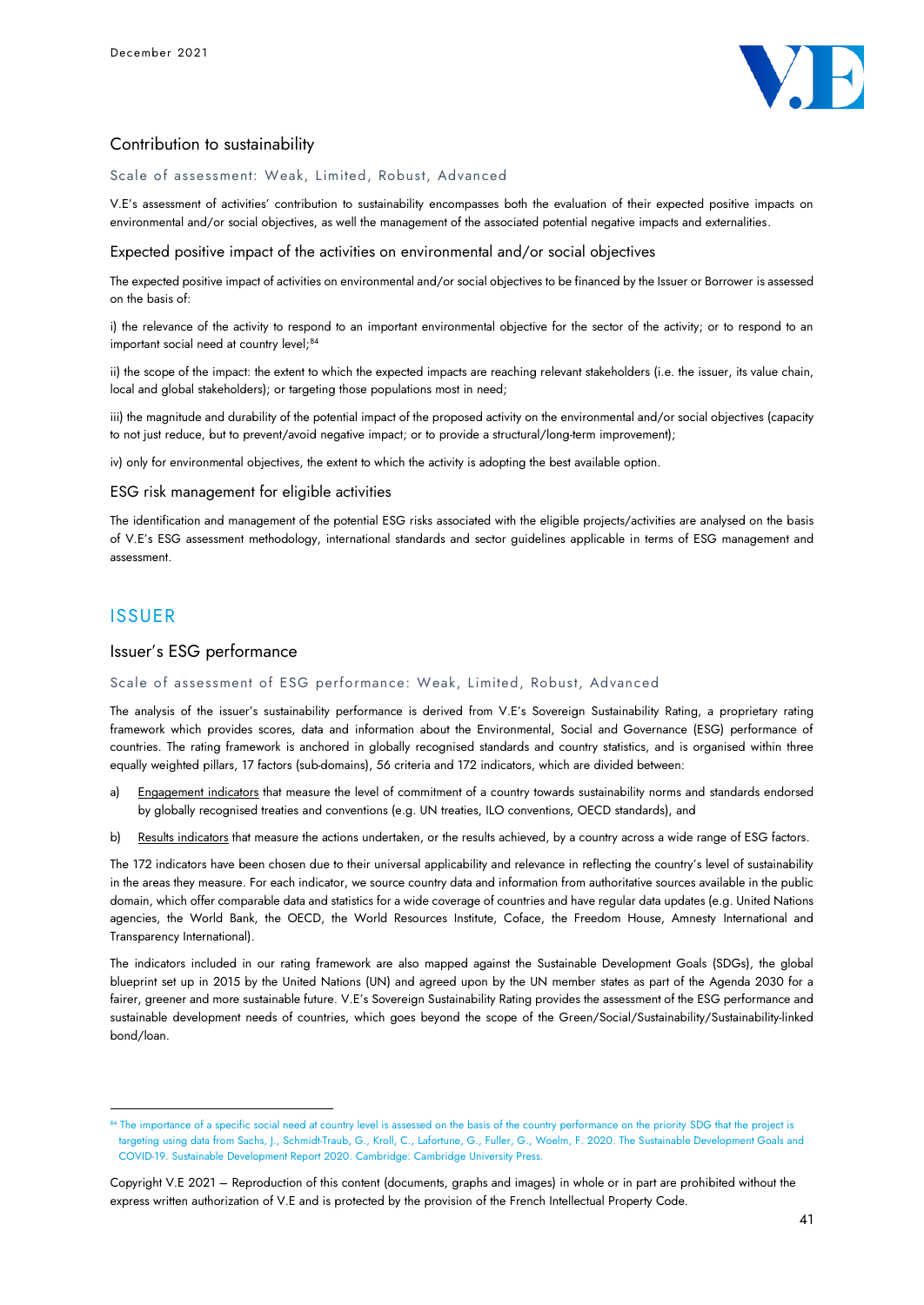## Contribution to sustainability

Scale of assessment: Weak, Limited, Robust, Advanced

V.E's assessment of activities' contribution to sustainability encompasses both the evaluation of their expected positive impacts on environmental and/or social objectives, as well the management of the associated potential negative impacts and externalities.

### Expected positive impact of the activities on environmental and/or social objectives

The expected positive impact of activities on environmental and/or social objectives to be financed by the Issuer or Borrower is assessed on the basis of:

i) the relevance of the activity to respond to an important environmental objective for the sector of the activity; or to respond to an important social need at country level;[84]

ii) the scope of the impact: the extent to which the expected impacts are reaching relevant stakeholders (i.e. the issuer, its value chain, local and global stakeholders); or targeting those populations most in need;

iii) the magnitude and durability of the potential impact of the proposed activity on the environmental and/or social objectives (capacity to not just reduce, but to prevent/avoid negative impact; or to provide a structural/long-term improvement);

iv) only for environmental objectives, the extent to which the activity is adopting the best available option.

### ESG risk management for eligible activities

The identification and management of the potential ESG risks associated with the eligible projects/activities are analysed on the basis of V.E's ESG assessment methodology, international standards and sector guidelines applicable in terms of ESG management and assessment.

# ISSUER

## Issuer's ESG performance

Scale of assessment of ESG performance: Weak, Limited, Robust, Advanced

The analysis of the issuer's sustainability performance is derived from V.E's Sovereign Sustainability Rating, a proprietary rating framework which provides scores, data and information about the Environmental, Social and Governance (ESG) performance of countries. The rating framework is anchored in globally recognised standards and country statistics, and is organised within three equally weighted pillars, 17 factors (sub-domains), 56 criteria and 172 indicators, which are divided between:

a) Engagement indicators that measure the level of commitment of a country towards sustainability norms and standards endorsed by globally recognised treaties and conventions (e.g. UN treaties, ILO conventions, OECD standards), and

b) Results indicators that measure the actions undertaken, or the results achieved, by a country across a wide range of ESG factors.

The 172 indicators have been chosen due to their universal applicability and relevance in reflecting the country's level of sustainability in the areas they measure. For each indicator, we source country data and information from authoritative sources available in the public domain, which offer comparable data and statistics for a wide coverage of countries and have regular data updates (e.g. United Nations agencies, the World Bank, the OECD, the World Resources Institute, Coface, the Freedom House, Amnesty International and Transparency International).

The indicators included in our rating framework are also mapped against the Sustainable Development Goals (SDGs), the global blueprint set up in 2015 by the United Nations (UN) and agreed upon by the UN member states as part of the Agenda 2030 for a fairer, greener and more sustainable future. V.E's Sovereign Sustainability Rating provides the assessment of the ESG performance and sustainable development needs of countries, which goes beyond the scope of the Green/Social/Sustainability/Sustainability-linked bond/loan.

---

[84] The importance of a specific social need at country level is assessed on the basis of the country performance on the priority SDG that the project is targeting using data from Sachs, J., Schmidt-Traub, G., Kroll, C., Lafortune, G., Fuller, G., Woelm, F. 2020. The Sustainable Development Goals and COVID-19. Sustainable Development Report 2020. Cambridge: Cambridge University Press.

Copyright V.E 2021 – Reproduction of this content (documents, graphs and images) in whole or in part are prohibited without the express written authorization of V.E and is protected by the provision of the French Intellectual Property Code.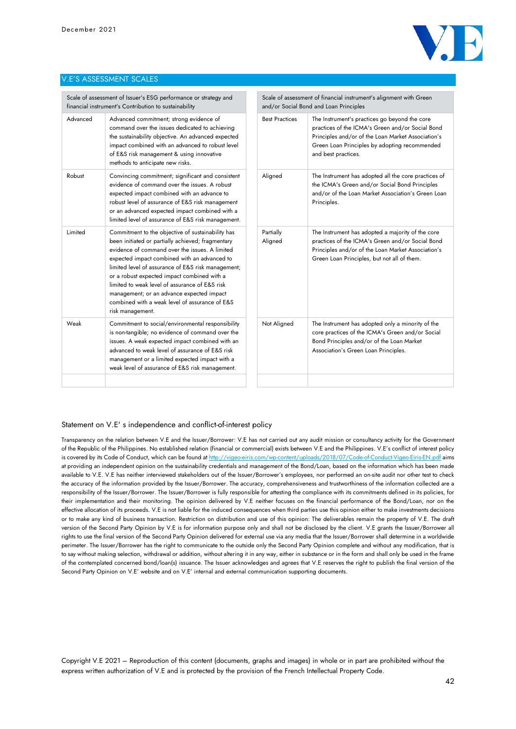## V.E'S ASSESSMENT SCALES

| Scale of assessment of Issuer's ESG performance or strategy and financial instrument's Contribution to sustainability | |
|---|---|
| Advanced | Advanced commitment; strong evidence of command over the issues dedicated to achieving the sustainability objective. An advanced expected impact combined with an advanced to robust level of E&S risk management & using innovative methods to anticipate new risks. |
| Robust | Convincing commitment; significant and consistent evidence of command over the issues. A robust expected impact combined with an advance to robust level of assurance of E&S risk management or an advanced expected impact combined with a limited level of assurance of E&S risk management. |
| Limited | Commitment to the objective of sustainability has been initiated or partially achieved; fragmentary evidence of command over the issues. A limited expected impact combined with an advanced to limited level of assurance of E&S risk management; or a robust expected impact combined with a limited to weak level of assurance of E&S risk management; or an advance expected impact combined with a weak level of assurance of E&S risk management. |
| Weak | Commitment to social/environmental responsibility is non-tangible; no evidence of command over the issues. A weak expected impact combined with an advanced to weak level of assurance of E&S risk management or a limited expected impact with a weak level of assurance of E&S risk management. |

| Scale of assessment of financial instrument's alignment with Green and/or Social Bond and Loan Principles | |
|---|---|
| Best Practices | The Instrument's practices go beyond the core practices of the ICMA's Green and/or Social Bond Principles and/or of the Loan Market Association's Green Loan Principles by adopting recommended and best practices. |
| Aligned | The Instrument has adopted all the core practices of the ICMA's Green and/or Social Bond Principles and/or of the Loan Market Association's Green Loan Principles. |
| Partially Aligned | The Instrument has adopted a majority of the core practices of the ICMA's Green and/or Social Bond Principles and/or of the Loan Market Association's Green Loan Principles, but not all of them. |
| Not Aligned | The Instrument has adopted only a minority of the core practices of the ICMA's Green and/or Social Bond Principles and/or of the Loan Market Association's Green Loan Principles. |

### Statement on V.E' s independence and conflict-of-interest policy

Transparency on the relation between V.E and the Issuer/Borrower: V.E has not carried out any audit mission or consultancy activity for the Government of the Republic of the Philippines. No established relation (financial or commercial) exists between V.E and the Philippines. V.E's conflict of interest policy is covered by its Code of Conduct, which can be found at http://vigeo-eiris.com/wp-content/uploads/2018/07/Code-of-Conduct-Vigeo-Eiris-EN.pdf aims at providing an independent opinion on the sustainability credentials and management of the Bond/Loan, based on the information which has been made available to V.E. V.E has neither interviewed stakeholders out of the Issuer/Borrower's employees, nor performed an on-site audit nor other test to check the accuracy of the information provided by the Issuer/Borrower. The accuracy, comprehensiveness and trustworthiness of the information collected are a responsibility of the Issuer/Borrower. The Issuer/Borrower is fully responsible for attesting the compliance with its commitments defined in its policies, for their implementation and their monitoring. The opinion delivered by V.E neither focuses on the financial performance of the Bond/Loan, nor on the effective allocation of its proceeds. V.E is not liable for the induced consequences when third parties use this opinion either to make investments decisions or to make any kind of business transaction. Restriction on distribution and use of this opinion: The deliverables remain the property of V.E. The draft version of the Second Party Opinion by V.E is for information purpose only and shall not be disclosed by the client. V.E grants the Issuer/Borrower all rights to use the final version of the Second Party Opinion delivered for external use via any media that the Issuer/Borrower shall determine in a worldwide perimeter. The Issuer/Borrower has the right to communicate to the outside only the Second Party Opinion complete and without any modification, that is to say without making selection, withdrawal or addition, without altering it in any way, either in substance or in the form and shall only be used in the frame of the contemplated concerned bond/loan(s) issuance. The Issuer acknowledges and agrees that V.E reserves the right to publish the final version of the Second Party Opinion on V.E' website and on V.E' internal and external communication supporting documents.

Copyright V.E 2021 – Reproduction of this content (documents, graphs and images) in whole or in part are prohibited without the express written authorization of V.E and is protected by the provision of the French Intellectual Property Code.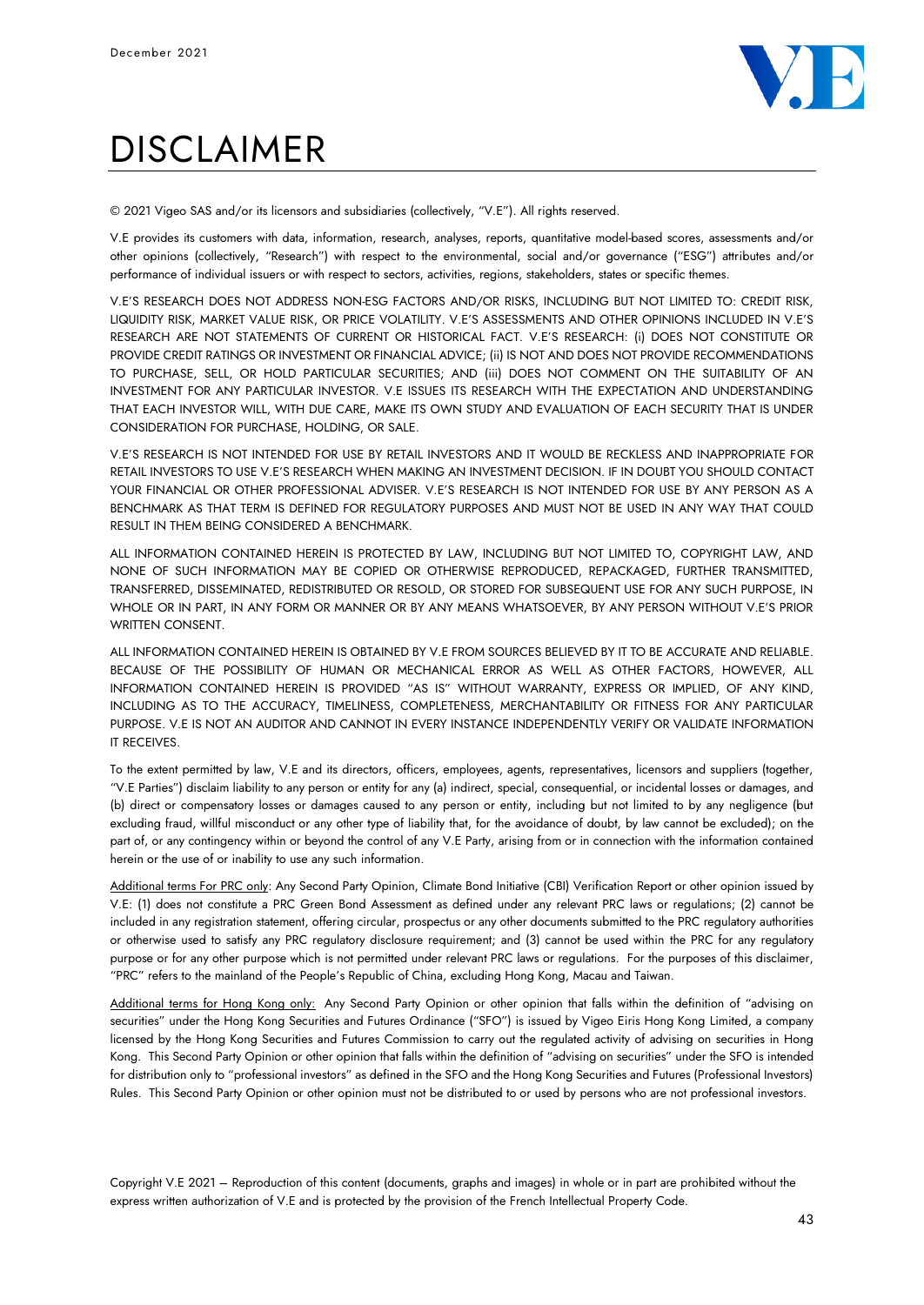# DISCLAIMER

© 2021 Vigeo SAS and/or its licensors and subsidiaries (collectively, "V.E"). All rights reserved.

V.E provides its customers with data, information, research, analyses, reports, quantitative model-based scores, assessments and/or other opinions (collectively, "Research") with respect to the environmental, social and/or governance ("ESG") attributes and/or performance of individual issuers or with respect to sectors, activities, regions, stakeholders, states or specific themes.

V.E'S RESEARCH DOES NOT ADDRESS NON-ESG FACTORS AND/OR RISKS, INCLUDING BUT NOT LIMITED TO: CREDIT RISK, LIQUIDITY RISK, MARKET VALUE RISK, OR PRICE VOLATILITY. V.E'S ASSESSMENTS AND OTHER OPINIONS INCLUDED IN V.E'S RESEARCH ARE NOT STATEMENTS OF CURRENT OR HISTORICAL FACT. V.E'S RESEARCH: (i) DOES NOT CONSTITUTE OR PROVIDE CREDIT RATINGS OR INVESTMENT OR FINANCIAL ADVICE; (ii) IS NOT AND DOES NOT PROVIDE RECOMMENDATIONS TO PURCHASE, SELL, OR HOLD PARTICULAR SECURITIES; AND (iii) DOES NOT COMMENT ON THE SUITABILITY OF AN INVESTMENT FOR ANY PARTICULAR INVESTOR. V.E ISSUES ITS RESEARCH WITH THE EXPECTATION AND UNDERSTANDING THAT EACH INVESTOR WILL, WITH DUE CARE, MAKE ITS OWN STUDY AND EVALUATION OF EACH SECURITY THAT IS UNDER CONSIDERATION FOR PURCHASE, HOLDING, OR SALE.

V.E'S RESEARCH IS NOT INTENDED FOR USE BY RETAIL INVESTORS AND IT WOULD BE RECKLESS AND INAPPROPRIATE FOR RETAIL INVESTORS TO USE V.E'S RESEARCH WHEN MAKING AN INVESTMENT DECISION. IF IN DOUBT YOU SHOULD CONTACT YOUR FINANCIAL OR OTHER PROFESSIONAL ADVISER. V.E'S RESEARCH IS NOT INTENDED FOR USE BY ANY PERSON AS A BENCHMARK AS THAT TERM IS DEFINED FOR REGULATORY PURPOSES AND MUST NOT BE USED IN ANY WAY THAT COULD RESULT IN THEM BEING CONSIDERED A BENCHMARK.

ALL INFORMATION CONTAINED HEREIN IS PROTECTED BY LAW, INCLUDING BUT NOT LIMITED TO, COPYRIGHT LAW, AND NONE OF SUCH INFORMATION MAY BE COPIED OR OTHERWISE REPRODUCED, REPACKAGED, FURTHER TRANSMITTED, TRANSFERRED, DISSEMINATED, REDISTRIBUTED OR RESOLD, OR STORED FOR SUBSEQUENT USE FOR ANY SUCH PURPOSE, IN WHOLE OR IN PART, IN ANY FORM OR MANNER OR BY ANY MEANS WHATSOEVER, BY ANY PERSON WITHOUT V.E'S PRIOR WRITTEN CONSENT.

ALL INFORMATION CONTAINED HEREIN IS OBTAINED BY V.E FROM SOURCES BELIEVED BY IT TO BE ACCURATE AND RELIABLE. BECAUSE OF THE POSSIBILITY OF HUMAN OR MECHANICAL ERROR AS WELL AS OTHER FACTORS, HOWEVER, ALL INFORMATION CONTAINED HEREIN IS PROVIDED "AS IS" WITHOUT WARRANTY, EXPRESS OR IMPLIED, OF ANY KIND, INCLUDING AS TO THE ACCURACY, TIMELINESS, COMPLETENESS, MERCHANTABILITY OR FITNESS FOR ANY PARTICULAR PURPOSE. V.E IS NOT AN AUDITOR AND CANNOT IN EVERY INSTANCE INDEPENDENTLY VERIFY OR VALIDATE INFORMATION IT RECEIVES.

To the extent permitted by law, V.E and its directors, officers, employees, agents, representatives, licensors and suppliers (together, "V.E Parties") disclaim liability to any person or entity for any (a) indirect, special, consequential, or incidental losses or damages, and (b) direct or compensatory losses or damages caused to any person or entity, including but not limited to by any negligence (but excluding fraud, willful misconduct or any other type of liability that, for the avoidance of doubt, by law cannot be excluded); on the part of, or any contingency within or beyond the control of any V.E Party, arising from or in connection with the information contained herein or the use of or inability to use any such information.

Additional terms For PRC only: Any Second Party Opinion, Climate Bond Initiative (CBI) Verification Report or other opinion issued by V.E: (1) does not constitute a PRC Green Bond Assessment as defined under any relevant PRC laws or regulations; (2) cannot be included in any registration statement, offering circular, prospectus or any other documents submitted to the PRC regulatory authorities or otherwise used to satisfy any PRC regulatory disclosure requirement; and (3) cannot be used within the PRC for any regulatory purpose or for any other purpose which is not permitted under relevant PRC laws or regulations. For the purposes of this disclaimer, "PRC" refers to the mainland of the People's Republic of China, excluding Hong Kong, Macau and Taiwan.

Additional terms for Hong Kong only: Any Second Party Opinion or other opinion that falls within the definition of "advising on securities" under the Hong Kong Securities and Futures Ordinance ("SFO") is issued by Vigeo Eiris Hong Kong Limited, a company licensed by the Hong Kong Securities and Futures Commission to carry out the regulated activity of advising on securities in Hong Kong. This Second Party Opinion or other opinion that falls within the definition of "advising on securities" under the SFO is intended for distribution only to "professional investors" as defined in the SFO and the Hong Kong Securities and Futures (Professional Investors) Rules. This Second Party Opinion or other opinion must not be distributed to or used by persons who are not professional investors.

Copyright V.E 2021 – Reproduction of this content (documents, graphs and images) in whole or in part are prohibited without the express written authorization of V.E and is protected by the provision of the French Intellectual Property Code.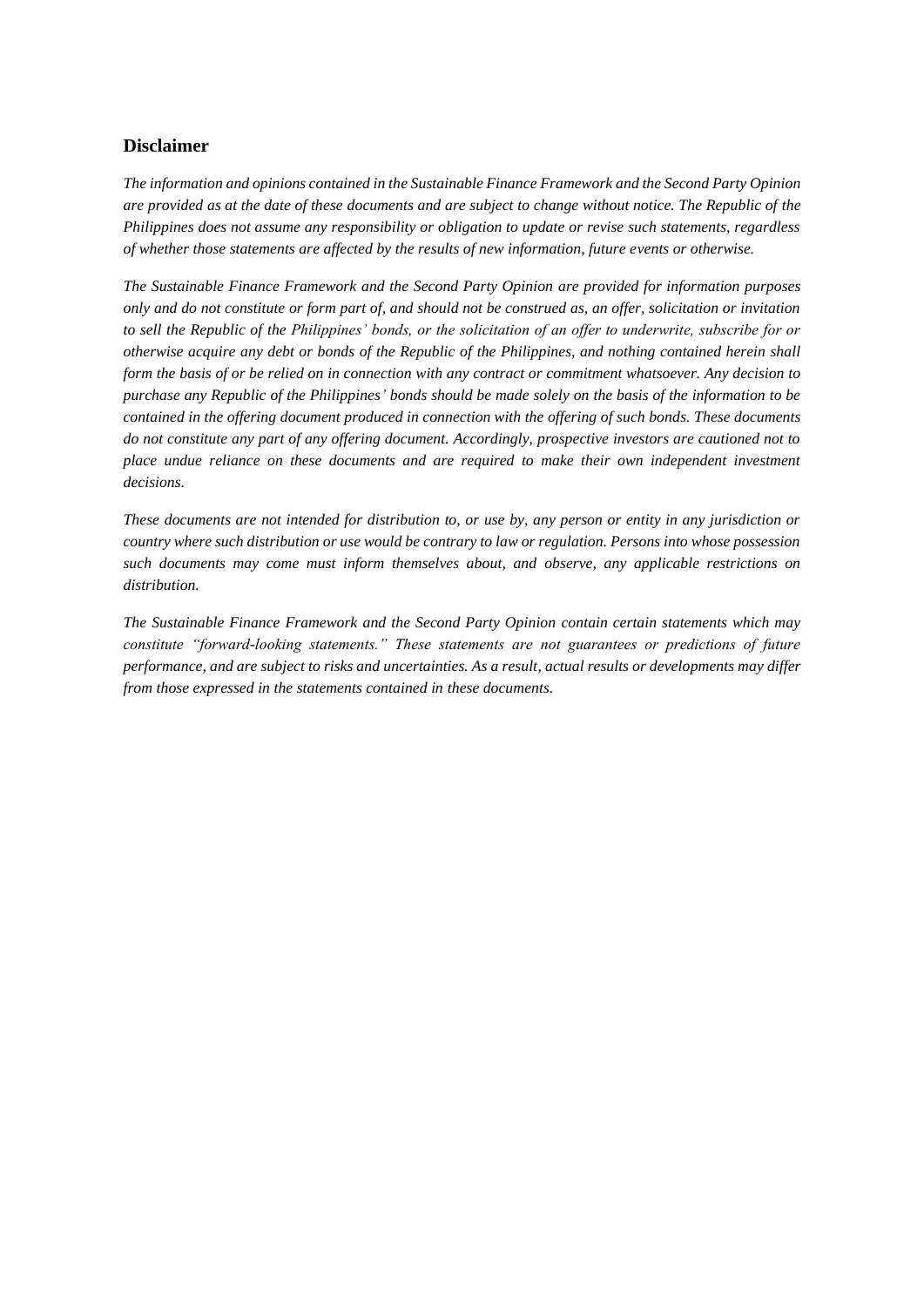## Disclaimer

*The information and opinions contained in the Sustainable Finance Framework and the Second Party Opinion are provided as at the date of these documents and are subject to change without notice. The Republic of the Philippines does not assume any responsibility or obligation to update or revise such statements, regardless of whether those statements are affected by the results of new information, future events or otherwise.*

*The Sustainable Finance Framework and the Second Party Opinion are provided for information purposes only and do not constitute or form part of, and should not be construed as, an offer, solicitation or invitation to sell the Republic of the Philippines' bonds, or the solicitation of an offer to underwrite, subscribe for or otherwise acquire any debt or bonds of the Republic of the Philippines, and nothing contained herein shall form the basis of or be relied on in connection with any contract or commitment whatsoever. Any decision to purchase any Republic of the Philippines' bonds should be made solely on the basis of the information to be contained in the offering document produced in connection with the offering of such bonds. These documents do not constitute any part of any offering document. Accordingly, prospective investors are cautioned not to place undue reliance on these documents and are required to make their own independent investment decisions.*

*These documents are not intended for distribution to, or use by, any person or entity in any jurisdiction or country where such distribution or use would be contrary to law or regulation. Persons into whose possession such documents may come must inform themselves about, and observe, any applicable restrictions on distribution.*

*The Sustainable Finance Framework and the Second Party Opinion contain certain statements which may constitute "forward-looking statements." These statements are not guarantees or predictions of future performance, and are subject to risks and uncertainties. As a result, actual results or developments may differ from those expressed in the statements contained in these documents.*